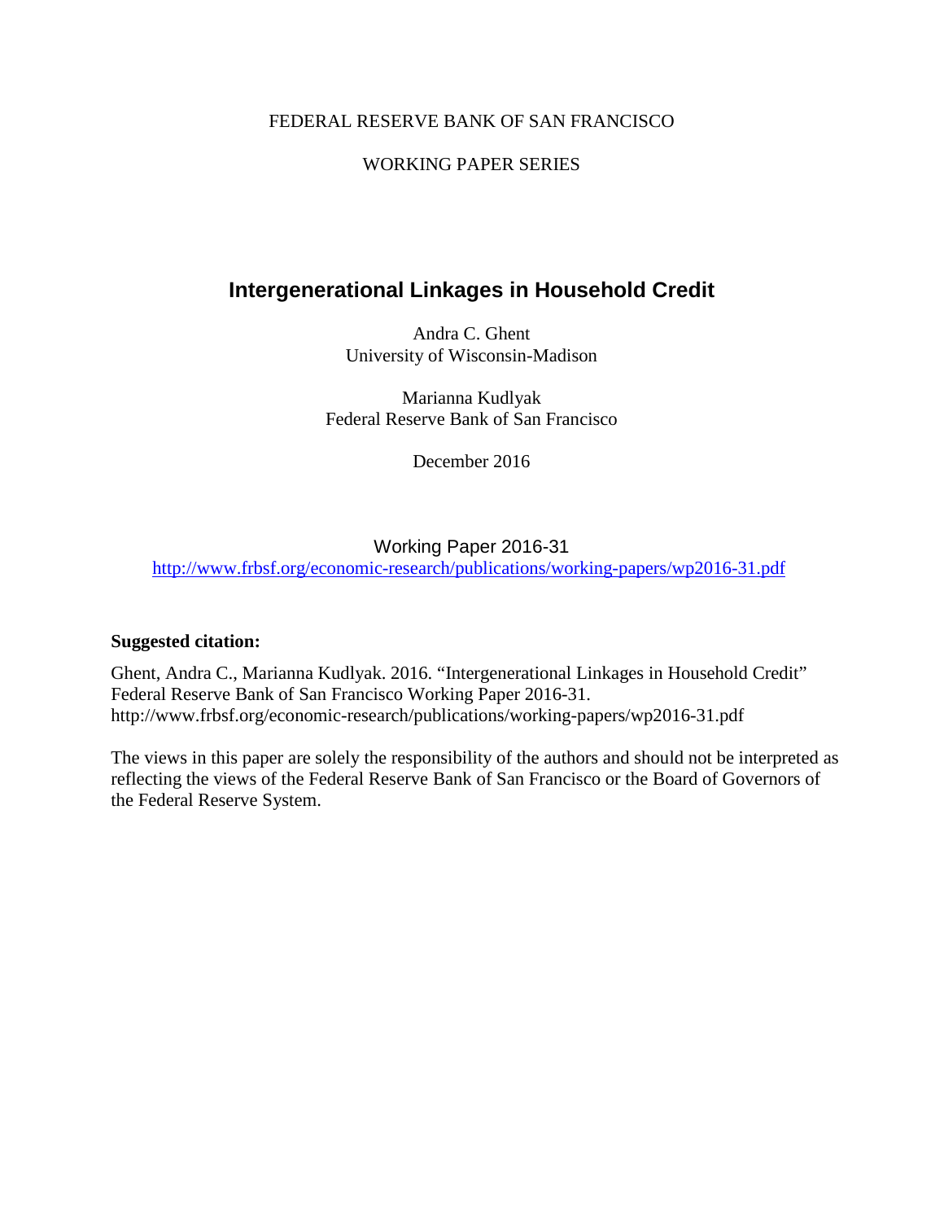FEDERAL RESERVE BANK OF SAN FRANCISCO

WORKING PAPER SERIES

# Intergenerational Linkages in Household Credit

Andra C. Ghent
University of Wisconsin-Madison

Marianna Kudlyak
Federal Reserve Bank of San Francisco

December 2016

Working Paper 2016-31
http://www.frbsf.org/economic-research/publications/working-papers/wp2016-31.pdf

**Suggested citation:**

Ghent, Andra C., Marianna Kudlyak. 2016. "Intergenerational Linkages in Household Credit" Federal Reserve Bank of San Francisco Working Paper 2016-31.
http://www.frbsf.org/economic-research/publications/working-papers/wp2016-31.pdf

The views in this paper are solely the responsibility of the authors and should not be interpreted as reflecting the views of the Federal Reserve Bank of San Francisco or the Board of Governors of the Federal Reserve System.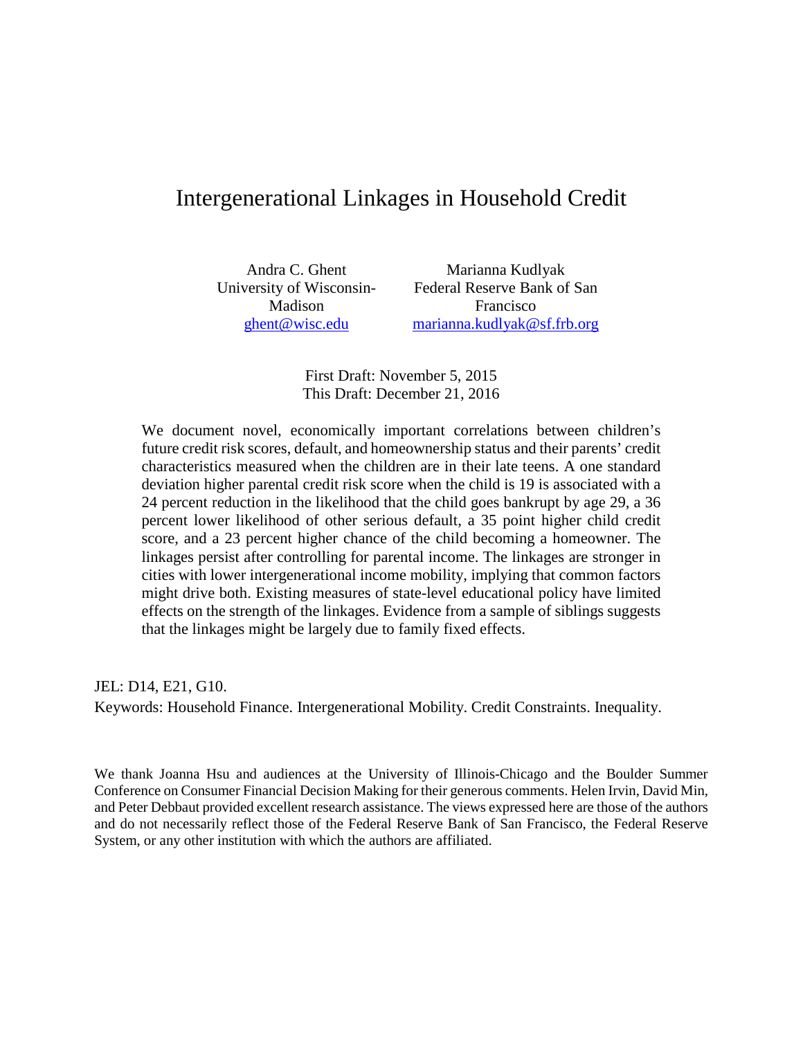# Intergenerational Linkages in Household Credit

Andra C. Ghent
University of Wisconsin-Madison
ghent@wisc.edu

Marianna Kudlyak
Federal Reserve Bank of San Francisco
marianna.kudlyak@sf.frb.org

First Draft: November 5, 2015
This Draft: December 21, 2016

We document novel, economically important correlations between children's future credit risk scores, default, and homeownership status and their parents' credit characteristics measured when the children are in their late teens. A one standard deviation higher parental credit risk score when the child is 19 is associated with a 24 percent reduction in the likelihood that the child goes bankrupt by age 29, a 36 percent lower likelihood of other serious default, a 35 point higher child credit score, and a 23 percent higher chance of the child becoming a homeowner. The linkages persist after controlling for parental income. The linkages are stronger in cities with lower intergenerational income mobility, implying that common factors might drive both. Existing measures of state-level educational policy have limited effects on the strength of the linkages. Evidence from a sample of siblings suggests that the linkages might be largely due to family fixed effects.

JEL: D14, E21, G10.

Keywords: Household Finance. Intergenerational Mobility. Credit Constraints. Inequality.

We thank Joanna Hsu and audiences at the University of Illinois-Chicago and the Boulder Summer Conference on Consumer Financial Decision Making for their generous comments. Helen Irvin, David Min, and Peter Debbaut provided excellent research assistance. The views expressed here are those of the authors and do not necessarily reflect those of the Federal Reserve Bank of San Francisco, the Federal Reserve System, or any other institution with which the authors are affiliated.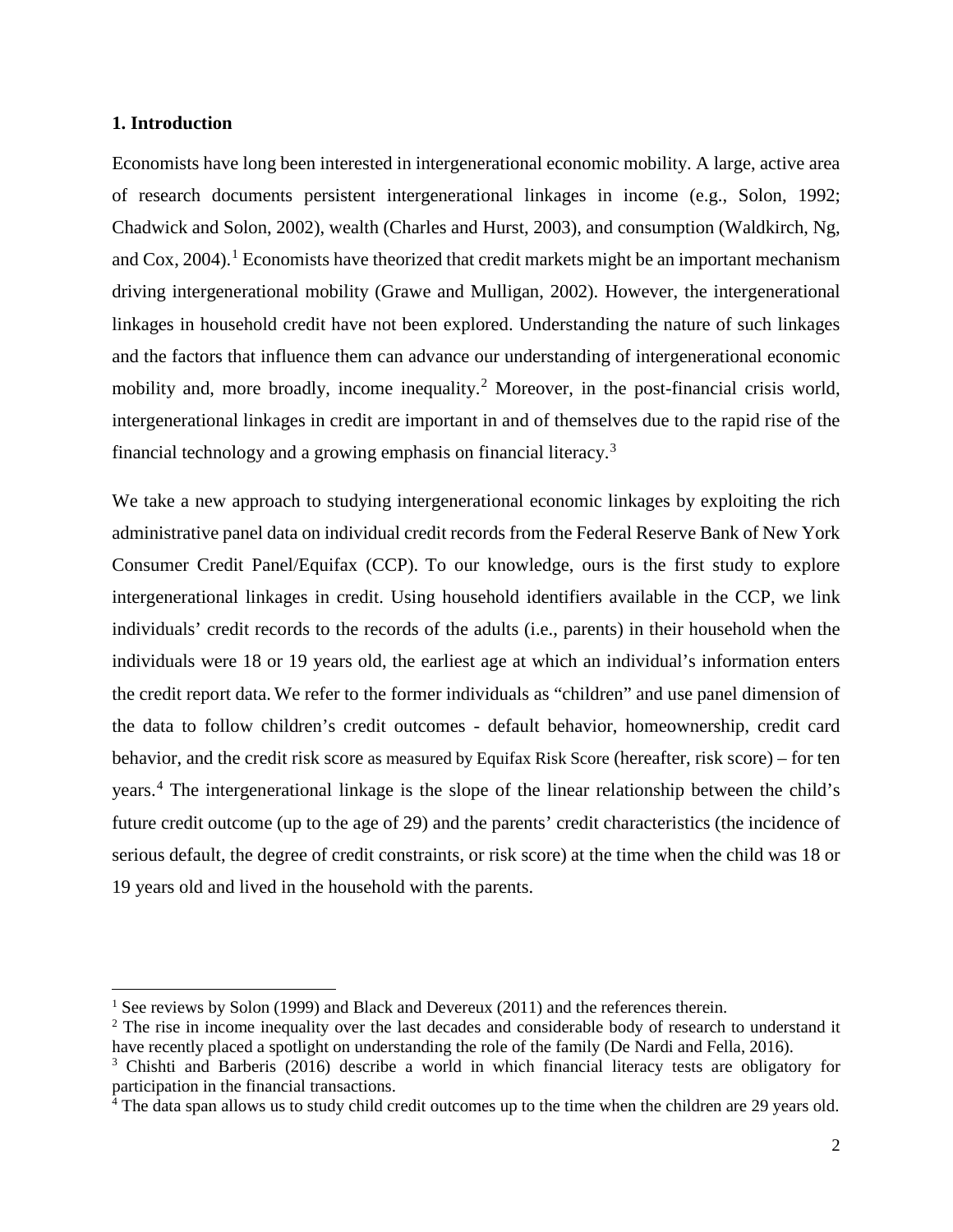### 1. Introduction

Economists have long been interested in intergenerational economic mobility. A large, active area of research documents persistent intergenerational linkages in income (e.g., Solon, 1992; Chadwick and Solon, 2002), wealth (Charles and Hurst, 2003), and consumption (Waldkirch, Ng, and Cox, 2004).[1] Economists have theorized that credit markets might be an important mechanism driving intergenerational mobility (Grawe and Mulligan, 2002). However, the intergenerational linkages in household credit have not been explored. Understanding the nature of such linkages and the factors that influence them can advance our understanding of intergenerational economic mobility and, more broadly, income inequality.[2] Moreover, in the post-financial crisis world, intergenerational linkages in credit are important in and of themselves due to the rapid rise of the financial technology and a growing emphasis on financial literacy.[3]

We take a new approach to studying intergenerational economic linkages by exploiting the rich administrative panel data on individual credit records from the Federal Reserve Bank of New York Consumer Credit Panel/Equifax (CCP). To our knowledge, ours is the first study to explore intergenerational linkages in credit. Using household identifiers available in the CCP, we link individuals' credit records to the records of the adults (i.e., parents) in their household when the individuals were 18 or 19 years old, the earliest age at which an individual's information enters the credit report data. We refer to the former individuals as "children" and use panel dimension of the data to follow children's credit outcomes - default behavior, homeownership, credit card behavior, and the credit risk score as measured by Equifax Risk Score (hereafter, risk score) – for ten years.[4] The intergenerational linkage is the slope of the linear relationship between the child's future credit outcome (up to the age of 29) and the parents' credit characteristics (the incidence of serious default, the degree of credit constraints, or risk score) at the time when the child was 18 or 19 years old and lived in the household with the parents.

[1] See reviews by Solon (1999) and Black and Devereux (2011) and the references therein.

[2] The rise in income inequality over the last decades and considerable body of research to understand it have recently placed a spotlight on understanding the role of the family (De Nardi and Fella, 2016).

[3] Chishti and Barberis (2016) describe a world in which financial literacy tests are obligatory for participation in the financial transactions.

[4] The data span allows us to study child credit outcomes up to the time when the children are 29 years old.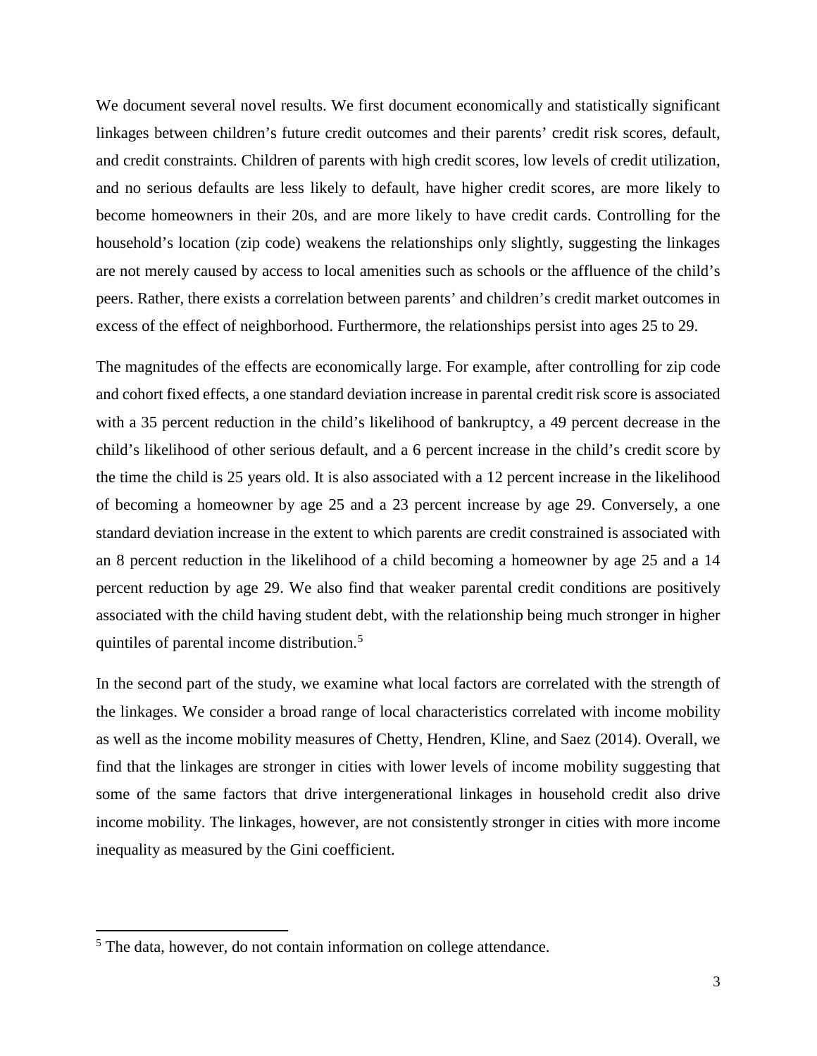We document several novel results. We first document economically and statistically significant linkages between children's future credit outcomes and their parents' credit risk scores, default, and credit constraints. Children of parents with high credit scores, low levels of credit utilization, and no serious defaults are less likely to default, have higher credit scores, are more likely to become homeowners in their 20s, and are more likely to have credit cards. Controlling for the household's location (zip code) weakens the relationships only slightly, suggesting the linkages are not merely caused by access to local amenities such as schools or the affluence of the child's peers. Rather, there exists a correlation between parents' and children's credit market outcomes in excess of the effect of neighborhood. Furthermore, the relationships persist into ages 25 to 29.

The magnitudes of the effects are economically large. For example, after controlling for zip code and cohort fixed effects, a one standard deviation increase in parental credit risk score is associated with a 35 percent reduction in the child's likelihood of bankruptcy, a 49 percent decrease in the child's likelihood of other serious default, and a 6 percent increase in the child's credit score by the time the child is 25 years old. It is also associated with a 12 percent increase in the likelihood of becoming a homeowner by age 25 and a 23 percent increase by age 29. Conversely, a one standard deviation increase in the extent to which parents are credit constrained is associated with an 8 percent reduction in the likelihood of a child becoming a homeowner by age 25 and a 14 percent reduction by age 29. We also find that weaker parental credit conditions are positively associated with the child having student debt, with the relationship being much stronger in higher quintiles of parental income distribution.[5]

In the second part of the study, we examine what local factors are correlated with the strength of the linkages. We consider a broad range of local characteristics correlated with income mobility as well as the income mobility measures of Chetty, Hendren, Kline, and Saez (2014). Overall, we find that the linkages are stronger in cities with lower levels of income mobility suggesting that some of the same factors that drive intergenerational linkages in household credit also drive income mobility. The linkages, however, are not consistently stronger in cities with more income inequality as measured by the Gini coefficient.

[5] The data, however, do not contain information on college attendance.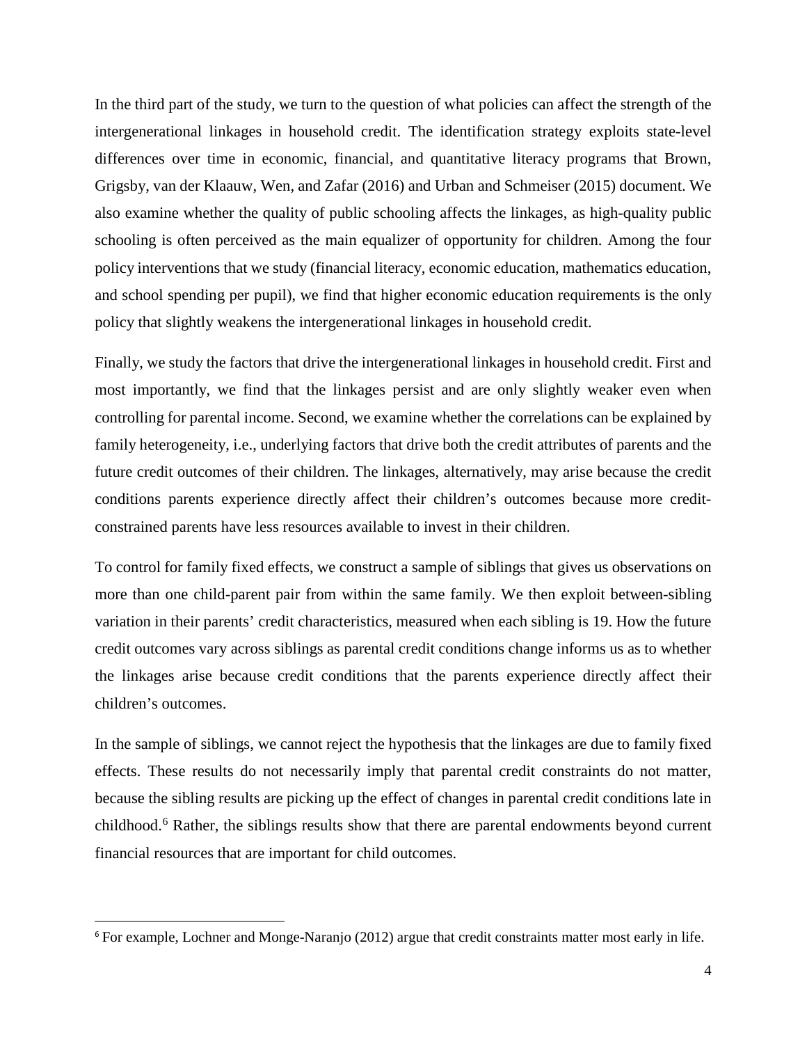In the third part of the study, we turn to the question of what policies can affect the strength of the intergenerational linkages in household credit. The identification strategy exploits state-level differences over time in economic, financial, and quantitative literacy programs that Brown, Grigsby, van der Klaauw, Wen, and Zafar (2016) and Urban and Schmeiser (2015) document. We also examine whether the quality of public schooling affects the linkages, as high-quality public schooling is often perceived as the main equalizer of opportunity for children. Among the four policy interventions that we study (financial literacy, economic education, mathematics education, and school spending per pupil), we find that higher economic education requirements is the only policy that slightly weakens the intergenerational linkages in household credit.

Finally, we study the factors that drive the intergenerational linkages in household credit. First and most importantly, we find that the linkages persist and are only slightly weaker even when controlling for parental income. Second, we examine whether the correlations can be explained by family heterogeneity, i.e., underlying factors that drive both the credit attributes of parents and the future credit outcomes of their children. The linkages, alternatively, may arise because the credit conditions parents experience directly affect their children's outcomes because more credit-constrained parents have less resources available to invest in their children.

To control for family fixed effects, we construct a sample of siblings that gives us observations on more than one child-parent pair from within the same family. We then exploit between-sibling variation in their parents' credit characteristics, measured when each sibling is 19. How the future credit outcomes vary across siblings as parental credit conditions change informs us as to whether the linkages arise because credit conditions that the parents experience directly affect their children's outcomes.

In the sample of siblings, we cannot reject the hypothesis that the linkages are due to family fixed effects. These results do not necessarily imply that parental credit constraints do not matter, because the sibling results are picking up the effect of changes in parental credit conditions late in childhood.[6] Rather, the siblings results show that there are parental endowments beyond current financial resources that are important for child outcomes.

[6] For example, Lochner and Monge-Naranjo (2012) argue that credit constraints matter most early in life.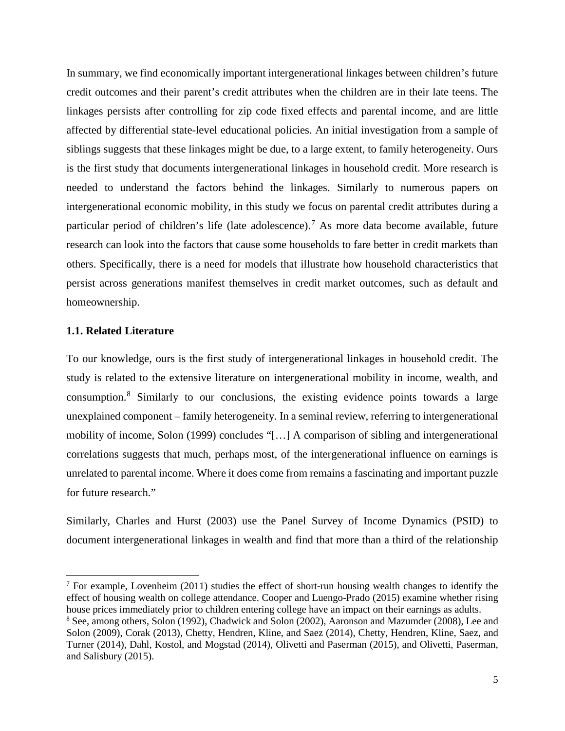In summary, we find economically important intergenerational linkages between children's future credit outcomes and their parent's credit attributes when the children are in their late teens. The linkages persists after controlling for zip code fixed effects and parental income, and are little affected by differential state-level educational policies. An initial investigation from a sample of siblings suggests that these linkages might be due, to a large extent, to family heterogeneity. Ours is the first study that documents intergenerational linkages in household credit. More research is needed to understand the factors behind the linkages. Similarly to numerous papers on intergenerational economic mobility, in this study we focus on parental credit attributes during a particular period of children's life (late adolescence).[7] As more data become available, future research can look into the factors that cause some households to fare better in credit markets than others. Specifically, there is a need for models that illustrate how household characteristics that persist across generations manifest themselves in credit market outcomes, such as default and homeownership.

### 1.1. Related Literature

To our knowledge, ours is the first study of intergenerational linkages in household credit. The study is related to the extensive literature on intergenerational mobility in income, wealth, and consumption.[8] Similarly to our conclusions, the existing evidence points towards a large unexplained component – family heterogeneity. In a seminal review, referring to intergenerational mobility of income, Solon (1999) concludes "[…] A comparison of sibling and intergenerational correlations suggests that much, perhaps most, of the intergenerational influence on earnings is unrelated to parental income. Where it does come from remains a fascinating and important puzzle for future research."

Similarly, Charles and Hurst (2003) use the Panel Survey of Income Dynamics (PSID) to document intergenerational linkages in wealth and find that more than a third of the relationship

[7] For example, Lovenheim (2011) studies the effect of short-run housing wealth changes to identify the effect of housing wealth on college attendance. Cooper and Luengo-Prado (2015) examine whether rising house prices immediately prior to children entering college have an impact on their earnings as adults.

[8] See, among others, Solon (1992), Chadwick and Solon (2002), Aaronson and Mazumder (2008), Lee and Solon (2009), Corak (2013), Chetty, Hendren, Kline, and Saez (2014), Chetty, Hendren, Kline, Saez, and Turner (2014), Dahl, Kostol, and Mogstad (2014), Olivetti and Paserman (2015), and Olivetti, Paserman, and Salisbury (2015).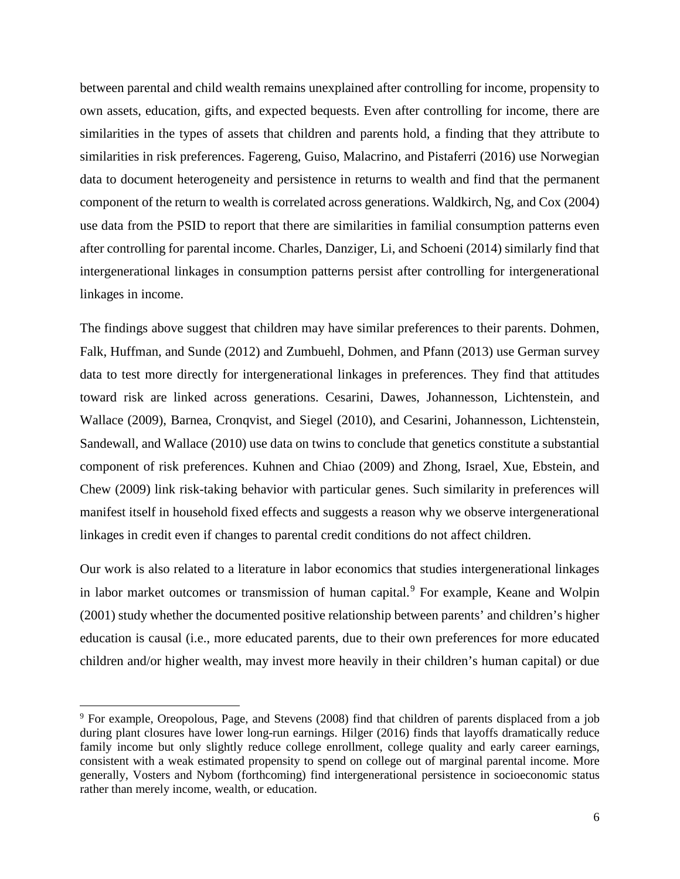between parental and child wealth remains unexplained after controlling for income, propensity to own assets, education, gifts, and expected bequests. Even after controlling for income, there are similarities in the types of assets that children and parents hold, a finding that they attribute to similarities in risk preferences. Fagereng, Guiso, Malacrino, and Pistaferri (2016) use Norwegian data to document heterogeneity and persistence in returns to wealth and find that the permanent component of the return to wealth is correlated across generations. Waldkirch, Ng, and Cox (2004) use data from the PSID to report that there are similarities in familial consumption patterns even after controlling for parental income. Charles, Danziger, Li, and Schoeni (2014) similarly find that intergenerational linkages in consumption patterns persist after controlling for intergenerational linkages in income.

The findings above suggest that children may have similar preferences to their parents. Dohmen, Falk, Huffman, and Sunde (2012) and Zumbuehl, Dohmen, and Pfann (2013) use German survey data to test more directly for intergenerational linkages in preferences. They find that attitudes toward risk are linked across generations. Cesarini, Dawes, Johannesson, Lichtenstein, and Wallace (2009), Barnea, Cronqvist, and Siegel (2010), and Cesarini, Johannesson, Lichtenstein, Sandewall, and Wallace (2010) use data on twins to conclude that genetics constitute a substantial component of risk preferences. Kuhnen and Chiao (2009) and Zhong, Israel, Xue, Ebstein, and Chew (2009) link risk-taking behavior with particular genes. Such similarity in preferences will manifest itself in household fixed effects and suggests a reason why we observe intergenerational linkages in credit even if changes to parental credit conditions do not affect children.

Our work is also related to a literature in labor economics that studies intergenerational linkages in labor market outcomes or transmission of human capital.[9] For example, Keane and Wolpin (2001) study whether the documented positive relationship between parents' and children's higher education is causal (i.e., more educated parents, due to their own preferences for more educated children and/or higher wealth, may invest more heavily in their children's human capital) or due

[9] For example, Oreopolous, Page, and Stevens (2008) find that children of parents displaced from a job during plant closures have lower long-run earnings. Hilger (2016) finds that layoffs dramatically reduce family income but only slightly reduce college enrollment, college quality and early career earnings, consistent with a weak estimated propensity to spend on college out of marginal parental income. More generally, Vosters and Nybom (forthcoming) find intergenerational persistence in socioeconomic status rather than merely income, wealth, or education.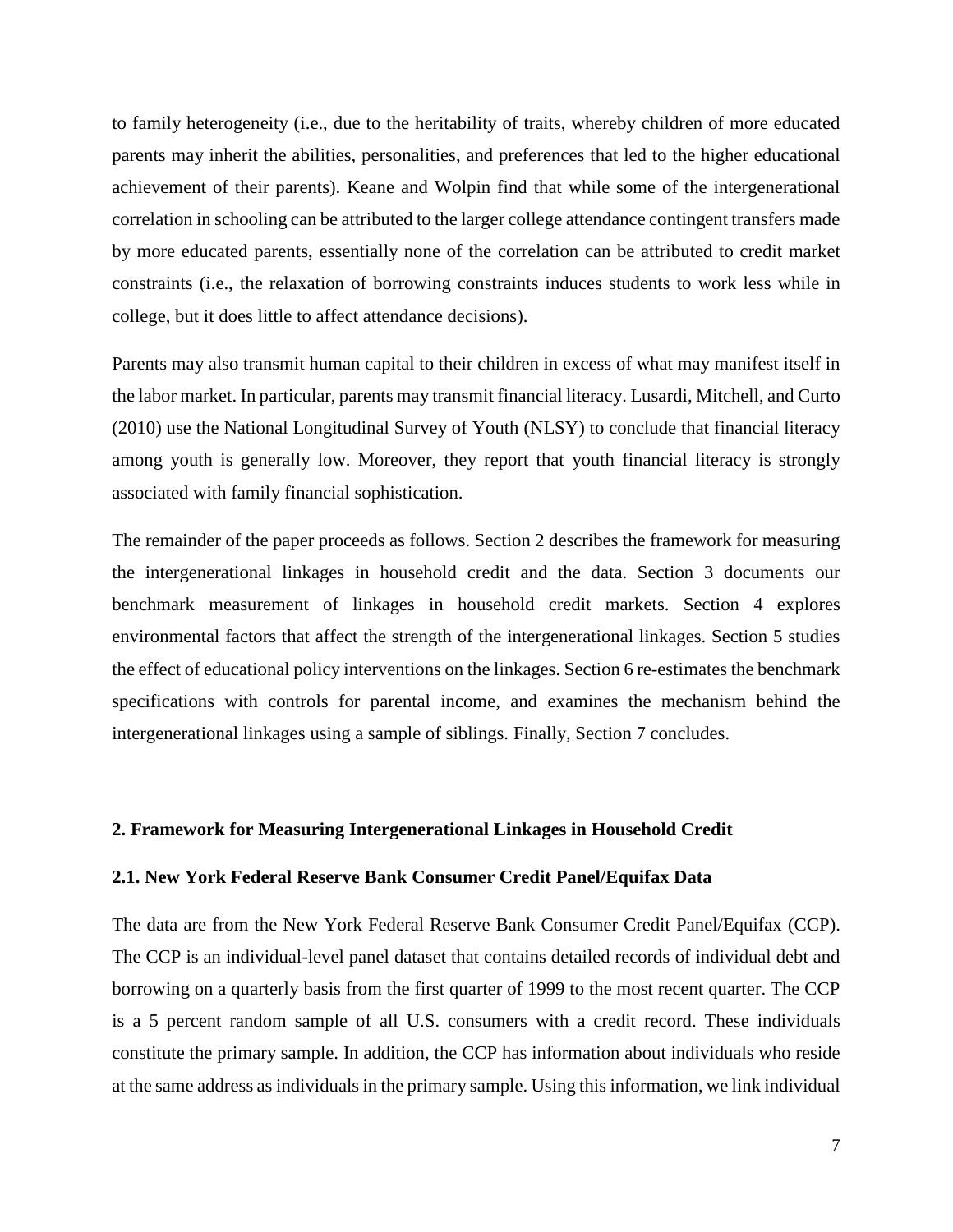to family heterogeneity (i.e., due to the heritability of traits, whereby children of more educated parents may inherit the abilities, personalities, and preferences that led to the higher educational achievement of their parents). Keane and Wolpin find that while some of the intergenerational correlation in schooling can be attributed to the larger college attendance contingent transfers made by more educated parents, essentially none of the correlation can be attributed to credit market constraints (i.e., the relaxation of borrowing constraints induces students to work less while in college, but it does little to affect attendance decisions).

Parents may also transmit human capital to their children in excess of what may manifest itself in the labor market. In particular, parents may transmit financial literacy. Lusardi, Mitchell, and Curto (2010) use the National Longitudinal Survey of Youth (NLSY) to conclude that financial literacy among youth is generally low. Moreover, they report that youth financial literacy is strongly associated with family financial sophistication.

The remainder of the paper proceeds as follows. Section 2 describes the framework for measuring the intergenerational linkages in household credit and the data. Section 3 documents our benchmark measurement of linkages in household credit markets. Section 4 explores environmental factors that affect the strength of the intergenerational linkages. Section 5 studies the effect of educational policy interventions on the linkages. Section 6 re-estimates the benchmark specifications with controls for parental income, and examines the mechanism behind the intergenerational linkages using a sample of siblings. Finally, Section 7 concludes.

## 2. Framework for Measuring Intergenerational Linkages in Household Credit

### 2.1. New York Federal Reserve Bank Consumer Credit Panel/Equifax Data

The data are from the New York Federal Reserve Bank Consumer Credit Panel/Equifax (CCP). The CCP is an individual-level panel dataset that contains detailed records of individual debt and borrowing on a quarterly basis from the first quarter of 1999 to the most recent quarter. The CCP is a 5 percent random sample of all U.S. consumers with a credit record. These individuals constitute the primary sample. In addition, the CCP has information about individuals who reside at the same address as individuals in the primary sample. Using this information, we link individual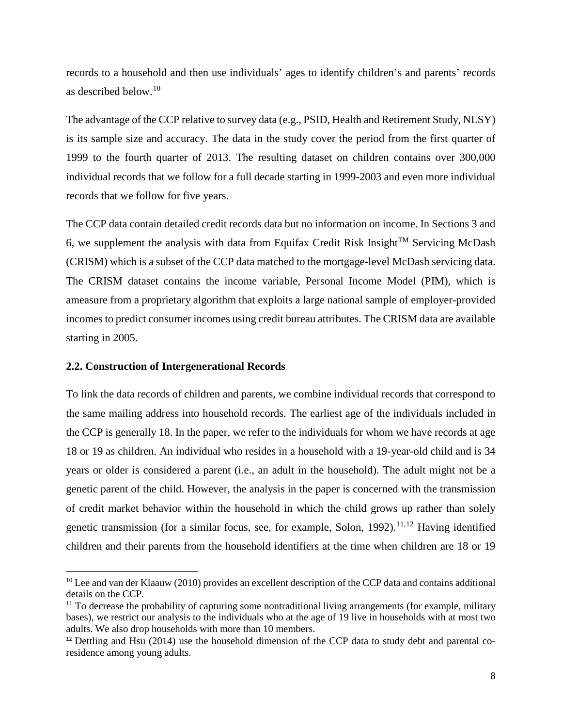records to a household and then use individuals' ages to identify children's and parents' records as described below.[10]

The advantage of the CCP relative to survey data (e.g., PSID, Health and Retirement Study, NLSY) is its sample size and accuracy. The data in the study cover the period from the first quarter of 1999 to the fourth quarter of 2013. The resulting dataset on children contains over 300,000 individual records that we follow for a full decade starting in 1999-2003 and even more individual records that we follow for five years.

The CCP data contain detailed credit records data but no information on income. In Sections 3 and 6, we supplement the analysis with data from Equifax Credit Risk Insight™ Servicing McDash (CRISM) which is a subset of the CCP data matched to the mortgage-level McDash servicing data. The CRISM dataset contains the income variable, Personal Income Model (PIM), which is ameasure from a proprietary algorithm that exploits a large national sample of employer-provided incomes to predict consumer incomes using credit bureau attributes. The CRISM data are available starting in 2005.

### 2.2. Construction of Intergenerational Records

To link the data records of children and parents, we combine individual records that correspond to the same mailing address into household records. The earliest age of the individuals included in the CCP is generally 18. In the paper, we refer to the individuals for whom we have records at age 18 or 19 as children. An individual who resides in a household with a 19-year-old child and is 34 years or older is considered a parent (i.e., an adult in the household). The adult might not be a genetic parent of the child. However, the analysis in the paper is concerned with the transmission of credit market behavior within the household in which the child grows up rather than solely genetic transmission (for a similar focus, see, for example, Solon, 1992).[11,12] Having identified children and their parents from the household identifiers at the time when children are 18 or 19

[10] Lee and van der Klaauw (2010) provides an excellent description of the CCP data and contains additional details on the CCP.

[11] To decrease the probability of capturing some nontraditional living arrangements (for example, military bases), we restrict our analysis to the individuals who at the age of 19 live in households with at most two adults. We also drop households with more than 10 members.

[12] Dettling and Hsu (2014) use the household dimension of the CCP data to study debt and parental co-residence among young adults.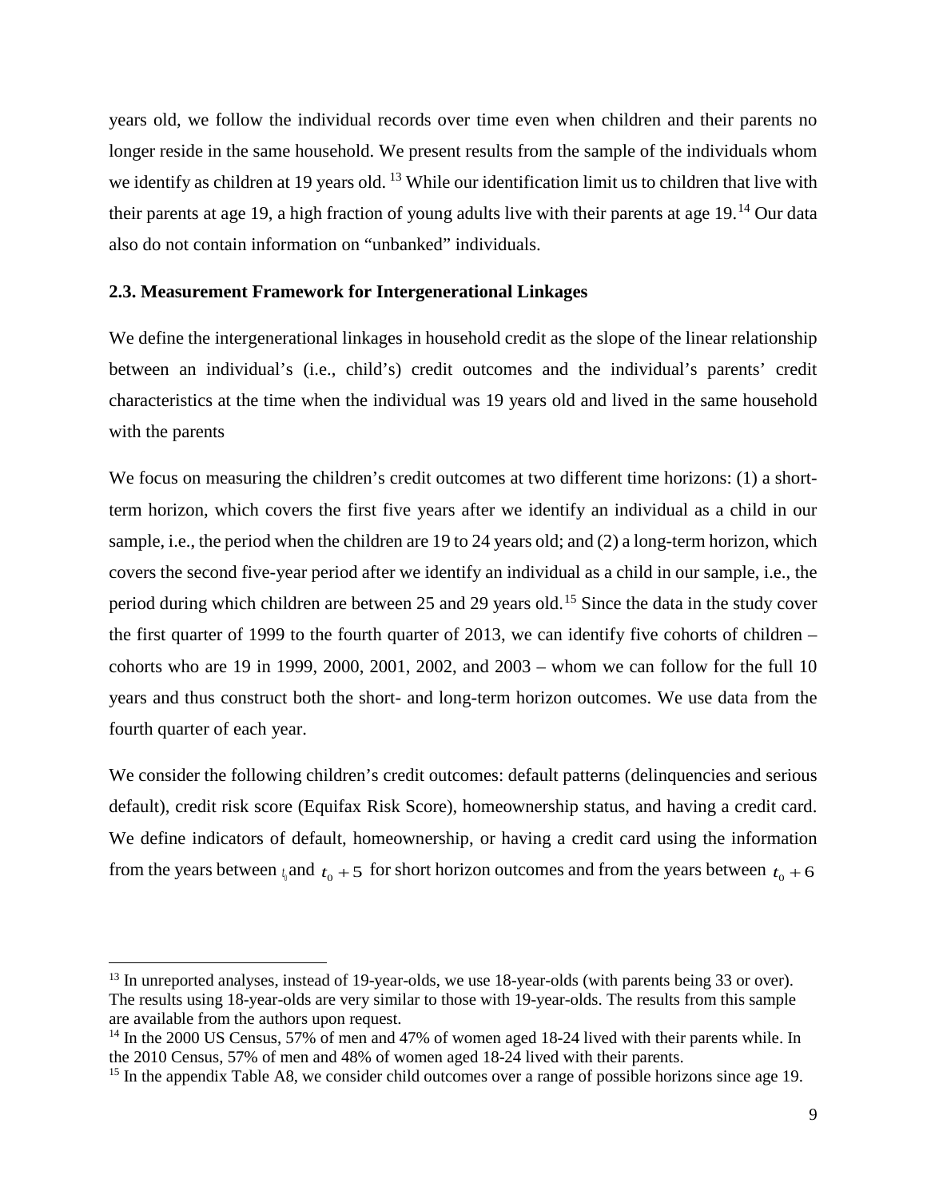years old, we follow the individual records over time even when children and their parents no longer reside in the same household. We present results from the sample of the individuals whom we identify as children at 19 years old. [13] While our identification limit us to children that live with their parents at age 19, a high fraction of young adults live with their parents at age 19.[14] Our data also do not contain information on "unbanked" individuals.

### 2.3. Measurement Framework for Intergenerational Linkages

We define the intergenerational linkages in household credit as the slope of the linear relationship between an individual's (i.e., child's) credit outcomes and the individual's parents' credit characteristics at the time when the individual was 19 years old and lived in the same household with the parents

We focus on measuring the children's credit outcomes at two different time horizons: (1) a short-term horizon, which covers the first five years after we identify an individual as a child in our sample, i.e., the period when the children are 19 to 24 years old; and (2) a long-term horizon, which covers the second five-year period after we identify an individual as a child in our sample, i.e., the period during which children are between 25 and 29 years old.[15] Since the data in the study cover the first quarter of 1999 to the fourth quarter of 2013, we can identify five cohorts of children – cohorts who are 19 in 1999, 2000, 2001, 2002, and 2003 – whom we can follow for the full 10 years and thus construct both the short- and long-term horizon outcomes. We use data from the fourth quarter of each year.

We consider the following children's credit outcomes: default patterns (delinquencies and serious default), credit risk score (Equifax Risk Score), homeownership status, and having a credit card. We define indicators of default, homeownership, or having a credit card using the information from the years between $t_0$ and $t_0 + 5$ for short horizon outcomes and from the years between $t_0 + 6$

[13] In unreported analyses, instead of 19-year-olds, we use 18-year-olds (with parents being 33 or over). The results using 18-year-olds are very similar to those with 19-year-olds. The results from this sample are available from the authors upon request.

[14] In the 2000 US Census, 57% of men and 47% of women aged 18-24 lived with their parents while. In the 2010 Census, 57% of men and 48% of women aged 18-24 lived with their parents.

[15] In the appendix Table A8, we consider child outcomes over a range of possible horizons since age 19.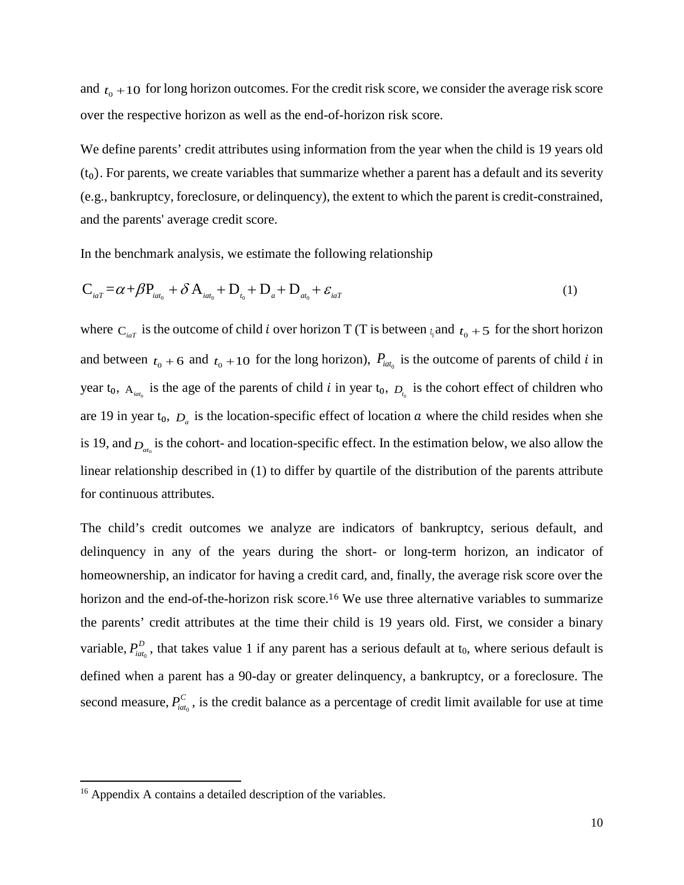and $t_0+10$ for long horizon outcomes. For the credit risk score, we consider the average risk score over the respective horizon as well as the end-of-horizon risk score.

We define parents' credit attributes using information from the year when the child is 19 years old ($t_0$). For parents, we create variables that summarize whether a parent has a default and its severity (e.g., bankruptcy, foreclosure, or delinquency), the extent to which the parent is credit-constrained, and the parents' average credit score.

In the benchmark analysis, we estimate the following relationship

$$C_{iaT} = \alpha + \beta P_{iat_0} + \delta A_{iat_0} + D_{t_0} + D_a + D_{at_0} + \varepsilon_{iaT} \tag{1}$$

where $C_{iaT}$ is the outcome of child $i$ over horizon T (T is between $t_0$ and $t_0+5$ for the short horizon and between $t_0+6$ and $t_0+10$ for the long horizon), $P_{iat_0}$ is the outcome of parents of child $i$ in year $t_0$, $A_{iat_0}$ is the age of the parents of child $i$ in year $t_0$, $D_{t_0}$ is the cohort effect of children who are 19 in year $t_0$, $D_a$ is the location-specific effect of location $a$ where the child resides when she is 19, and $D_{at_0}$ is the cohort- and location-specific effect. In the estimation below, we also allow the linear relationship described in (1) to differ by quartile of the distribution of the parents attribute for continuous attributes.

The child's credit outcomes we analyze are indicators of bankruptcy, serious default, and delinquency in any of the years during the short- or long-term horizon, an indicator of homeownership, an indicator for having a credit card, and, finally, the average risk score over the horizon and the end-of-the-horizon risk score.[16] We use three alternative variables to summarize the parents' credit attributes at the time their child is 19 years old. First, we consider a binary variable, $P_{iat_0}^{D}$, that takes value 1 if any parent has a serious default at $t_0$, where serious default is defined when a parent has a 90-day or greater delinquency, a bankruptcy, or a foreclosure. The second measure, $P_{iat_0}^{C}$, is the credit balance as a percentage of credit limit available for use at time

[16] Appendix A contains a detailed description of the variables.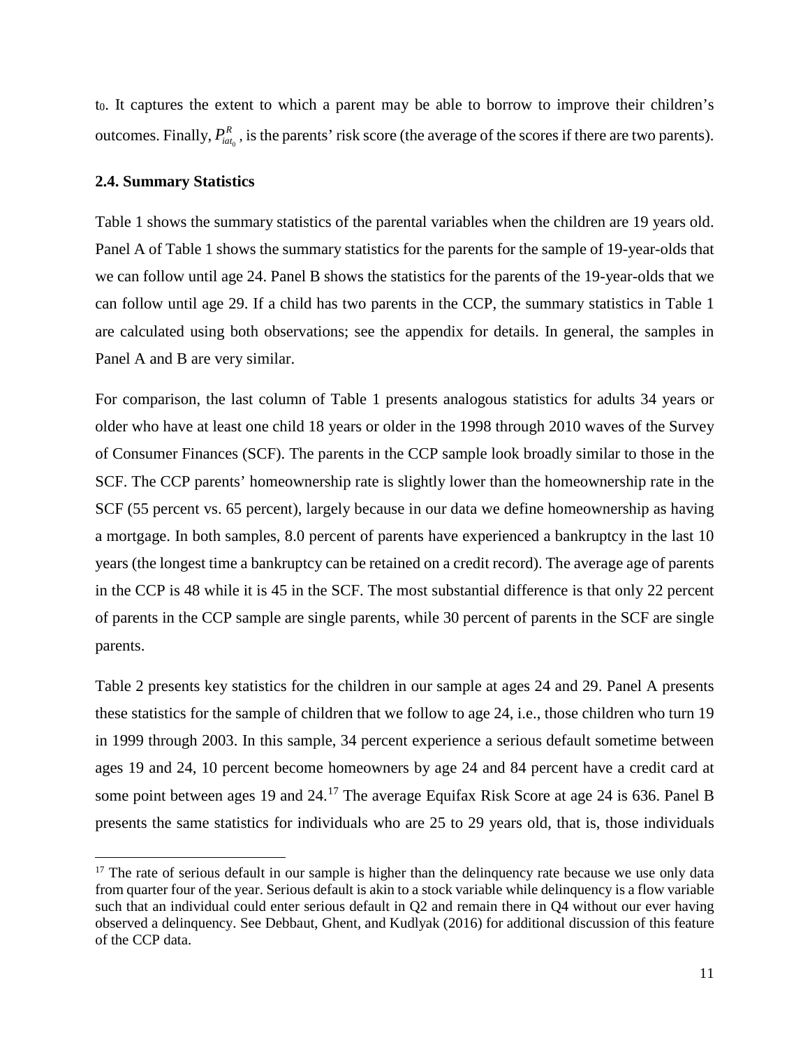$t_0$. It captures the extent to which a parent may be able to borrow to improve their children's outcomes. Finally, $P^R_{iat_0}$, is the parents' risk score (the average of the scores if there are two parents).

### 2.4. Summary Statistics

Table 1 shows the summary statistics of the parental variables when the children are 19 years old. Panel A of Table 1 shows the summary statistics for the parents for the sample of 19-year-olds that we can follow until age 24. Panel B shows the statistics for the parents of the 19-year-olds that we can follow until age 29. If a child has two parents in the CCP, the summary statistics in Table 1 are calculated using both observations; see the appendix for details. In general, the samples in Panel A and B are very similar.

For comparison, the last column of Table 1 presents analogous statistics for adults 34 years or older who have at least one child 18 years or older in the 1998 through 2010 waves of the Survey of Consumer Finances (SCF). The parents in the CCP sample look broadly similar to those in the SCF. The CCP parents' homeownership rate is slightly lower than the homeownership rate in the SCF (55 percent vs. 65 percent), largely because in our data we define homeownership as having a mortgage. In both samples, 8.0 percent of parents have experienced a bankruptcy in the last 10 years (the longest time a bankruptcy can be retained on a credit record). The average age of parents in the CCP is 48 while it is 45 in the SCF. The most substantial difference is that only 22 percent of parents in the CCP sample are single parents, while 30 percent of parents in the SCF are single parents.

Table 2 presents key statistics for the children in our sample at ages 24 and 29. Panel A presents these statistics for the sample of children that we follow to age 24, i.e., those children who turn 19 in 1999 through 2003. In this sample, 34 percent experience a serious default sometime between ages 19 and 24, 10 percent become homeowners by age 24 and 84 percent have a credit card at some point between ages 19 and 24.[17] The average Equifax Risk Score at age 24 is 636. Panel B presents the same statistics for individuals who are 25 to 29 years old, that is, those individuals

[17] The rate of serious default in our sample is higher than the delinquency rate because we use only data from quarter four of the year. Serious default is akin to a stock variable while delinquency is a flow variable such that an individual could enter serious default in Q2 and remain there in Q4 without our ever having observed a delinquency. See Debbaut, Ghent, and Kudlyak (2016) for additional discussion of this feature of the CCP data.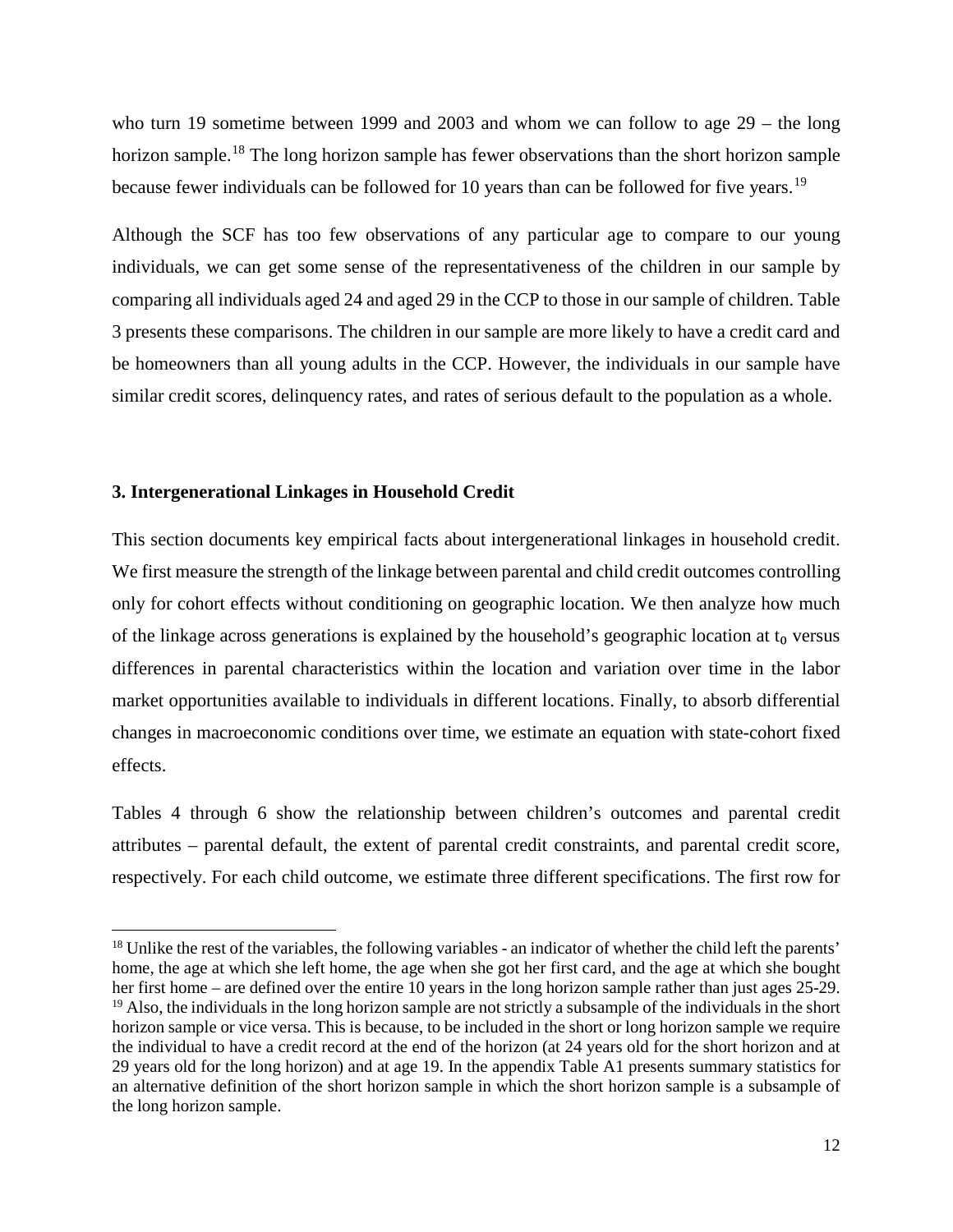who turn 19 sometime between 1999 and 2003 and whom we can follow to age 29 – the long horizon sample.[18] The long horizon sample has fewer observations than the short horizon sample because fewer individuals can be followed for 10 years than can be followed for five years.[19]

Although the SCF has too few observations of any particular age to compare to our young individuals, we can get some sense of the representativeness of the children in our sample by comparing all individuals aged 24 and aged 29 in the CCP to those in our sample of children. Table 3 presents these comparisons. The children in our sample are more likely to have a credit card and be homeowners than all young adults in the CCP. However, the individuals in our sample have similar credit scores, delinquency rates, and rates of serious default to the population as a whole.

## 3. Intergenerational Linkages in Household Credit

This section documents key empirical facts about intergenerational linkages in household credit. We first measure the strength of the linkage between parental and child credit outcomes controlling only for cohort effects without conditioning on geographic location. We then analyze how much of the linkage across generations is explained by the household's geographic location at $t_0$ versus differences in parental characteristics within the location and variation over time in the labor market opportunities available to individuals in different locations. Finally, to absorb differential changes in macroeconomic conditions over time, we estimate an equation with state-cohort fixed effects.

Tables 4 through 6 show the relationship between children's outcomes and parental credit attributes – parental default, the extent of parental credit constraints, and parental credit score, respectively. For each child outcome, we estimate three different specifications. The first row for

---

[18] Unlike the rest of the variables, the following variables - an indicator of whether the child left the parents' home, the age at which she left home, the age when she got her first card, and the age at which she bought her first home – are defined over the entire 10 years in the long horizon sample rather than just ages 25-29.

[19] Also, the individuals in the long horizon sample are not strictly a subsample of the individuals in the short horizon sample or vice versa. This is because, to be included in the short or long horizon sample we require the individual to have a credit record at the end of the horizon (at 24 years old for the short horizon and at 29 years old for the long horizon) and at age 19. In the appendix Table A1 presents summary statistics for an alternative definition of the short horizon sample in which the short horizon sample is a subsample of the long horizon sample.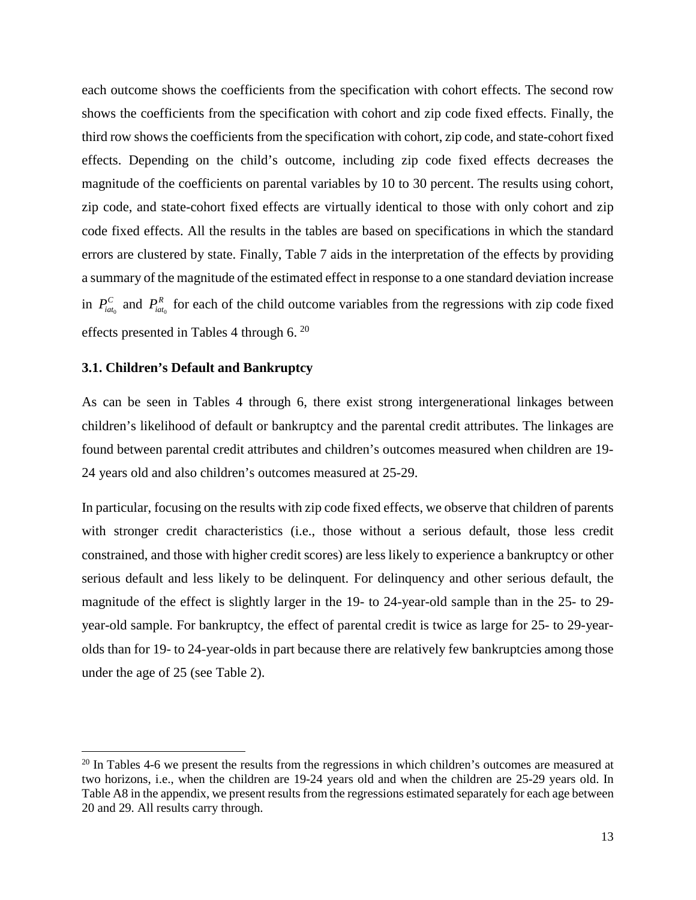each outcome shows the coefficients from the specification with cohort effects. The second row shows the coefficients from the specification with cohort and zip code fixed effects. Finally, the third row shows the coefficients from the specification with cohort, zip code, and state-cohort fixed effects. Depending on the child's outcome, including zip code fixed effects decreases the magnitude of the coefficients on parental variables by 10 to 30 percent. The results using cohort, zip code, and state-cohort fixed effects are virtually identical to those with only cohort and zip code fixed effects. All the results in the tables are based on specifications in which the standard errors are clustered by state. Finally, Table 7 aids in the interpretation of the effects by providing a summary of the magnitude of the estimated effect in response to a one standard deviation increase in $P^{C}_{iat_0}$ and $P^{R}_{iat_0}$ for each of the child outcome variables from the regressions with zip code fixed effects presented in Tables 4 through 6.[20]

### 3.1. Children's Default and Bankruptcy

As can be seen in Tables 4 through 6, there exist strong intergenerational linkages between children's likelihood of default or bankruptcy and the parental credit attributes. The linkages are found between parental credit attributes and children's outcomes measured when children are 19-24 years old and also children's outcomes measured at 25-29.

In particular, focusing on the results with zip code fixed effects, we observe that children of parents with stronger credit characteristics (i.e., those without a serious default, those less credit constrained, and those with higher credit scores) are less likely to experience a bankruptcy or other serious default and less likely to be delinquent. For delinquency and other serious default, the magnitude of the effect is slightly larger in the 19- to 24-year-old sample than in the 25- to 29-year-old sample. For bankruptcy, the effect of parental credit is twice as large for 25- to 29-year-olds than for 19- to 24-year-olds in part because there are relatively few bankruptcies among those under the age of 25 (see Table 2).

[20] In Tables 4-6 we present the results from the regressions in which children's outcomes are measured at two horizons, i.e., when the children are 19-24 years old and when the children are 25-29 years old. In Table A8 in the appendix, we present results from the regressions estimated separately for each age between 20 and 29. All results carry through.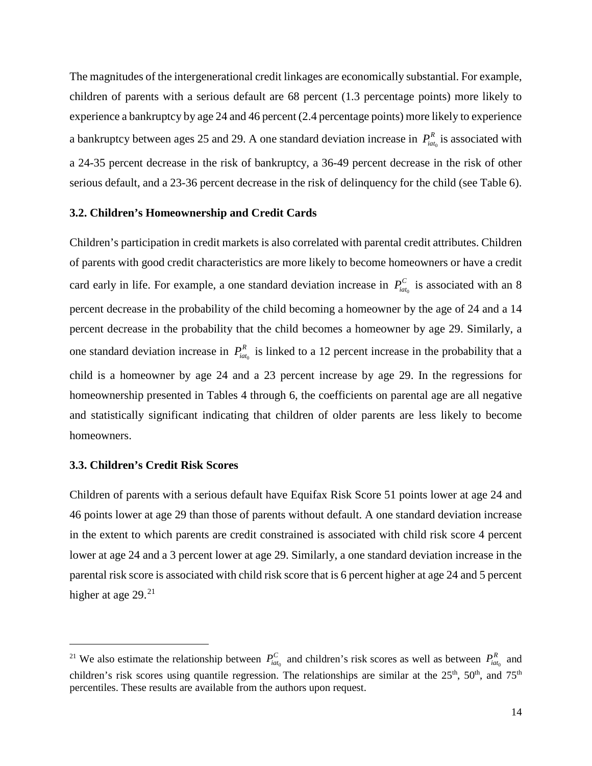The magnitudes of the intergenerational credit linkages are economically substantial. For example, children of parents with a serious default are 68 percent (1.3 percentage points) more likely to experience a bankruptcy by age 24 and 46 percent (2.4 percentage points) more likely to experience a bankruptcy between ages 25 and 29. A one standard deviation increase in $P^R_{iat_0}$ is associated with a 24-35 percent decrease in the risk of bankruptcy, a 36-49 percent decrease in the risk of other serious default, and a 23-36 percent decrease in the risk of delinquency for the child (see Table 6).

### 3.2. Children's Homeownership and Credit Cards

Children's participation in credit markets is also correlated with parental credit attributes. Children of parents with good credit characteristics are more likely to become homeowners or have a credit card early in life. For example, a one standard deviation increase in $P^C_{iat_0}$ is associated with an 8 percent decrease in the probability of the child becoming a homeowner by the age of 24 and a 14 percent decrease in the probability that the child becomes a homeowner by age 29. Similarly, a one standard deviation increase in $P^R_{iat_0}$ is linked to a 12 percent increase in the probability that a child is a homeowner by age 24 and a 23 percent increase by age 29. In the regressions for homeownership presented in Tables 4 through 6, the coefficients on parental age are all negative and statistically significant indicating that children of older parents are less likely to become homeowners.

### 3.3. Children's Credit Risk Scores

Children of parents with a serious default have Equifax Risk Score 51 points lower at age 24 and 46 points lower at age 29 than those of parents without default. A one standard deviation increase in the extent to which parents are credit constrained is associated with child risk score 4 percent lower at age 24 and a 3 percent lower at age 29. Similarly, a one standard deviation increase in the parental risk score is associated with child risk score that is 6 percent higher at age 24 and 5 percent higher at age 29.[21]

[21] We also estimate the relationship between $P^C_{iat_0}$ and children's risk scores as well as between $P^R_{iat_0}$ and children's risk scores using quantile regression. The relationships are similar at the 25th, 50th, and 75th percentiles. These results are available from the authors upon request.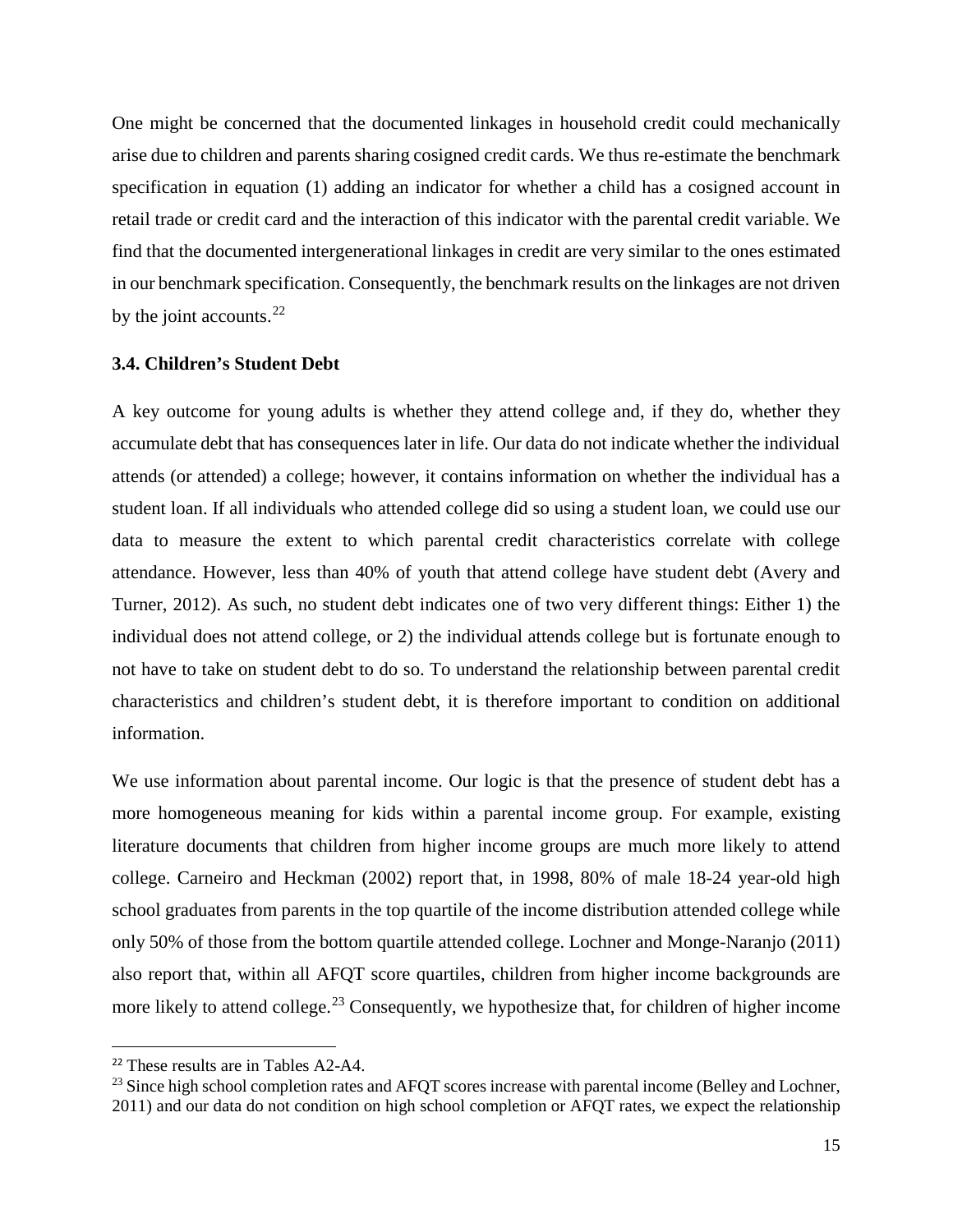One might be concerned that the documented linkages in household credit could mechanically arise due to children and parents sharing cosigned credit cards. We thus re-estimate the benchmark specification in equation (1) adding an indicator for whether a child has a cosigned account in retail trade or credit card and the interaction of this indicator with the parental credit variable. We find that the documented intergenerational linkages in credit are very similar to the ones estimated in our benchmark specification. Consequently, the benchmark results on the linkages are not driven by the joint accounts.[22]

### 3.4. Children's Student Debt

A key outcome for young adults is whether they attend college and, if they do, whether they accumulate debt that has consequences later in life. Our data do not indicate whether the individual attends (or attended) a college; however, it contains information on whether the individual has a student loan. If all individuals who attended college did so using a student loan, we could use our data to measure the extent to which parental credit characteristics correlate with college attendance. However, less than 40% of youth that attend college have student debt (Avery and Turner, 2012). As such, no student debt indicates one of two very different things: Either 1) the individual does not attend college, or 2) the individual attends college but is fortunate enough to not have to take on student debt to do so. To understand the relationship between parental credit characteristics and children's student debt, it is therefore important to condition on additional information.

We use information about parental income. Our logic is that the presence of student debt has a more homogeneous meaning for kids within a parental income group. For example, existing literature documents that children from higher income groups are much more likely to attend college. Carneiro and Heckman (2002) report that, in 1998, 80% of male 18-24 year-old high school graduates from parents in the top quartile of the income distribution attended college while only 50% of those from the bottom quartile attended college. Lochner and Monge-Naranjo (2011) also report that, within all AFQT score quartiles, children from higher income backgrounds are more likely to attend college.[23] Consequently, we hypothesize that, for children of higher income

[22] These results are in Tables A2-A4.

[23] Since high school completion rates and AFQT scores increase with parental income (Belley and Lochner, 2011) and our data do not condition on high school completion or AFQT rates, we expect the relationship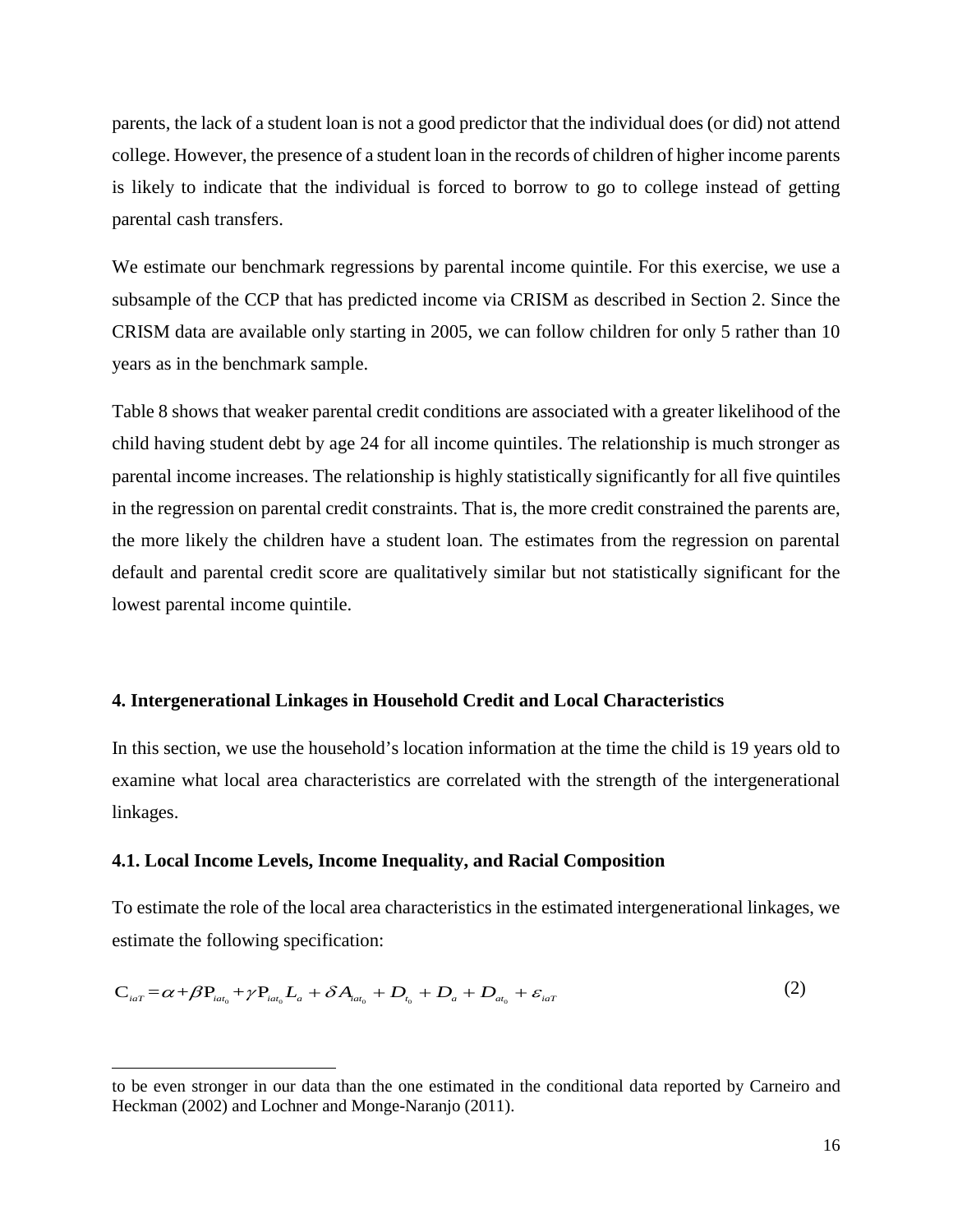parents, the lack of a student loan is not a good predictor that the individual does (or did) not attend college. However, the presence of a student loan in the records of children of higher income parents is likely to indicate that the individual is forced to borrow to go to college instead of getting parental cash transfers.

We estimate our benchmark regressions by parental income quintile. For this exercise, we use a subsample of the CCP that has predicted income via CRISM as described in Section 2. Since the CRISM data are available only starting in 2005, we can follow children for only 5 rather than 10 years as in the benchmark sample.

Table 8 shows that weaker parental credit conditions are associated with a greater likelihood of the child having student debt by age 24 for all income quintiles. The relationship is much stronger as parental income increases. The relationship is highly statistically significantly for all five quintiles in the regression on parental credit constraints. That is, the more credit constrained the parents are, the more likely the children have a student loan. The estimates from the regression on parental default and parental credit score are qualitatively similar but not statistically significant for the lowest parental income quintile.

## 4. Intergenerational Linkages in Household Credit and Local Characteristics

In this section, we use the household's location information at the time the child is 19 years old to examine what local area characteristics are correlated with the strength of the intergenerational linkages.

### 4.1. Local Income Levels, Income Inequality, and Racial Composition

To estimate the role of the local area characteristics in the estimated intergenerational linkages, we estimate the following specification:

$$C_{iaT} = \alpha + \beta P_{iat_0} + \gamma P_{iat_0} L_a + \delta A_{iat_0} + D_{t_0} + D_a + D_{at_0} + \varepsilon_{iaT} \tag{2}$$

---

to be even stronger in our data than the one estimated in the conditional data reported by Carneiro and Heckman (2002) and Lochner and Monge-Naranjo (2011).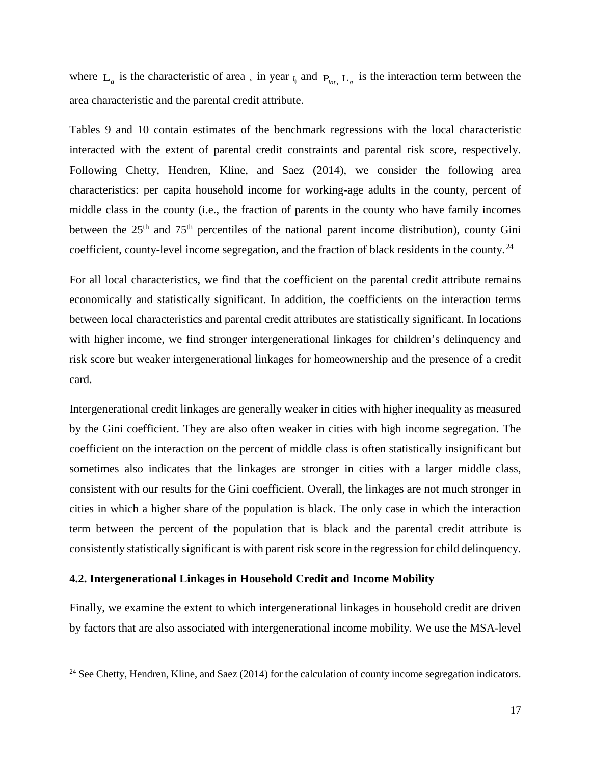where $L_a$ is the characteristic of area $a$ in year $t_0$ and $P_{iat_0} L_a$ is the interaction term between the area characteristic and the parental credit attribute.

Tables 9 and 10 contain estimates of the benchmark regressions with the local characteristic interacted with the extent of parental credit constraints and parental risk score, respectively. Following Chetty, Hendren, Kline, and Saez (2014), we consider the following area characteristics: per capita household income for working-age adults in the county, percent of middle class in the county (i.e., the fraction of parents in the county who have family incomes between the 25th and 75th percentiles of the national parent income distribution), county Gini coefficient, county-level income segregation, and the fraction of black residents in the county.[24]

For all local characteristics, we find that the coefficient on the parental credit attribute remains economically and statistically significant. In addition, the coefficients on the interaction terms between local characteristics and parental credit attributes are statistically significant. In locations with higher income, we find stronger intergenerational linkages for children's delinquency and risk score but weaker intergenerational linkages for homeownership and the presence of a credit card.

Intergenerational credit linkages are generally weaker in cities with higher inequality as measured by the Gini coefficient. They are also often weaker in cities with high income segregation. The coefficient on the interaction on the percent of middle class is often statistically insignificant but sometimes also indicates that the linkages are stronger in cities with a larger middle class, consistent with our results for the Gini coefficient. Overall, the linkages are not much stronger in cities in which a higher share of the population is black. The only case in which the interaction term between the percent of the population that is black and the parental credit attribute is consistently statistically significant is with parent risk score in the regression for child delinquency.

### 4.2. Intergenerational Linkages in Household Credit and Income Mobility

Finally, we examine the extent to which intergenerational linkages in household credit are driven by factors that are also associated with intergenerational income mobility. We use the MSA-level

[24] See Chetty, Hendren, Kline, and Saez (2014) for the calculation of county income segregation indicators.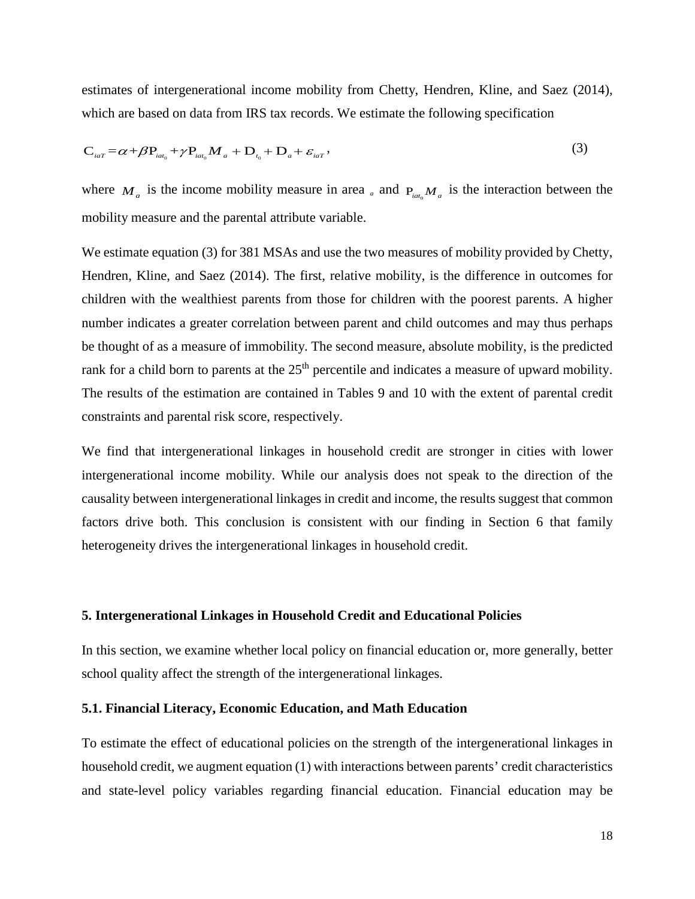estimates of intergenerational income mobility from Chetty, Hendren, Kline, and Saez (2014), which are based on data from IRS tax records. We estimate the following specification

$$C_{iaT} = \alpha + \beta P_{iat_0} + \gamma P_{iat_0} M_a + D_{t_0} + D_a + \varepsilon_{iaT}, \tag{3}$$

where $M_a$ is the income mobility measure in area $a$ and $P_{iat_0} M_a$ is the interaction between the mobility measure and the parental attribute variable.

We estimate equation (3) for 381 MSAs and use the two measures of mobility provided by Chetty, Hendren, Kline, and Saez (2014). The first, relative mobility, is the difference in outcomes for children with the wealthiest parents from those for children with the poorest parents. A higher number indicates a greater correlation between parent and child outcomes and may thus perhaps be thought of as a measure of immobility. The second measure, absolute mobility, is the predicted rank for a child born to parents at the 25th percentile and indicates a measure of upward mobility. The results of the estimation are contained in Tables 9 and 10 with the extent of parental credit constraints and parental risk score, respectively.

We find that intergenerational linkages in household credit are stronger in cities with lower intergenerational income mobility. While our analysis does not speak to the direction of the causality between intergenerational linkages in credit and income, the results suggest that common factors drive both. This conclusion is consistent with our finding in Section 6 that family heterogeneity drives the intergenerational linkages in household credit.

## 5. Intergenerational Linkages in Household Credit and Educational Policies

In this section, we examine whether local policy on financial education or, more generally, better school quality affect the strength of the intergenerational linkages.

### 5.1. Financial Literacy, Economic Education, and Math Education

To estimate the effect of educational policies on the strength of the intergenerational linkages in household credit, we augment equation (1) with interactions between parents' credit characteristics and state-level policy variables regarding financial education. Financial education may be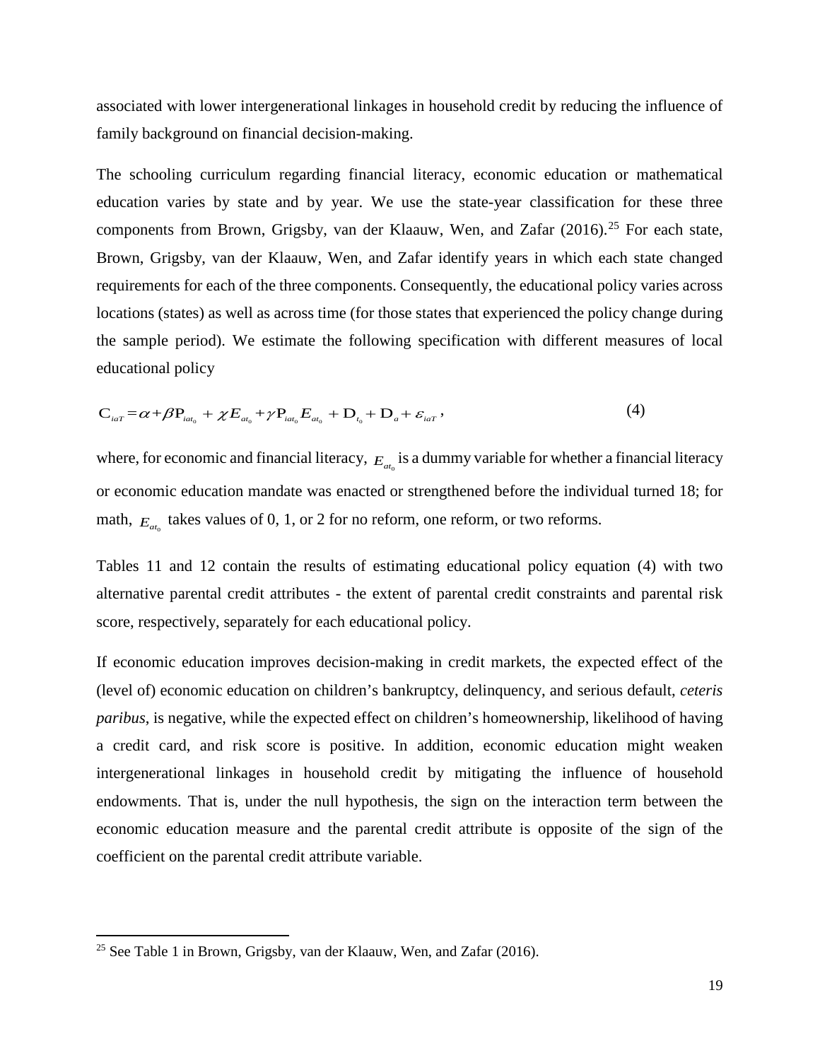associated with lower intergenerational linkages in household credit by reducing the influence of family background on financial decision-making.

The schooling curriculum regarding financial literacy, economic education or mathematical education varies by state and by year. We use the state-year classification for these three components from Brown, Grigsby, van der Klaauw, Wen, and Zafar (2016).[25] For each state, Brown, Grigsby, van der Klaauw, Wen, and Zafar identify years in which each state changed requirements for each of the three components. Consequently, the educational policy varies across locations (states) as well as across time (for those states that experienced the policy change during the sample period). We estimate the following specification with different measures of local educational policy

$$C_{iaT} = \alpha + \beta P_{iat_0} + \chi E_{at_0} + \gamma P_{iat_0} E_{at_0} + D_{t_0} + D_a + \varepsilon_{iaT}, \tag{4}$$

where, for economic and financial literacy, $E_{at_0}$ is a dummy variable for whether a financial literacy or economic education mandate was enacted or strengthened before the individual turned 18; for math, $E_{at_0}$ takes values of 0, 1, or 2 for no reform, one reform, or two reforms.

Tables 11 and 12 contain the results of estimating educational policy equation (4) with two alternative parental credit attributes - the extent of parental credit constraints and parental risk score, respectively, separately for each educational policy.

If economic education improves decision-making in credit markets, the expected effect of the (level of) economic education on children's bankruptcy, delinquency, and serious default, *ceteris paribus*, is negative, while the expected effect on children's homeownership, likelihood of having a credit card, and risk score is positive. In addition, economic education might weaken intergenerational linkages in household credit by mitigating the influence of household endowments. That is, under the null hypothesis, the sign on the interaction term between the economic education measure and the parental credit attribute is opposite of the sign of the coefficient on the parental credit attribute variable.

[25] See Table 1 in Brown, Grigsby, van der Klaauw, Wen, and Zafar (2016).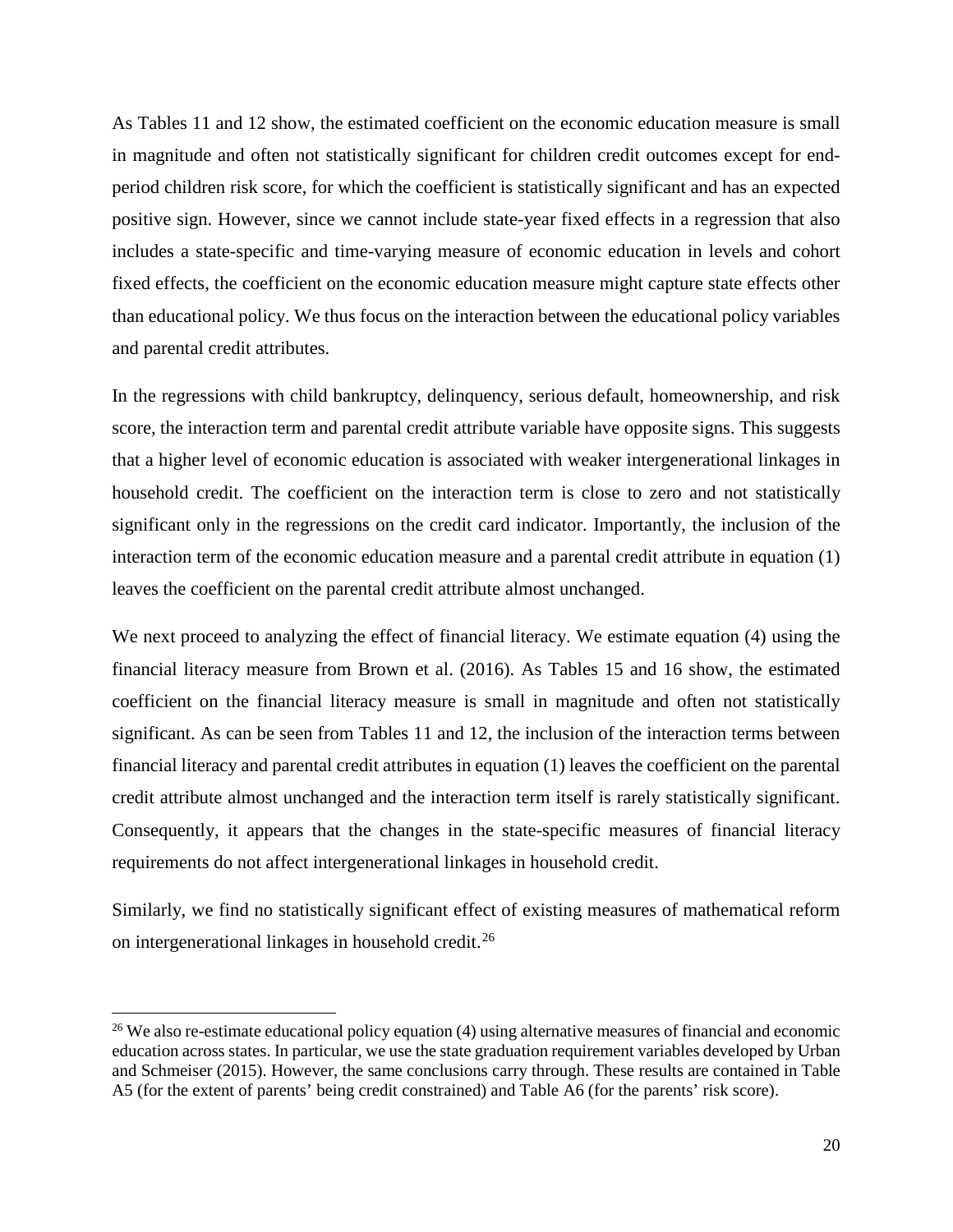As Tables 11 and 12 show, the estimated coefficient on the economic education measure is small in magnitude and often not statistically significant for children credit outcomes except for end-period children risk score, for which the coefficient is statistically significant and has an expected positive sign. However, since we cannot include state-year fixed effects in a regression that also includes a state-specific and time-varying measure of economic education in levels and cohort fixed effects, the coefficient on the economic education measure might capture state effects other than educational policy. We thus focus on the interaction between the educational policy variables and parental credit attributes.

In the regressions with child bankruptcy, delinquency, serious default, homeownership, and risk score, the interaction term and parental credit attribute variable have opposite signs. This suggests that a higher level of economic education is associated with weaker intergenerational linkages in household credit. The coefficient on the interaction term is close to zero and not statistically significant only in the regressions on the credit card indicator. Importantly, the inclusion of the interaction term of the economic education measure and a parental credit attribute in equation (1) leaves the coefficient on the parental credit attribute almost unchanged.

We next proceed to analyzing the effect of financial literacy. We estimate equation (4) using the financial literacy measure from Brown et al. (2016). As Tables 15 and 16 show, the estimated coefficient on the financial literacy measure is small in magnitude and often not statistically significant. As can be seen from Tables 11 and 12, the inclusion of the interaction terms between financial literacy and parental credit attributes in equation (1) leaves the coefficient on the parental credit attribute almost unchanged and the interaction term itself is rarely statistically significant. Consequently, it appears that the changes in the state-specific measures of financial literacy requirements do not affect intergenerational linkages in household credit.

Similarly, we find no statistically significant effect of existing measures of mathematical reform on intergenerational linkages in household credit.[26]

[26] We also re-estimate educational policy equation (4) using alternative measures of financial and economic education across states. In particular, we use the state graduation requirement variables developed by Urban and Schmeiser (2015). However, the same conclusions carry through. These results are contained in Table A5 (for the extent of parents' being credit constrained) and Table A6 (for the parents' risk score).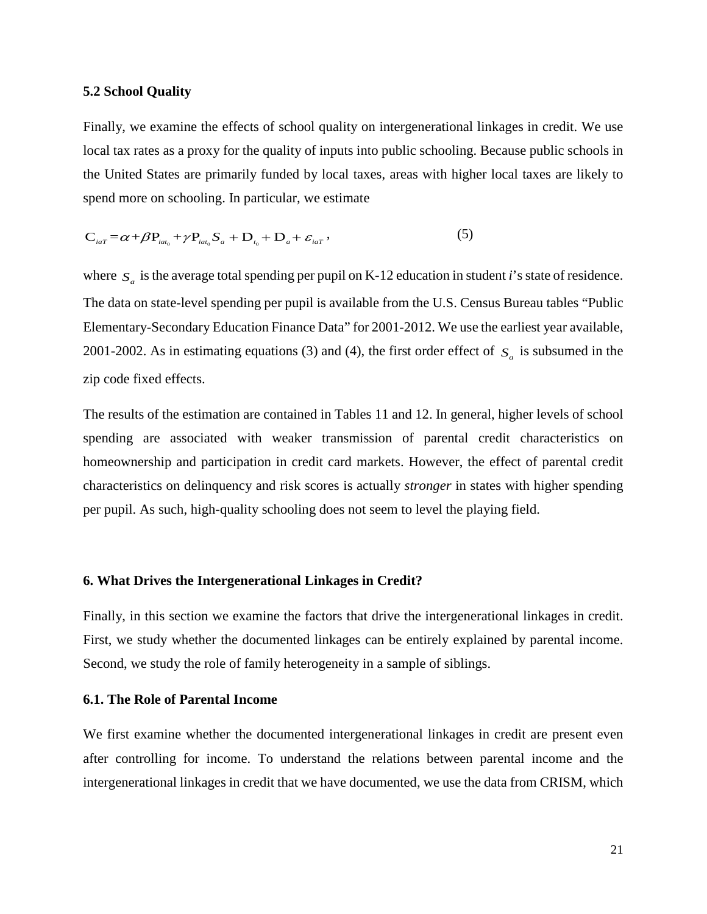### 5.2 School Quality

Finally, we examine the effects of school quality on intergenerational linkages in credit. We use local tax rates as a proxy for the quality of inputs into public schooling. Because public schools in the United States are primarily funded by local taxes, areas with higher local taxes are likely to spend more on schooling. In particular, we estimate

$$\mathrm{C}_{iaT} = \alpha + \beta \mathrm{P}_{iat_0} + \gamma \mathrm{P}_{iat_0} S_a + \mathrm{D}_{t_0} + \mathrm{D}_a + \varepsilon_{iaT}, \tag{5}$$

where $S_a$ is the average total spending per pupil on K-12 education in student *i*'s state of residence. The data on state-level spending per pupil is available from the U.S. Census Bureau tables "Public Elementary-Secondary Education Finance Data" for 2001-2012. We use the earliest year available, 2001-2002. As in estimating equations (3) and (4), the first order effect of $S_a$ is subsumed in the zip code fixed effects.

The results of the estimation are contained in Tables 11 and 12. In general, higher levels of school spending are associated with weaker transmission of parental credit characteristics on homeownership and participation in credit card markets. However, the effect of parental credit characteristics on delinquency and risk scores is actually *stronger* in states with higher spending per pupil. As such, high-quality schooling does not seem to level the playing field.

## 6. What Drives the Intergenerational Linkages in Credit?

Finally, in this section we examine the factors that drive the intergenerational linkages in credit. First, we study whether the documented linkages can be entirely explained by parental income. Second, we study the role of family heterogeneity in a sample of siblings.

### 6.1. The Role of Parental Income

We first examine whether the documented intergenerational linkages in credit are present even after controlling for income. To understand the relations between parental income and the intergenerational linkages in credit that we have documented, we use the data from CRISM, which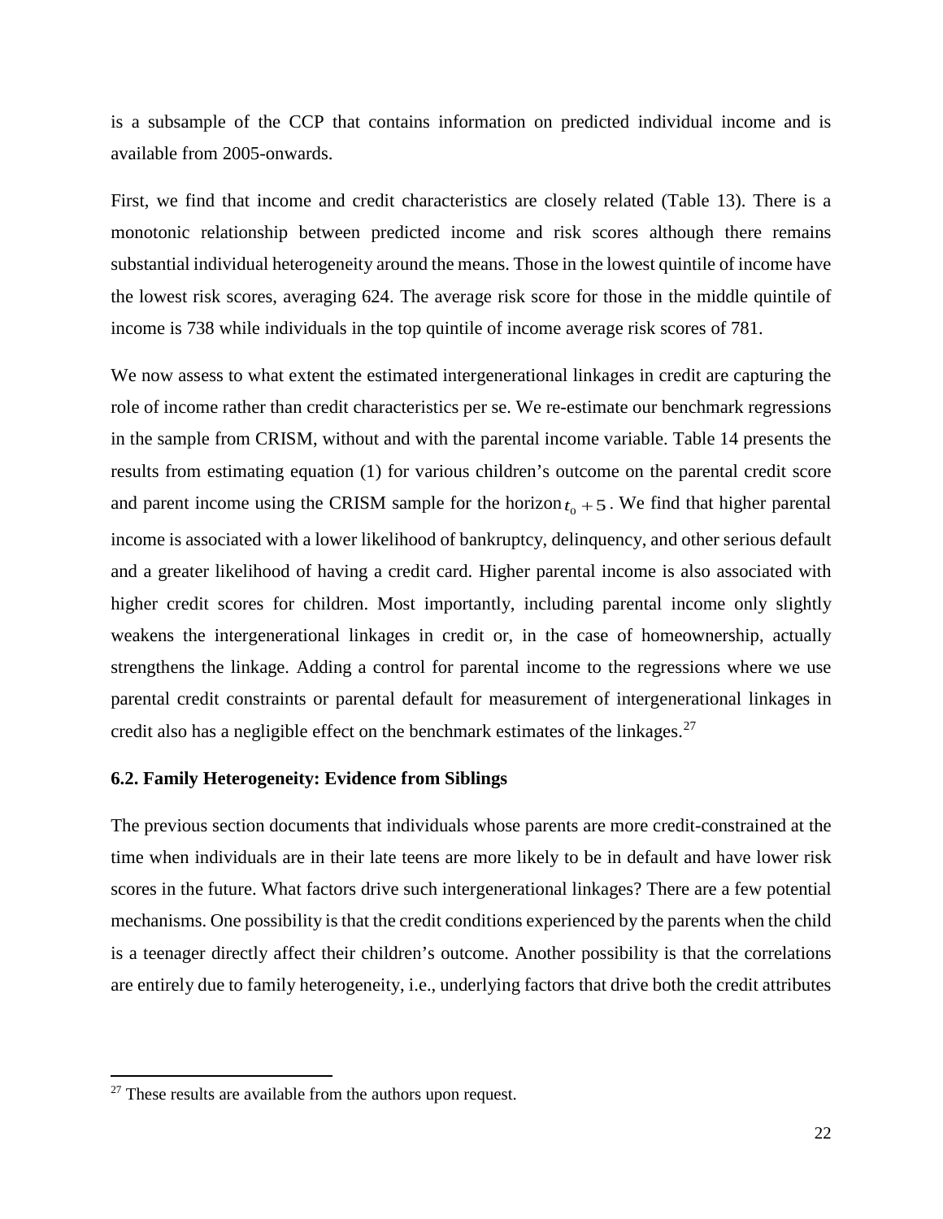is a subsample of the CCP that contains information on predicted individual income and is available from 2005-onwards.

First, we find that income and credit characteristics are closely related (Table 13). There is a monotonic relationship between predicted income and risk scores although there remains substantial individual heterogeneity around the means. Those in the lowest quintile of income have the lowest risk scores, averaging 624. The average risk score for those in the middle quintile of income is 738 while individuals in the top quintile of income average risk scores of 781.

We now assess to what extent the estimated intergenerational linkages in credit are capturing the role of income rather than credit characteristics per se. We re-estimate our benchmark regressions in the sample from CRISM, without and with the parental income variable. Table 14 presents the results from estimating equation (1) for various children's outcome on the parental credit score and parent income using the CRISM sample for the horizon $t_0 + 5$. We find that higher parental income is associated with a lower likelihood of bankruptcy, delinquency, and other serious default and a greater likelihood of having a credit card. Higher parental income is also associated with higher credit scores for children. Most importantly, including parental income only slightly weakens the intergenerational linkages in credit or, in the case of homeownership, actually strengthens the linkage. Adding a control for parental income to the regressions where we use parental credit constraints or parental default for measurement of intergenerational linkages in credit also has a negligible effect on the benchmark estimates of the linkages.[27]

### 6.2. Family Heterogeneity: Evidence from Siblings

The previous section documents that individuals whose parents are more credit-constrained at the time when individuals are in their late teens are more likely to be in default and have lower risk scores in the future. What factors drive such intergenerational linkages? There are a few potential mechanisms. One possibility is that the credit conditions experienced by the parents when the child is a teenager directly affect their children's outcome. Another possibility is that the correlations are entirely due to family heterogeneity, i.e., underlying factors that drive both the credit attributes

[27] These results are available from the authors upon request.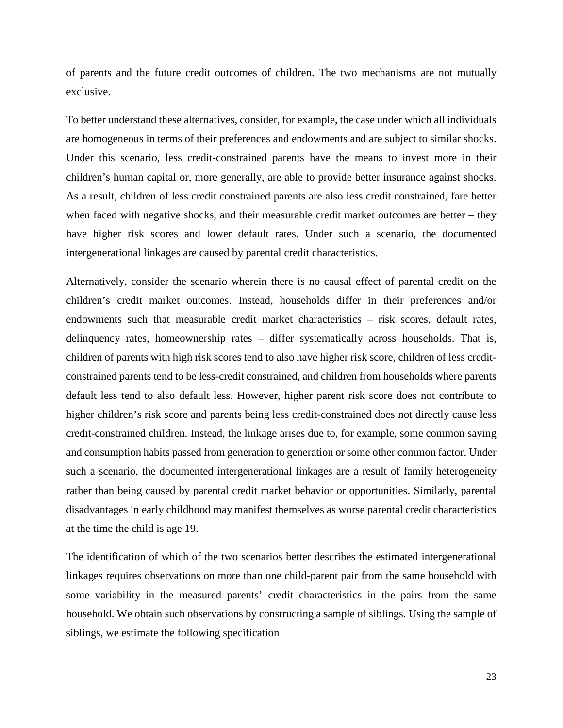of parents and the future credit outcomes of children. The two mechanisms are not mutually exclusive.

To better understand these alternatives, consider, for example, the case under which all individuals are homogeneous in terms of their preferences and endowments and are subject to similar shocks. Under this scenario, less credit-constrained parents have the means to invest more in their children's human capital or, more generally, are able to provide better insurance against shocks. As a result, children of less credit constrained parents are also less credit constrained, fare better when faced with negative shocks, and their measurable credit market outcomes are better – they have higher risk scores and lower default rates. Under such a scenario, the documented intergenerational linkages are caused by parental credit characteristics.

Alternatively, consider the scenario wherein there is no causal effect of parental credit on the children's credit market outcomes. Instead, households differ in their preferences and/or endowments such that measurable credit market characteristics – risk scores, default rates, delinquency rates, homeownership rates – differ systematically across households. That is, children of parents with high risk scores tend to also have higher risk score, children of less credit-constrained parents tend to be less-credit constrained, and children from households where parents default less tend to also default less. However, higher parent risk score does not contribute to higher children's risk score and parents being less credit-constrained does not directly cause less credit-constrained children. Instead, the linkage arises due to, for example, some common saving and consumption habits passed from generation to generation or some other common factor. Under such a scenario, the documented intergenerational linkages are a result of family heterogeneity rather than being caused by parental credit market behavior or opportunities. Similarly, parental disadvantages in early childhood may manifest themselves as worse parental credit characteristics at the time the child is age 19.

The identification of which of the two scenarios better describes the estimated intergenerational linkages requires observations on more than one child-parent pair from the same household with some variability in the measured parents' credit characteristics in the pairs from the same household. We obtain such observations by constructing a sample of siblings. Using the sample of siblings, we estimate the following specification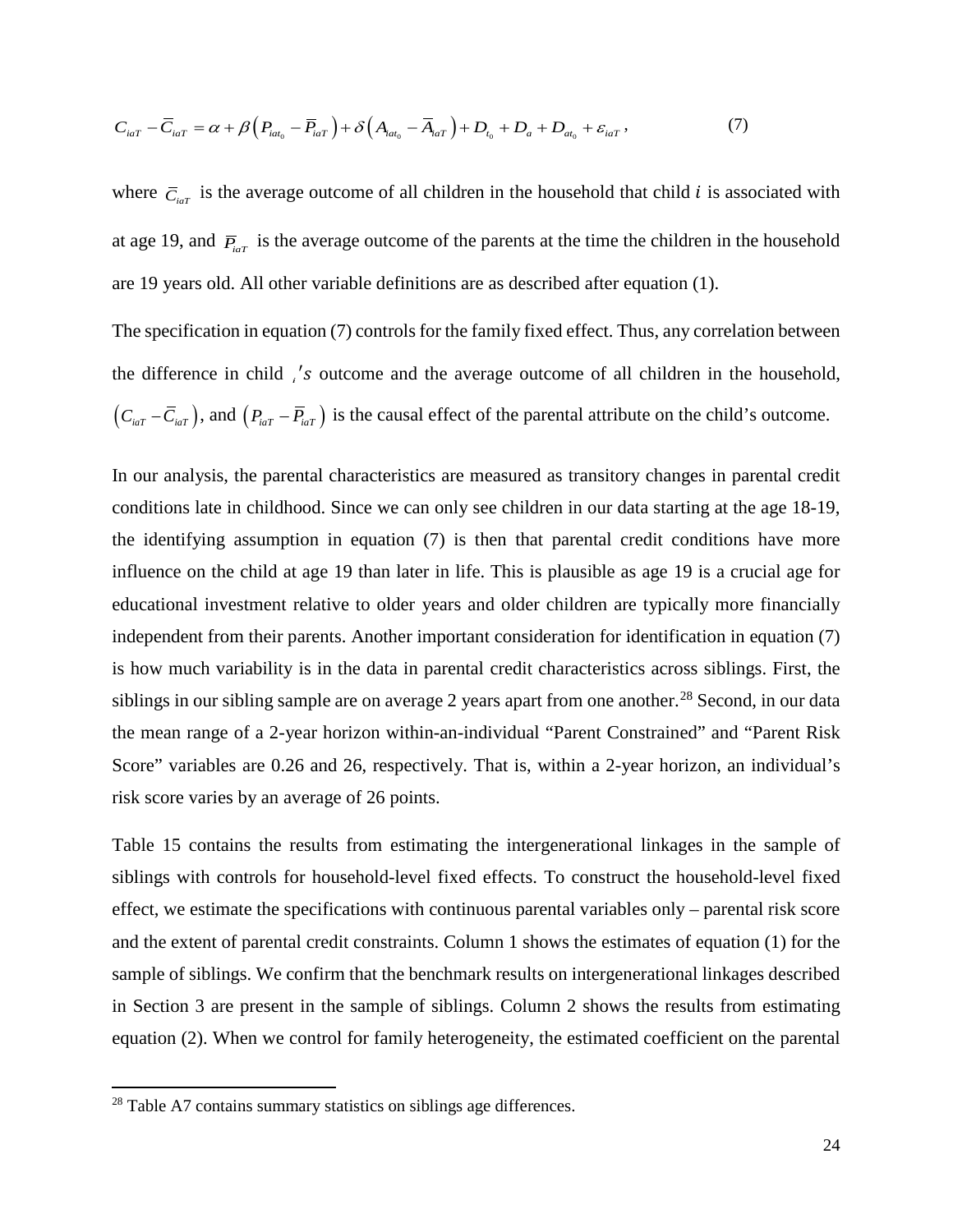$$C_{iaT} - \bar{C}_{iaT} = \alpha + \beta\left(P_{iat_0} - \bar{P}_{iaT}\right) + \delta\left(A_{iat_0} - \bar{A}_{iaT}\right) + D_{t_0} + D_a + D_{at_0} + \varepsilon_{iaT}\,, \tag{7}$$

where $\bar{C}_{iaT}$ is the average outcome of all children in the household that child $i$ is associated with at age 19, and $\bar{P}_{iaT}$ is the average outcome of the parents at the time the children in the household are 19 years old. All other variable definitions are as described after equation (1).

The specification in equation (7) controls for the family fixed effect. Thus, any correlation between the difference in child $_i's$ outcome and the average outcome of all children in the household, $\left(C_{iaT} - \bar{C}_{iaT}\right)$, and $\left(P_{iaT} - \bar{P}_{iaT}\right)$ is the causal effect of the parental attribute on the child's outcome.

In our analysis, the parental characteristics are measured as transitory changes in parental credit conditions late in childhood. Since we can only see children in our data starting at the age 18-19, the identifying assumption in equation (7) is then that parental credit conditions have more influence on the child at age 19 than later in life. This is plausible as age 19 is a crucial age for educational investment relative to older years and older children are typically more financially independent from their parents. Another important consideration for identification in equation (7) is how much variability is in the data in parental credit characteristics across siblings. First, the siblings in our sibling sample are on average 2 years apart from one another.[28] Second, in our data the mean range of a 2-year horizon within-an-individual "Parent Constrained" and "Parent Risk Score" variables are 0.26 and 26, respectively. That is, within a 2-year horizon, an individual's risk score varies by an average of 26 points.

Table 15 contains the results from estimating the intergenerational linkages in the sample of siblings with controls for household-level fixed effects. To construct the household-level fixed effect, we estimate the specifications with continuous parental variables only – parental risk score and the extent of parental credit constraints. Column 1 shows the estimates of equation (1) for the sample of siblings. We confirm that the benchmark results on intergenerational linkages described in Section 3 are present in the sample of siblings. Column 2 shows the results from estimating equation (2). When we control for family heterogeneity, the estimated coefficient on the parental

[28] Table A7 contains summary statistics on siblings age differences.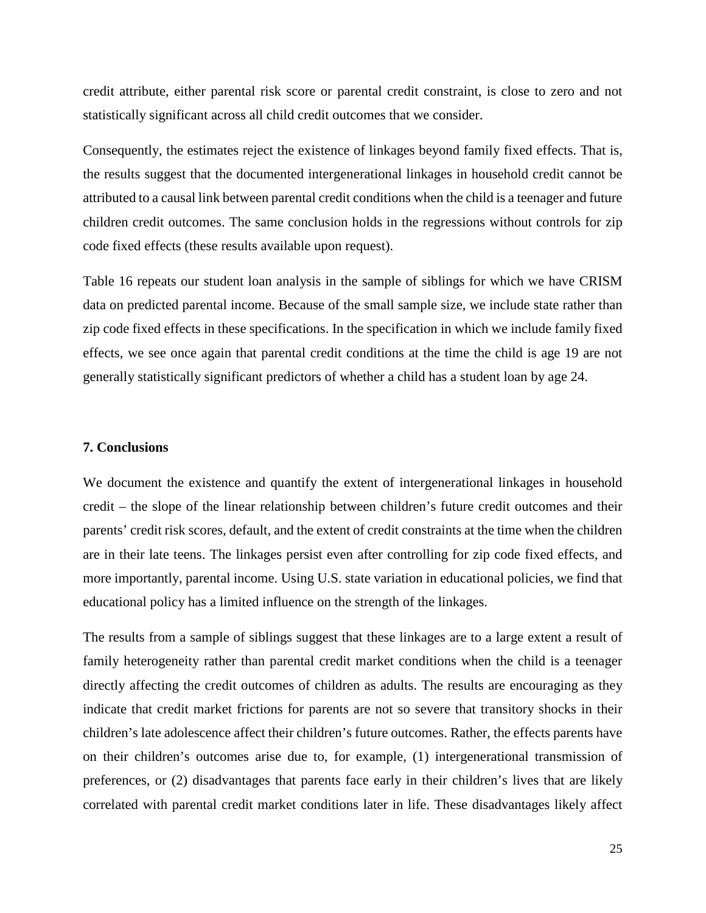credit attribute, either parental risk score or parental credit constraint, is close to zero and not statistically significant across all child credit outcomes that we consider.

Consequently, the estimates reject the existence of linkages beyond family fixed effects. That is, the results suggest that the documented intergenerational linkages in household credit cannot be attributed to a causal link between parental credit conditions when the child is a teenager and future children credit outcomes. The same conclusion holds in the regressions without controls for zip code fixed effects (these results available upon request).

Table 16 repeats our student loan analysis in the sample of siblings for which we have CRISM data on predicted parental income. Because of the small sample size, we include state rather than zip code fixed effects in these specifications. In the specification in which we include family fixed effects, we see once again that parental credit conditions at the time the child is age 19 are not generally statistically significant predictors of whether a child has a student loan by age 24.

## 7. Conclusions

We document the existence and quantify the extent of intergenerational linkages in household credit – the slope of the linear relationship between children's future credit outcomes and their parents' credit risk scores, default, and the extent of credit constraints at the time when the children are in their late teens. The linkages persist even after controlling for zip code fixed effects, and more importantly, parental income. Using U.S. state variation in educational policies, we find that educational policy has a limited influence on the strength of the linkages.

The results from a sample of siblings suggest that these linkages are to a large extent a result of family heterogeneity rather than parental credit market conditions when the child is a teenager directly affecting the credit outcomes of children as adults. The results are encouraging as they indicate that credit market frictions for parents are not so severe that transitory shocks in their children's late adolescence affect their children's future outcomes. Rather, the effects parents have on their children's outcomes arise due to, for example, (1) intergenerational transmission of preferences, or (2) disadvantages that parents face early in their children's lives that are likely correlated with parental credit market conditions later in life. These disadvantages likely affect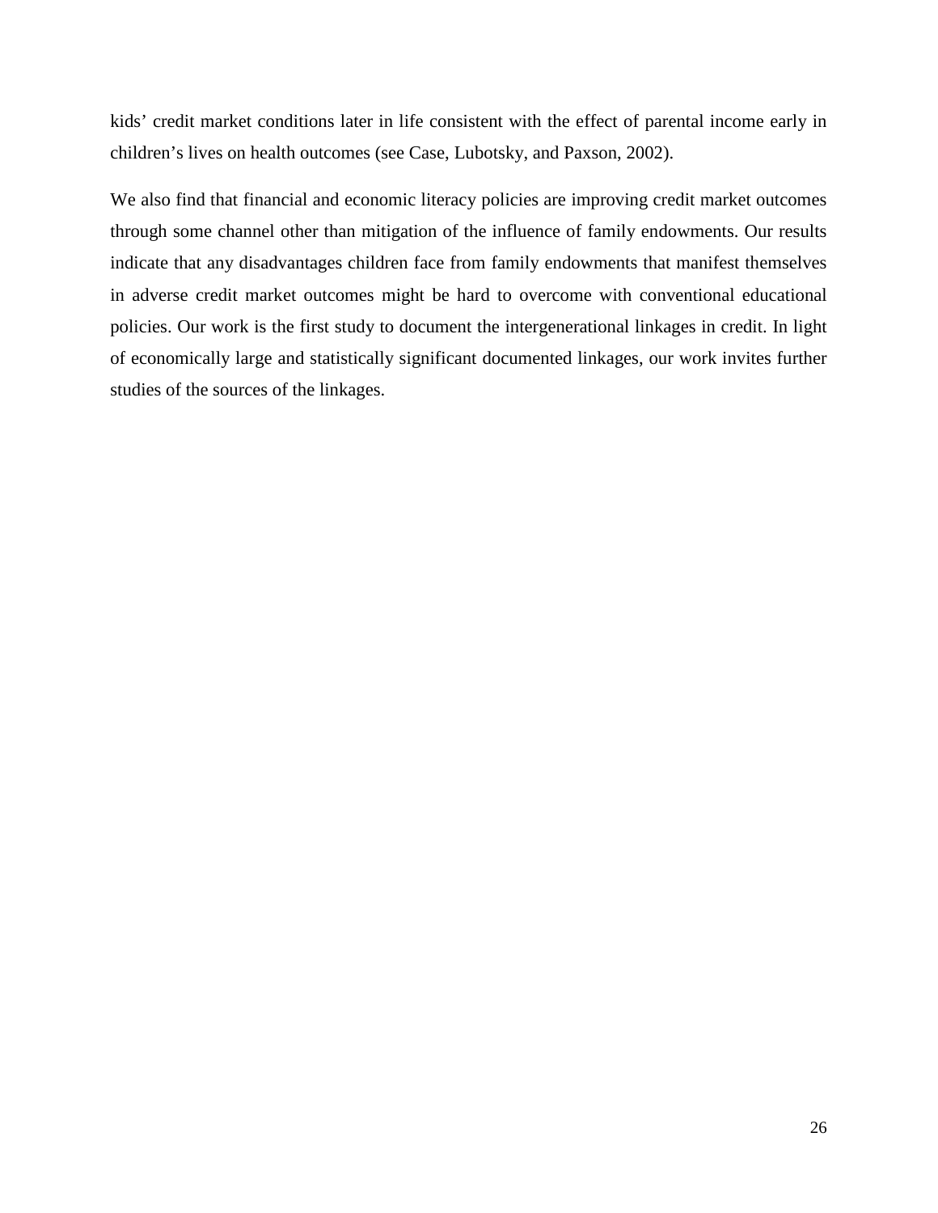kids' credit market conditions later in life consistent with the effect of parental income early in children's lives on health outcomes (see Case, Lubotsky, and Paxson, 2002).

We also find that financial and economic literacy policies are improving credit market outcomes through some channel other than mitigation of the influence of family endowments. Our results indicate that any disadvantages children face from family endowments that manifest themselves in adverse credit market outcomes might be hard to overcome with conventional educational policies. Our work is the first study to document the intergenerational linkages in credit. In light of economically large and statistically significant documented linkages, our work invites further studies of the sources of the linkages.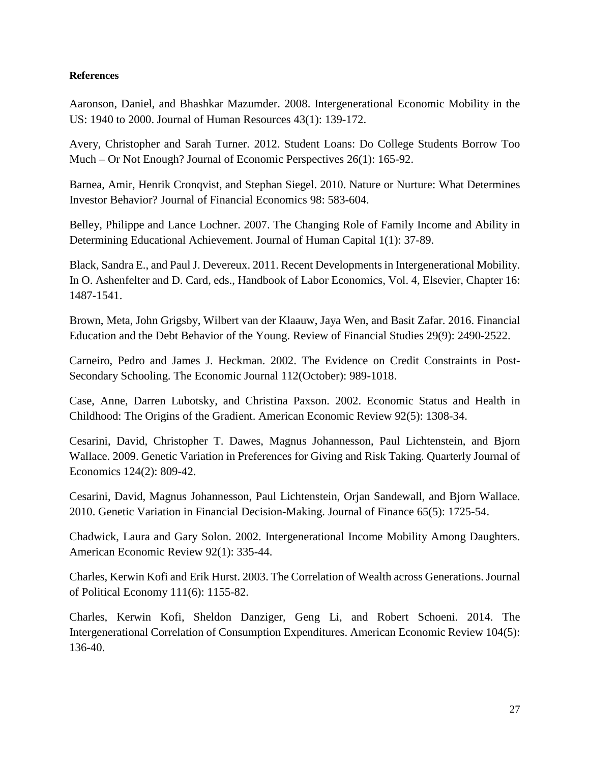**References**

Aaronson, Daniel, and Bhashkar Mazumder. 2008. Intergenerational Economic Mobility in the US: 1940 to 2000. Journal of Human Resources 43(1): 139-172.

Avery, Christopher and Sarah Turner. 2012. Student Loans: Do College Students Borrow Too Much – Or Not Enough? Journal of Economic Perspectives 26(1): 165-92.

Barnea, Amir, Henrik Cronqvist, and Stephan Siegel. 2010. Nature or Nurture: What Determines Investor Behavior? Journal of Financial Economics 98: 583-604.

Belley, Philippe and Lance Lochner. 2007. The Changing Role of Family Income and Ability in Determining Educational Achievement. Journal of Human Capital 1(1): 37-89.

Black, Sandra E., and Paul J. Devereux. 2011. Recent Developments in Intergenerational Mobility. In O. Ashenfelter and D. Card, eds., Handbook of Labor Economics, Vol. 4, Elsevier, Chapter 16: 1487-1541.

Brown, Meta, John Grigsby, Wilbert van der Klaauw, Jaya Wen, and Basit Zafar. 2016. Financial Education and the Debt Behavior of the Young. Review of Financial Studies 29(9): 2490-2522.

Carneiro, Pedro and James J. Heckman. 2002. The Evidence on Credit Constraints in Post-Secondary Schooling. The Economic Journal 112(October): 989-1018.

Case, Anne, Darren Lubotsky, and Christina Paxson. 2002. Economic Status and Health in Childhood: The Origins of the Gradient. American Economic Review 92(5): 1308-34.

Cesarini, David, Christopher T. Dawes, Magnus Johannesson, Paul Lichtenstein, and Bjorn Wallace. 2009. Genetic Variation in Preferences for Giving and Risk Taking. Quarterly Journal of Economics 124(2): 809-42.

Cesarini, David, Magnus Johannesson, Paul Lichtenstein, Orjan Sandewall, and Bjorn Wallace. 2010. Genetic Variation in Financial Decision-Making. Journal of Finance 65(5): 1725-54.

Chadwick, Laura and Gary Solon. 2002. Intergenerational Income Mobility Among Daughters. American Economic Review 92(1): 335-44.

Charles, Kerwin Kofi and Erik Hurst. 2003. The Correlation of Wealth across Generations. Journal of Political Economy 111(6): 1155-82.

Charles, Kerwin Kofi, Sheldon Danziger, Geng Li, and Robert Schoeni. 2014. The Intergenerational Correlation of Consumption Expenditures. American Economic Review 104(5): 136-40.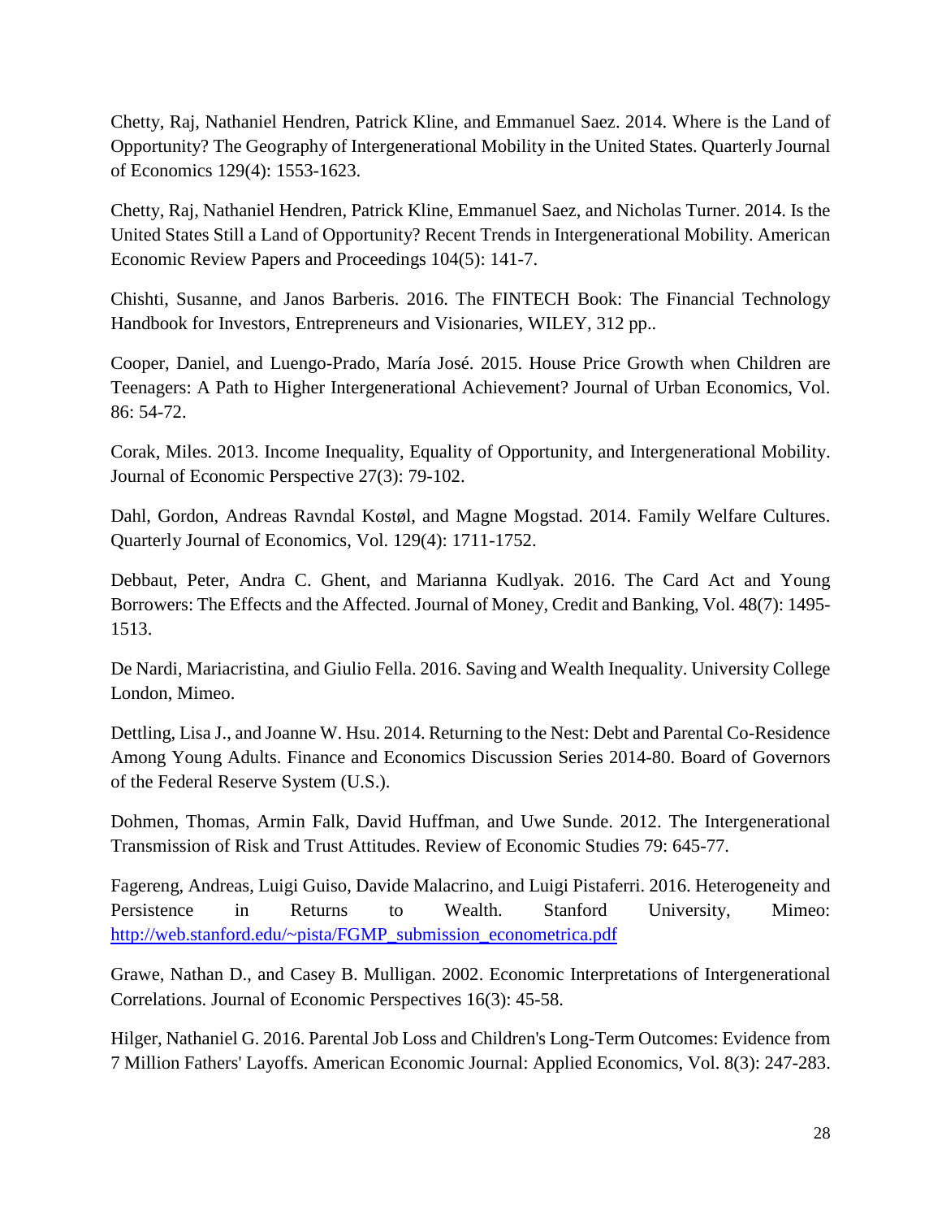Chetty, Raj, Nathaniel Hendren, Patrick Kline, and Emmanuel Saez. 2014. Where is the Land of Opportunity? The Geography of Intergenerational Mobility in the United States. Quarterly Journal of Economics 129(4): 1553-1623.

Chetty, Raj, Nathaniel Hendren, Patrick Kline, Emmanuel Saez, and Nicholas Turner. 2014. Is the United States Still a Land of Opportunity? Recent Trends in Intergenerational Mobility. American Economic Review Papers and Proceedings 104(5): 141-7.

Chishti, Susanne, and Janos Barberis. 2016. The FINTECH Book: The Financial Technology Handbook for Investors, Entrepreneurs and Visionaries, WILEY, 312 pp..

Cooper, Daniel, and Luengo-Prado, María José. 2015. House Price Growth when Children are Teenagers: A Path to Higher Intergenerational Achievement? Journal of Urban Economics, Vol. 86: 54-72.

Corak, Miles. 2013. Income Inequality, Equality of Opportunity, and Intergenerational Mobility. Journal of Economic Perspective 27(3): 79-102.

Dahl, Gordon, Andreas Ravndal Kostøl, and Magne Mogstad. 2014. Family Welfare Cultures. Quarterly Journal of Economics, Vol. 129(4): 1711-1752.

Debbaut, Peter, Andra C. Ghent, and Marianna Kudlyak. 2016. The Card Act and Young Borrowers: The Effects and the Affected. Journal of Money, Credit and Banking, Vol. 48(7): 1495-1513.

De Nardi, Mariacristina, and Giulio Fella. 2016. Saving and Wealth Inequality. University College London, Mimeo.

Dettling, Lisa J., and Joanne W. Hsu. 2014. Returning to the Nest: Debt and Parental Co-Residence Among Young Adults. Finance and Economics Discussion Series 2014-80. Board of Governors of the Federal Reserve System (U.S.).

Dohmen, Thomas, Armin Falk, David Huffman, and Uwe Sunde. 2012. The Intergenerational Transmission of Risk and Trust Attitudes. Review of Economic Studies 79: 645-77.

Fagereng, Andreas, Luigi Guiso, Davide Malacrino, and Luigi Pistaferri. 2016. Heterogeneity and Persistence in Returns to Wealth. Stanford University, Mimeo: http://web.stanford.edu/~pista/FGMP_submission_econometrica.pdf

Grawe, Nathan D., and Casey B. Mulligan. 2002. Economic Interpretations of Intergenerational Correlations. Journal of Economic Perspectives 16(3): 45-58.

Hilger, Nathaniel G. 2016. Parental Job Loss and Children's Long-Term Outcomes: Evidence from 7 Million Fathers' Layoffs. American Economic Journal: Applied Economics, Vol. 8(3): 247-283.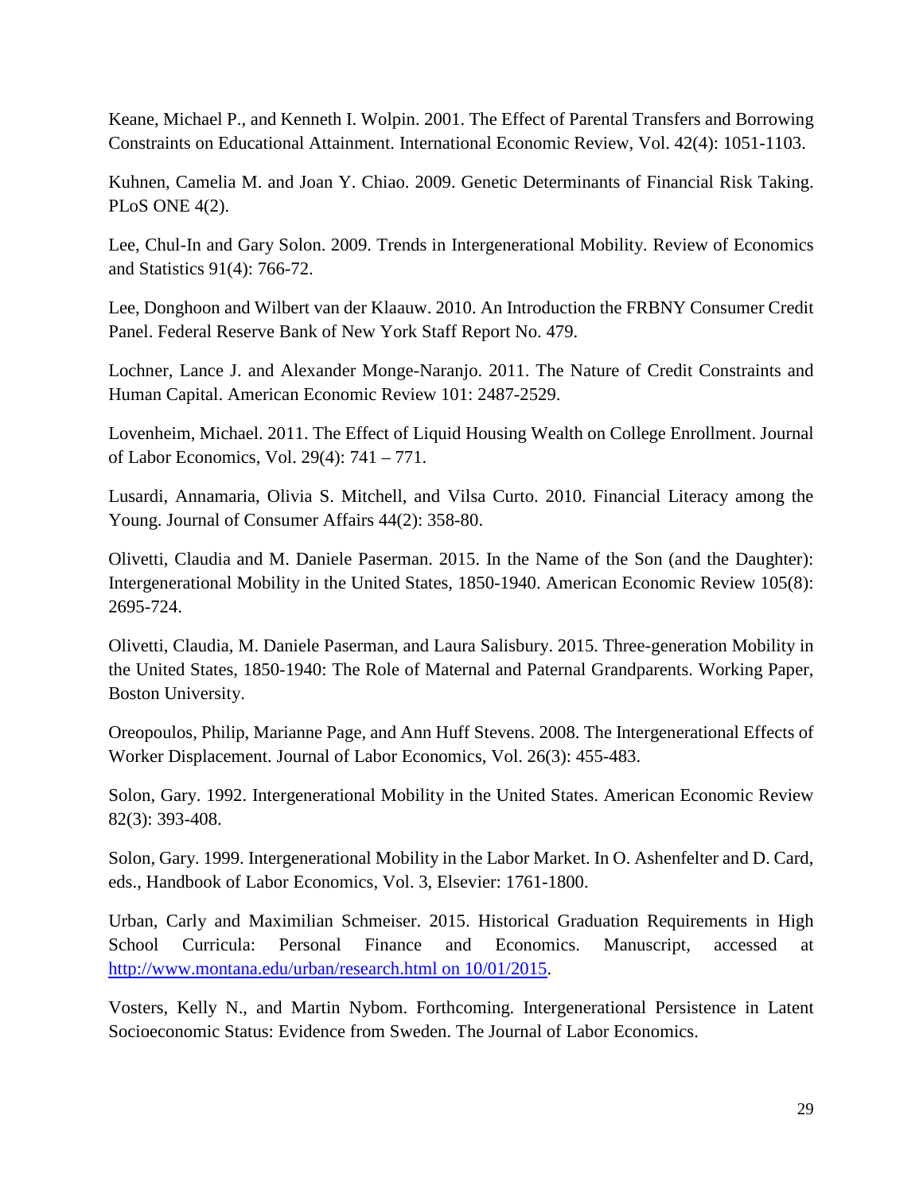Keane, Michael P., and Kenneth I. Wolpin. 2001. The Effect of Parental Transfers and Borrowing Constraints on Educational Attainment. International Economic Review, Vol. 42(4): 1051-1103.

Kuhnen, Camelia M. and Joan Y. Chiao. 2009. Genetic Determinants of Financial Risk Taking. PLoS ONE 4(2).

Lee, Chul-In and Gary Solon. 2009. Trends in Intergenerational Mobility. Review of Economics and Statistics 91(4): 766-72.

Lee, Donghoon and Wilbert van der Klaauw. 2010. An Introduction the FRBNY Consumer Credit Panel. Federal Reserve Bank of New York Staff Report No. 479.

Lochner, Lance J. and Alexander Monge-Naranjo. 2011. The Nature of Credit Constraints and Human Capital. American Economic Review 101: 2487-2529.

Lovenheim, Michael. 2011. The Effect of Liquid Housing Wealth on College Enrollment. Journal of Labor Economics, Vol. 29(4): 741 – 771.

Lusardi, Annamaria, Olivia S. Mitchell, and Vilsa Curto. 2010. Financial Literacy among the Young. Journal of Consumer Affairs 44(2): 358-80.

Olivetti, Claudia and M. Daniele Paserman. 2015. In the Name of the Son (and the Daughter): Intergenerational Mobility in the United States, 1850-1940. American Economic Review 105(8): 2695-724.

Olivetti, Claudia, M. Daniele Paserman, and Laura Salisbury. 2015. Three-generation Mobility in the United States, 1850-1940: The Role of Maternal and Paternal Grandparents. Working Paper, Boston University.

Oreopoulos, Philip, Marianne Page, and Ann Huff Stevens. 2008. The Intergenerational Effects of Worker Displacement. Journal of Labor Economics, Vol. 26(3): 455-483.

Solon, Gary. 1992. Intergenerational Mobility in the United States. American Economic Review 82(3): 393-408.

Solon, Gary. 1999. Intergenerational Mobility in the Labor Market. In O. Ashenfelter and D. Card, eds., Handbook of Labor Economics, Vol. 3, Elsevier: 1761-1800.

Urban, Carly and Maximilian Schmeiser. 2015. Historical Graduation Requirements in High School Curricula: Personal Finance and Economics. Manuscript, accessed at http://www.montana.edu/urban/research.html on 10/01/2015.

Vosters, Kelly N., and Martin Nybom. Forthcoming. Intergenerational Persistence in Latent Socioeconomic Status: Evidence from Sweden. The Journal of Labor Economics.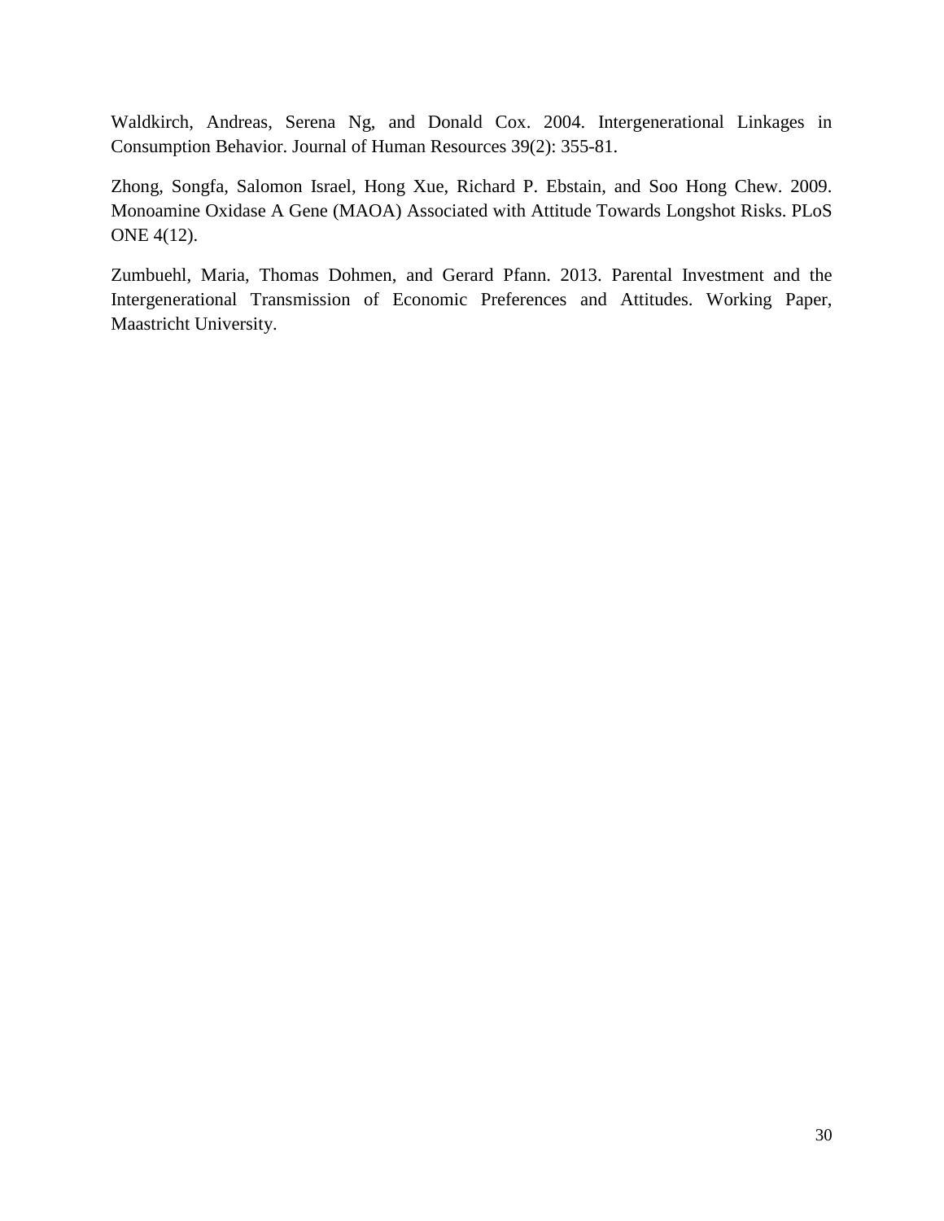Waldkirch, Andreas, Serena Ng, and Donald Cox. 2004. Intergenerational Linkages in Consumption Behavior. Journal of Human Resources 39(2): 355-81.

Zhong, Songfa, Salomon Israel, Hong Xue, Richard P. Ebstain, and Soo Hong Chew. 2009. Monoamine Oxidase A Gene (MAOA) Associated with Attitude Towards Longshot Risks. PLoS ONE 4(12).

Zumbuehl, Maria, Thomas Dohmen, and Gerard Pfann. 2013. Parental Investment and the Intergenerational Transmission of Economic Preferences and Attitudes. Working Paper, Maastricht University.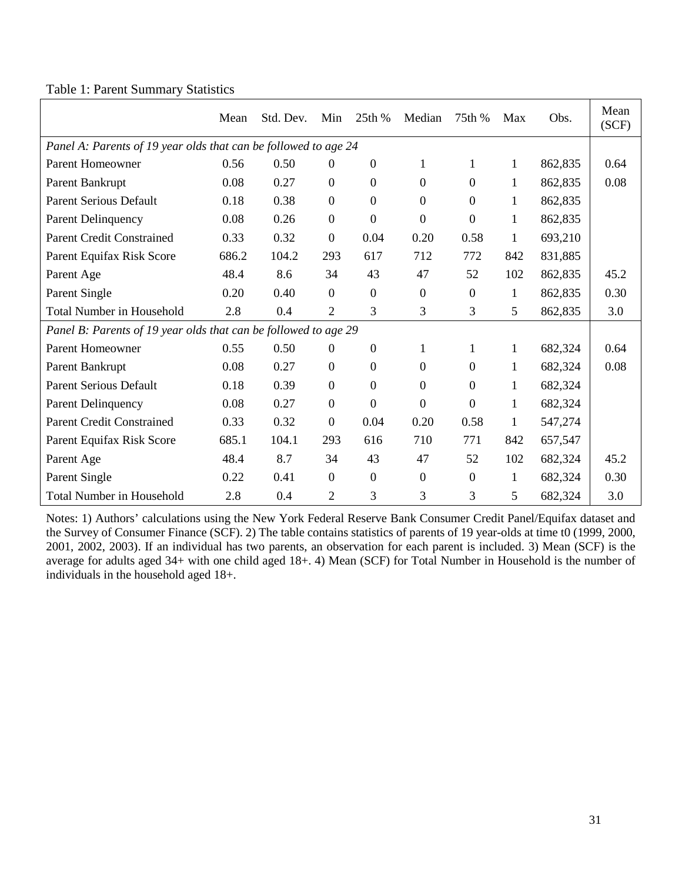Table 1: Parent Summary Statistics

| | Mean | Std. Dev. | Min | 25th % | Median | 75th % | Max | Obs. | Mean (SCF) |
|---|---|---|---|---|---|---|---|---|---|
| *Panel A: Parents of 19 year olds that can be followed to age 24* | | | | | | | | | |
| Parent Homeowner | 0.56 | 0.50 | 0 | 0 | 1 | 1 | 1 | 862,835 | 0.64 |
| Parent Bankrupt | 0.08 | 0.27 | 0 | 0 | 0 | 0 | 1 | 862,835 | 0.08 |
| Parent Serious Default | 0.18 | 0.38 | 0 | 0 | 0 | 0 | 1 | 862,835 | |
| Parent Delinquency | 0.08 | 0.26 | 0 | 0 | 0 | 0 | 1 | 862,835 | |
| Parent Credit Constrained | 0.33 | 0.32 | 0 | 0.04 | 0.20 | 0.58 | 1 | 693,210 | |
| Parent Equifax Risk Score | 686.2 | 104.2 | 293 | 617 | 712 | 772 | 842 | 831,885 | |
| Parent Age | 48.4 | 8.6 | 34 | 43 | 47 | 52 | 102 | 862,835 | 45.2 |
| Parent Single | 0.20 | 0.40 | 0 | 0 | 0 | 0 | 1 | 862,835 | 0.30 |
| Total Number in Household | 2.8 | 0.4 | 2 | 3 | 3 | 3 | 5 | 862,835 | 3.0 |
| *Panel B: Parents of 19 year olds that can be followed to age 29* | | | | | | | | | |
| Parent Homeowner | 0.55 | 0.50 | 0 | 0 | 1 | 1 | 1 | 682,324 | 0.64 |
| Parent Bankrupt | 0.08 | 0.27 | 0 | 0 | 0 | 0 | 1 | 682,324 | 0.08 |
| Parent Serious Default | 0.18 | 0.39 | 0 | 0 | 0 | 0 | 1 | 682,324 | |
| Parent Delinquency | 0.08 | 0.27 | 0 | 0 | 0 | 0 | 1 | 682,324 | |
| Parent Credit Constrained | 0.33 | 0.32 | 0 | 0.04 | 0.20 | 0.58 | 1 | 547,274 | |
| Parent Equifax Risk Score | 685.1 | 104.1 | 293 | 616 | 710 | 771 | 842 | 657,547 | |
| Parent Age | 48.4 | 8.7 | 34 | 43 | 47 | 52 | 102 | 682,324 | 45.2 |
| Parent Single | 0.22 | 0.41 | 0 | 0 | 0 | 0 | 1 | 682,324 | 0.30 |
| Total Number in Household | 2.8 | 0.4 | 2 | 3 | 3 | 3 | 5 | 682,324 | 3.0 |

Notes: 1) Authors' calculations using the New York Federal Reserve Bank Consumer Credit Panel/Equifax dataset and the Survey of Consumer Finance (SCF). 2) The table contains statistics of parents of 19 year-olds at time t0 (1999, 2000, 2001, 2002, 2003). If an individual has two parents, an observation for each parent is included. 3) Mean (SCF) is the average for adults aged 34+ with one child aged 18+. 4) Mean (SCF) for Total Number in Household is the number of individuals in the household aged 18+.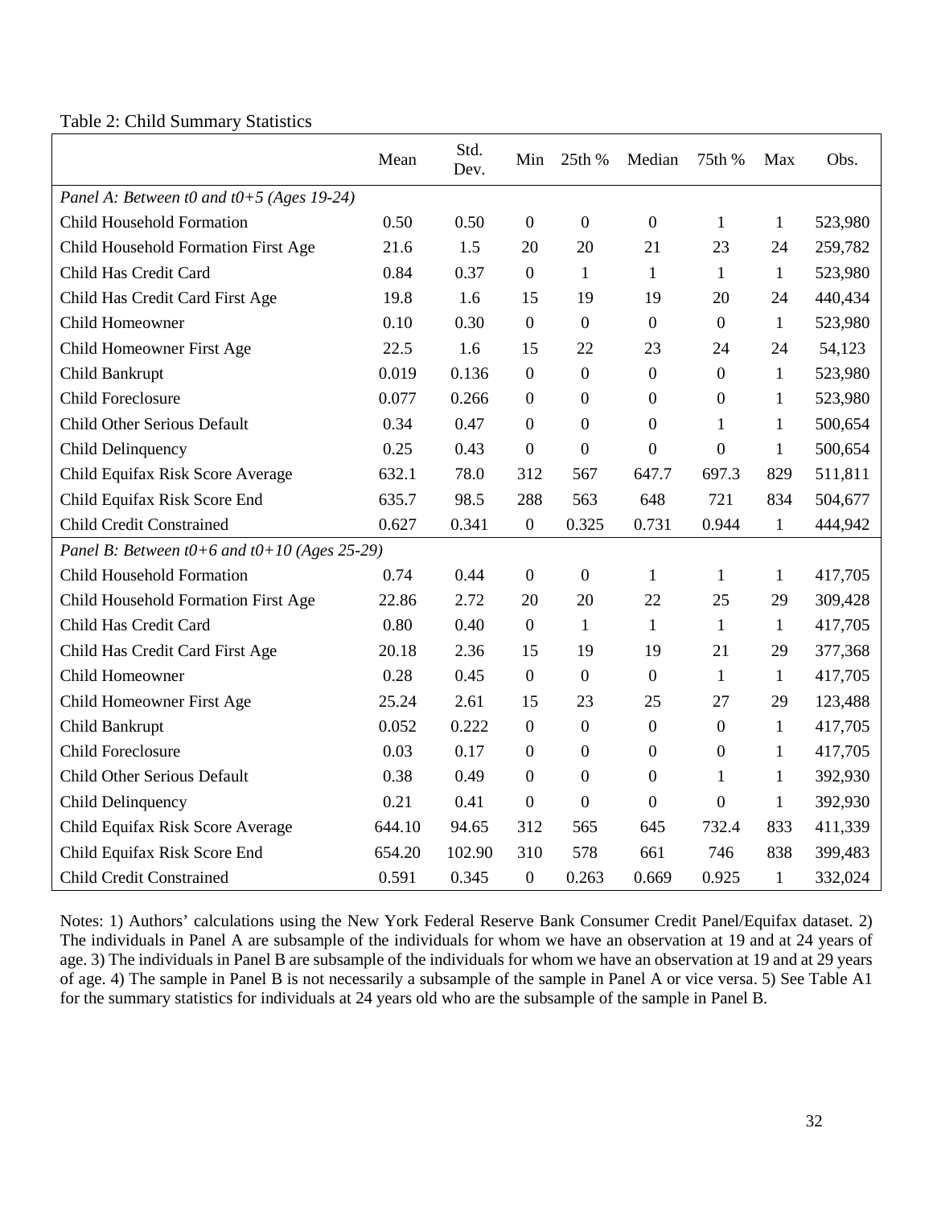Table 2: Child Summary Statistics

| | Mean | Std. Dev. | Min | 25th % | Median | 75th % | Max | Obs. |
|---|---|---|---|---|---|---|---|---|
| *Panel A: Between t0 and t0+5 (Ages 19-24)* | | | | | | | | |
| Child Household Formation | 0.50 | 0.50 | 0 | 0 | 0 | 1 | 1 | 523,980 |
| Child Household Formation First Age | 21.6 | 1.5 | 20 | 20 | 21 | 23 | 24 | 259,782 |
| Child Has Credit Card | 0.84 | 0.37 | 0 | 1 | 1 | 1 | 1 | 523,980 |
| Child Has Credit Card First Age | 19.8 | 1.6 | 15 | 19 | 19 | 20 | 24 | 440,434 |
| Child Homeowner | 0.10 | 0.30 | 0 | 0 | 0 | 0 | 1 | 523,980 |
| Child Homeowner First Age | 22.5 | 1.6 | 15 | 22 | 23 | 24 | 24 | 54,123 |
| Child Bankrupt | 0.019 | 0.136 | 0 | 0 | 0 | 0 | 1 | 523,980 |
| Child Foreclosure | 0.077 | 0.266 | 0 | 0 | 0 | 0 | 1 | 523,980 |
| Child Other Serious Default | 0.34 | 0.47 | 0 | 0 | 0 | 1 | 1 | 500,654 |
| Child Delinquency | 0.25 | 0.43 | 0 | 0 | 0 | 0 | 1 | 500,654 |
| Child Equifax Risk Score Average | 632.1 | 78.0 | 312 | 567 | 647.7 | 697.3 | 829 | 511,811 |
| Child Equifax Risk Score End | 635.7 | 98.5 | 288 | 563 | 648 | 721 | 834 | 504,677 |
| Child Credit Constrained | 0.627 | 0.341 | 0 | 0.325 | 0.731 | 0.944 | 1 | 444,942 |
| *Panel B: Between t0+6 and t0+10 (Ages 25-29)* | | | | | | | | |
| Child Household Formation | 0.74 | 0.44 | 0 | 0 | 1 | 1 | 1 | 417,705 |
| Child Household Formation First Age | 22.86 | 2.72 | 20 | 20 | 22 | 25 | 29 | 309,428 |
| Child Has Credit Card | 0.80 | 0.40 | 0 | 1 | 1 | 1 | 1 | 417,705 |
| Child Has Credit Card First Age | 20.18 | 2.36 | 15 | 19 | 19 | 21 | 29 | 377,368 |
| Child Homeowner | 0.28 | 0.45 | 0 | 0 | 0 | 1 | 1 | 417,705 |
| Child Homeowner First Age | 25.24 | 2.61 | 15 | 23 | 25 | 27 | 29 | 123,488 |
| Child Bankrupt | 0.052 | 0.222 | 0 | 0 | 0 | 0 | 1 | 417,705 |
| Child Foreclosure | 0.03 | 0.17 | 0 | 0 | 0 | 0 | 1 | 417,705 |
| Child Other Serious Default | 0.38 | 0.49 | 0 | 0 | 0 | 1 | 1 | 392,930 |
| Child Delinquency | 0.21 | 0.41 | 0 | 0 | 0 | 0 | 1 | 392,930 |
| Child Equifax Risk Score Average | 644.10 | 94.65 | 312 | 565 | 645 | 732.4 | 833 | 411,339 |
| Child Equifax Risk Score End | 654.20 | 102.90 | 310 | 578 | 661 | 746 | 838 | 399,483 |
| Child Credit Constrained | 0.591 | 0.345 | 0 | 0.263 | 0.669 | 0.925 | 1 | 332,024 |

Notes: 1) Authors' calculations using the New York Federal Reserve Bank Consumer Credit Panel/Equifax dataset. 2) The individuals in Panel A are subsample of the individuals for whom we have an observation at 19 and at 24 years of age. 3) The individuals in Panel B are subsample of the individuals for whom we have an observation at 19 and at 29 years of age. 4) The sample in Panel B is not necessarily a subsample of the sample in Panel A or vice versa. 5) See Table A1 for the summary statistics for individuals at 24 years old who are the subsample of the sample in Panel B.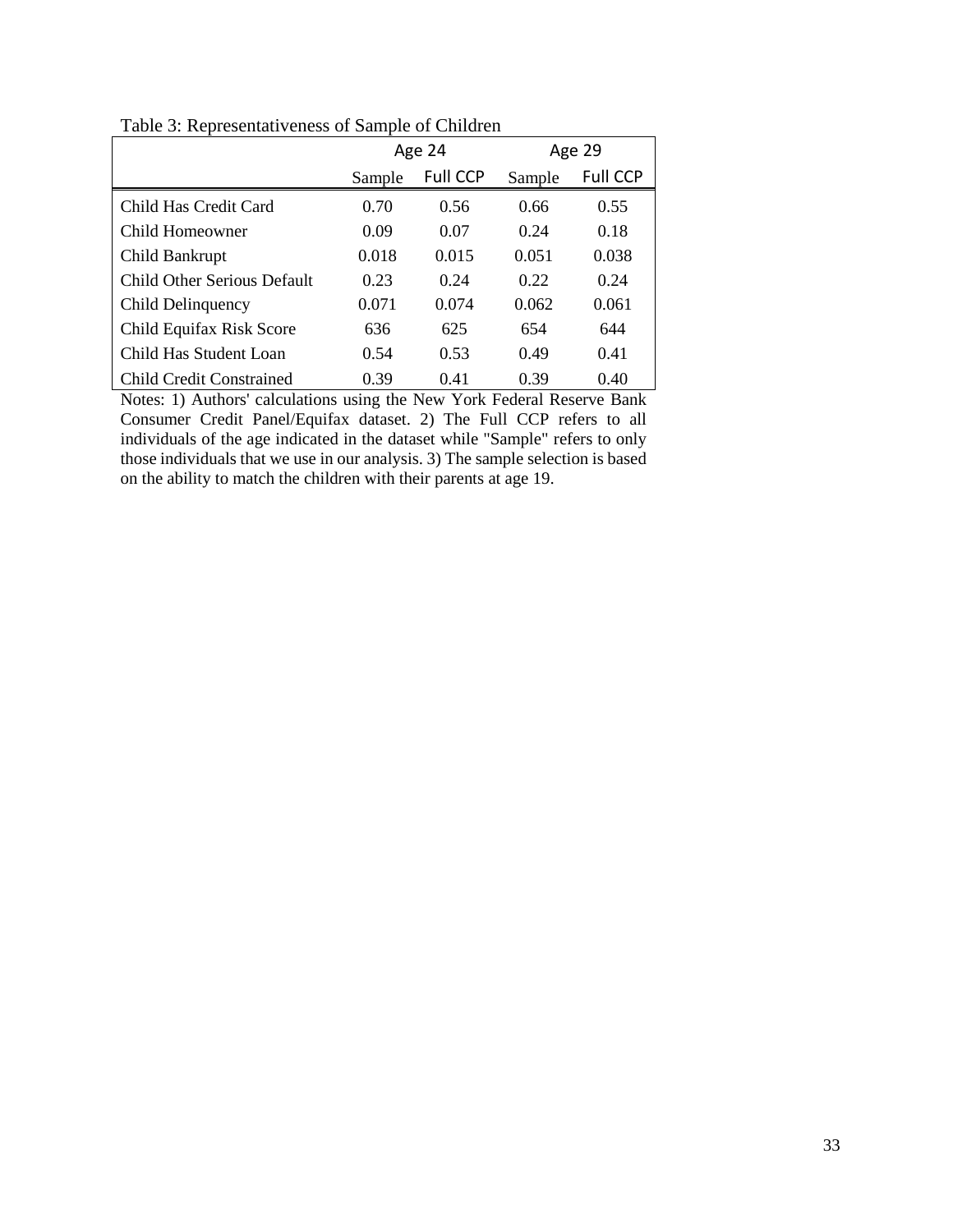Table 3: Representativeness of Sample of Children

| | Age 24 | | Age 29 | |
|---|---|---|---|---|
| | Sample | Full CCP | Sample | Full CCP |
| Child Has Credit Card | 0.70 | 0.56 | 0.66 | 0.55 |
| Child Homeowner | 0.09 | 0.07 | 0.24 | 0.18 |
| Child Bankrupt | 0.018 | 0.015 | 0.051 | 0.038 |
| Child Other Serious Default | 0.23 | 0.24 | 0.22 | 0.24 |
| Child Delinquency | 0.071 | 0.074 | 0.062 | 0.061 |
| Child Equifax Risk Score | 636 | 625 | 654 | 644 |
| Child Has Student Loan | 0.54 | 0.53 | 0.49 | 0.41 |
| Child Credit Constrained | 0.39 | 0.41 | 0.39 | 0.40 |

Notes: 1) Authors' calculations using the New York Federal Reserve Bank Consumer Credit Panel/Equifax dataset. 2) The Full CCP refers to all individuals of the age indicated in the dataset while "Sample" refers to only those individuals that we use in our analysis. 3) The sample selection is based on the ability to match the children with their parents at age 19.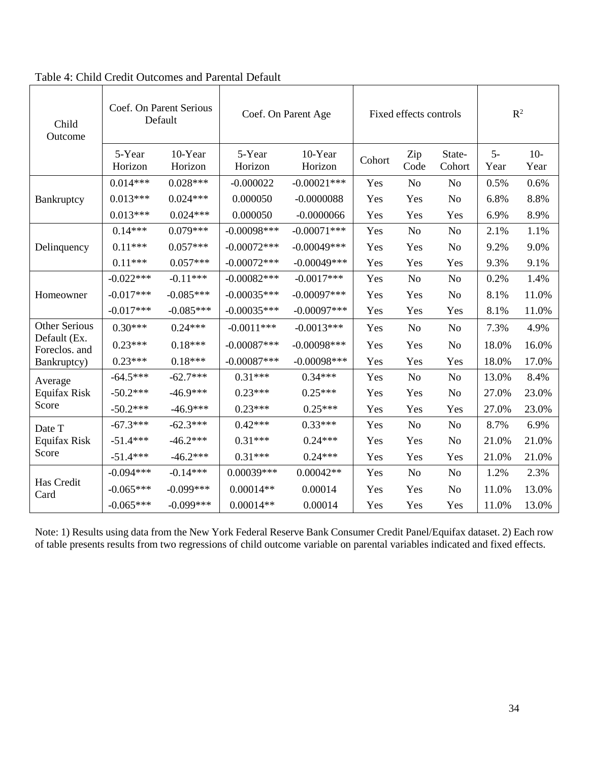Table 4: Child Credit Outcomes and Parental Default

| Child Outcome | Coef. On Parent Serious Default | | Coef. On Parent Age | | Fixed effects controls | | | $R^2$ | |
|---|---|---|---|---|---|---|---|---|---|
| | 5-Year Horizon | 10-Year Horizon | 5-Year Horizon | 10-Year Horizon | Cohort | Zip Code | State-Cohort | 5-Year | 10-Year |
| Bankruptcy | 0.014*** | 0.028*** | -0.000022 | -0.00021*** | Yes | No | No | 0.5% | 0.6% |
| | 0.013*** | 0.024*** | 0.000050 | -0.0000088 | Yes | Yes | No | 6.8% | 8.8% |
| | 0.013*** | 0.024*** | 0.000050 | -0.0000066 | Yes | Yes | Yes | 6.9% | 8.9% |
| Delinquency | 0.14*** | 0.079*** | -0.00098*** | -0.00071*** | Yes | No | No | 2.1% | 1.1% |
| | 0.11*** | 0.057*** | -0.00072*** | -0.00049*** | Yes | Yes | No | 9.2% | 9.0% |
| | 0.11*** | 0.057*** | -0.00072*** | -0.00049*** | Yes | Yes | Yes | 9.3% | 9.1% |
| Homeowner | -0.022*** | -0.11*** | -0.00082*** | -0.0017*** | Yes | No | No | 0.2% | 1.4% |
| | -0.017*** | -0.085*** | -0.00035*** | -0.00097*** | Yes | Yes | No | 8.1% | 11.0% |
| | -0.017*** | -0.085*** | -0.00035*** | -0.00097*** | Yes | Yes | Yes | 8.1% | 11.0% |
| Other Serious Default (Ex. Foreclos. and Bankruptcy) | 0.30*** | 0.24*** | -0.0011*** | -0.0013*** | Yes | No | No | 7.3% | 4.9% |
| | 0.23*** | 0.18*** | -0.00087*** | -0.00098*** | Yes | Yes | No | 18.0% | 16.0% |
| | 0.23*** | 0.18*** | -0.00087*** | -0.00098*** | Yes | Yes | Yes | 18.0% | 17.0% |
| Average Equifax Risk Score | -64.5*** | -62.7*** | 0.31*** | 0.34*** | Yes | No | No | 13.0% | 8.4% |
| | -50.2*** | -46.9*** | 0.23*** | 0.25*** | Yes | Yes | No | 27.0% | 23.0% |
| | -50.2*** | -46.9*** | 0.23*** | 0.25*** | Yes | Yes | Yes | 27.0% | 23.0% |
| Date T Equifax Risk Score | -67.3*** | -62.3*** | 0.42*** | 0.33*** | Yes | No | No | 8.7% | 6.9% |
| | -51.4*** | -46.2*** | 0.31*** | 0.24*** | Yes | Yes | No | 21.0% | 21.0% |
| | -51.4*** | -46.2*** | 0.31*** | 0.24*** | Yes | Yes | Yes | 21.0% | 21.0% |
| Has Credit Card | -0.094*** | -0.14*** | 0.00039*** | 0.00042** | Yes | No | No | 1.2% | 2.3% |
| | -0.065*** | -0.099*** | 0.00014** | 0.00014 | Yes | Yes | No | 11.0% | 13.0% |
| | -0.065*** | -0.099*** | 0.00014** | 0.00014 | Yes | Yes | Yes | 11.0% | 13.0% |

Note: 1) Results using data from the New York Federal Reserve Bank Consumer Credit Panel/Equifax dataset. 2) Each row of table presents results from two regressions of child outcome variable on parental variables indicated and fixed effects.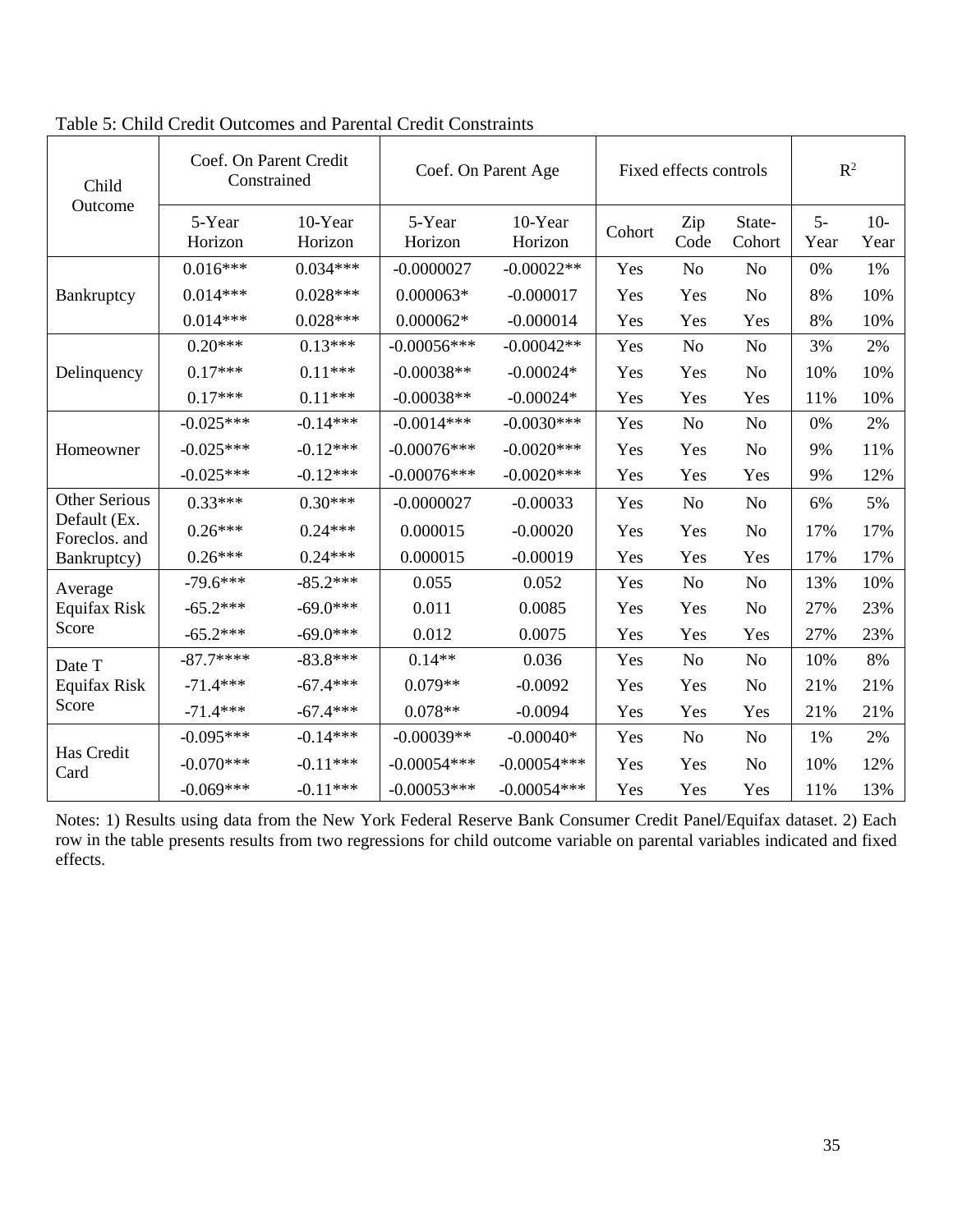Table 5: Child Credit Outcomes and Parental Credit Constraints

| Child Outcome | Coef. On Parent Credit Constrained | | Coef. On Parent Age | | Fixed effects controls | | | $R^2$ | |
|---|---|---|---|---|---|---|---|---|---|
| | 5-Year Horizon | 10-Year Horizon | 5-Year Horizon | 10-Year Horizon | Cohort | Zip Code | State-Cohort | 5-Year | 10-Year |
| Bankruptcy | 0.016*** | 0.034*** | -0.0000027 | -0.00022** | Yes | No | No | 0% | 1% |
| | 0.014*** | 0.028*** | 0.000063* | -0.000017 | Yes | Yes | No | 8% | 10% |
| | 0.014*** | 0.028*** | 0.000062* | -0.000014 | Yes | Yes | Yes | 8% | 10% |
| Delinquency | 0.20*** | 0.13*** | -0.00056*** | -0.00042** | Yes | No | No | 3% | 2% |
| | 0.17*** | 0.11*** | -0.00038** | -0.00024* | Yes | Yes | No | 10% | 10% |
| | 0.17*** | 0.11*** | -0.00038** | -0.00024* | Yes | Yes | Yes | 11% | 10% |
| Homeowner | -0.025*** | -0.14*** | -0.0014*** | -0.0030*** | Yes | No | No | 0% | 2% |
| | -0.025*** | -0.12*** | -0.00076*** | -0.0020*** | Yes | Yes | No | 9% | 11% |
| | -0.025*** | -0.12*** | -0.00076*** | -0.0020*** | Yes | Yes | Yes | 9% | 12% |
| Other Serious Default (Ex. Foreclos. and Bankruptcy) | 0.33*** | 0.30*** | -0.0000027 | -0.00033 | Yes | No | No | 6% | 5% |
| | 0.26*** | 0.24*** | 0.000015 | -0.00020 | Yes | Yes | No | 17% | 17% |
| | 0.26*** | 0.24*** | 0.000015 | -0.00019 | Yes | Yes | Yes | 17% | 17% |
| Average Equifax Risk Score | -79.6*** | -85.2*** | 0.055 | 0.052 | Yes | No | No | 13% | 10% |
| | -65.2*** | -69.0*** | 0.011 | 0.0085 | Yes | Yes | No | 27% | 23% |
| | -65.2*** | -69.0*** | 0.012 | 0.0075 | Yes | Yes | Yes | 27% | 23% |
| Date T Equifax Risk Score | -87.7**** | -83.8*** | 0.14** | 0.036 | Yes | No | No | 10% | 8% |
| | -71.4*** | -67.4*** | 0.079** | -0.0092 | Yes | Yes | No | 21% | 21% |
| | -71.4*** | -67.4*** | 0.078** | -0.0094 | Yes | Yes | Yes | 21% | 21% |
| Has Credit Card | -0.095*** | -0.14*** | -0.00039** | -0.00040* | Yes | No | No | 1% | 2% |
| | -0.070*** | -0.11*** | -0.00054*** | -0.00054*** | Yes | Yes | No | 10% | 12% |
| | -0.069*** | -0.11*** | -0.00053*** | -0.00054*** | Yes | Yes | Yes | 11% | 13% |

Notes: 1) Results using data from the New York Federal Reserve Bank Consumer Credit Panel/Equifax dataset. 2) Each row in the table presents results from two regressions for child outcome variable on parental variables indicated and fixed effects.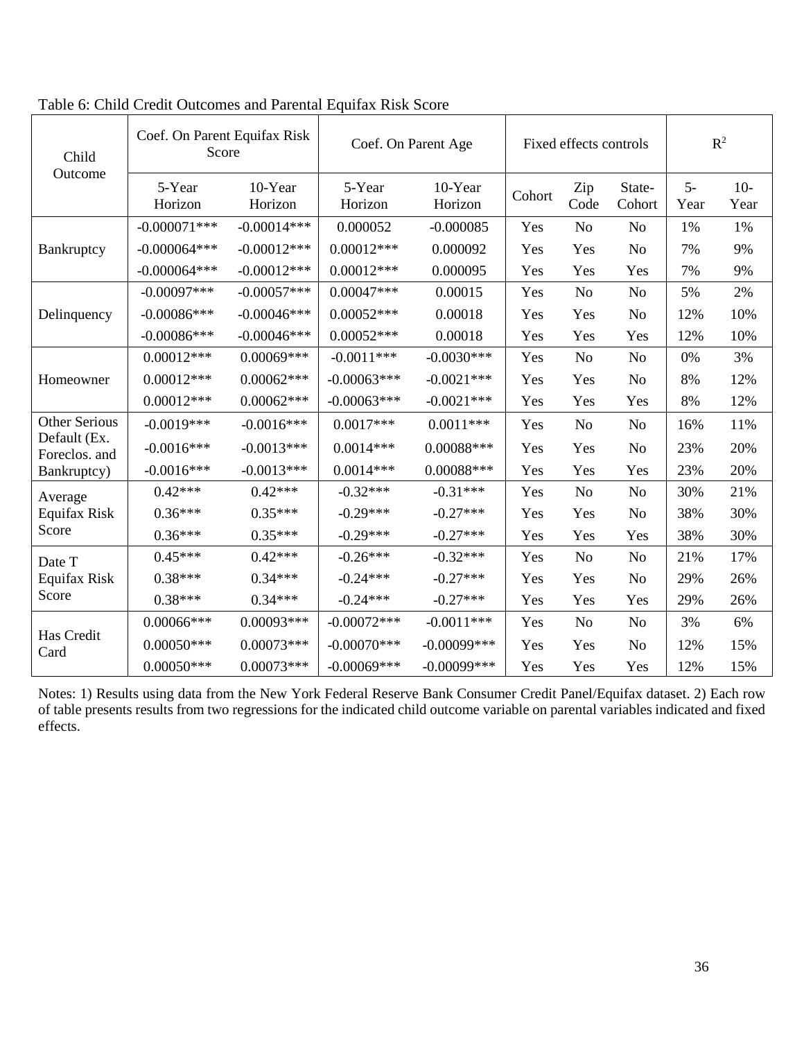Table 6: Child Credit Outcomes and Parental Equifax Risk Score

| Child Outcome | Coef. On Parent Equifax Risk Score | | Coef. On Parent Age | | Fixed effects controls | | | $R^2$ | |
|---|---|---|---|---|---|---|---|---|---|
| | 5-Year Horizon | 10-Year Horizon | 5-Year Horizon | 10-Year Horizon | Cohort | Zip Code | State-Cohort | 5-Year | 10-Year |
| Bankruptcy | -0.000071*** | -0.00014*** | 0.000052 | -0.000085 | Yes | No | No | 1% | 1% |
| | -0.000064*** | -0.00012*** | 0.00012*** | 0.000092 | Yes | Yes | No | 7% | 9% |
| | -0.000064*** | -0.00012*** | 0.00012*** | 0.000095 | Yes | Yes | Yes | 7% | 9% |
| Delinquency | -0.00097*** | -0.00057*** | 0.00047*** | 0.00015 | Yes | No | No | 5% | 2% |
| | -0.00086*** | -0.00046*** | 0.00052*** | 0.00018 | Yes | Yes | No | 12% | 10% |
| | -0.00086*** | -0.00046*** | 0.00052*** | 0.00018 | Yes | Yes | Yes | 12% | 10% |
| Homeowner | 0.00012*** | 0.00069*** | -0.0011*** | -0.0030*** | Yes | No | No | 0% | 3% |
| | 0.00012*** | 0.00062*** | -0.00063*** | -0.0021*** | Yes | Yes | No | 8% | 12% |
| | 0.00012*** | 0.00062*** | -0.00063*** | -0.0021*** | Yes | Yes | Yes | 8% | 12% |
| Other Serious Default (Ex. Foreclos. and Bankruptcy) | -0.0019*** | -0.0016*** | 0.0017*** | 0.0011*** | Yes | No | No | 16% | 11% |
| | -0.0016*** | -0.0013*** | 0.0014*** | 0.00088*** | Yes | Yes | No | 23% | 20% |
| | -0.0016*** | -0.0013*** | 0.0014*** | 0.00088*** | Yes | Yes | Yes | 23% | 20% |
| Average Equifax Risk Score | 0.42*** | 0.42*** | -0.32*** | -0.31*** | Yes | No | No | 30% | 21% |
| | 0.36*** | 0.35*** | -0.29*** | -0.27*** | Yes | Yes | No | 38% | 30% |
| | 0.36*** | 0.35*** | -0.29*** | -0.27*** | Yes | Yes | Yes | 38% | 30% |
| Date T Equifax Risk Score | 0.45*** | 0.42*** | -0.26*** | -0.32*** | Yes | No | No | 21% | 17% |
| | 0.38*** | 0.34*** | -0.24*** | -0.27*** | Yes | Yes | No | 29% | 26% |
| | 0.38*** | 0.34*** | -0.24*** | -0.27*** | Yes | Yes | Yes | 29% | 26% |
| Has Credit Card | 0.00066*** | 0.00093*** | -0.00072*** | -0.0011*** | Yes | No | No | 3% | 6% |
| | 0.00050*** | 0.00073*** | -0.00070*** | -0.00099*** | Yes | Yes | No | 12% | 15% |
| | 0.00050*** | 0.00073*** | -0.00069*** | -0.00099*** | Yes | Yes | Yes | 12% | 15% |

Notes: 1) Results using data from the New York Federal Reserve Bank Consumer Credit Panel/Equifax dataset. 2) Each row of table presents results from two regressions for the indicated child outcome variable on parental variables indicated and fixed effects.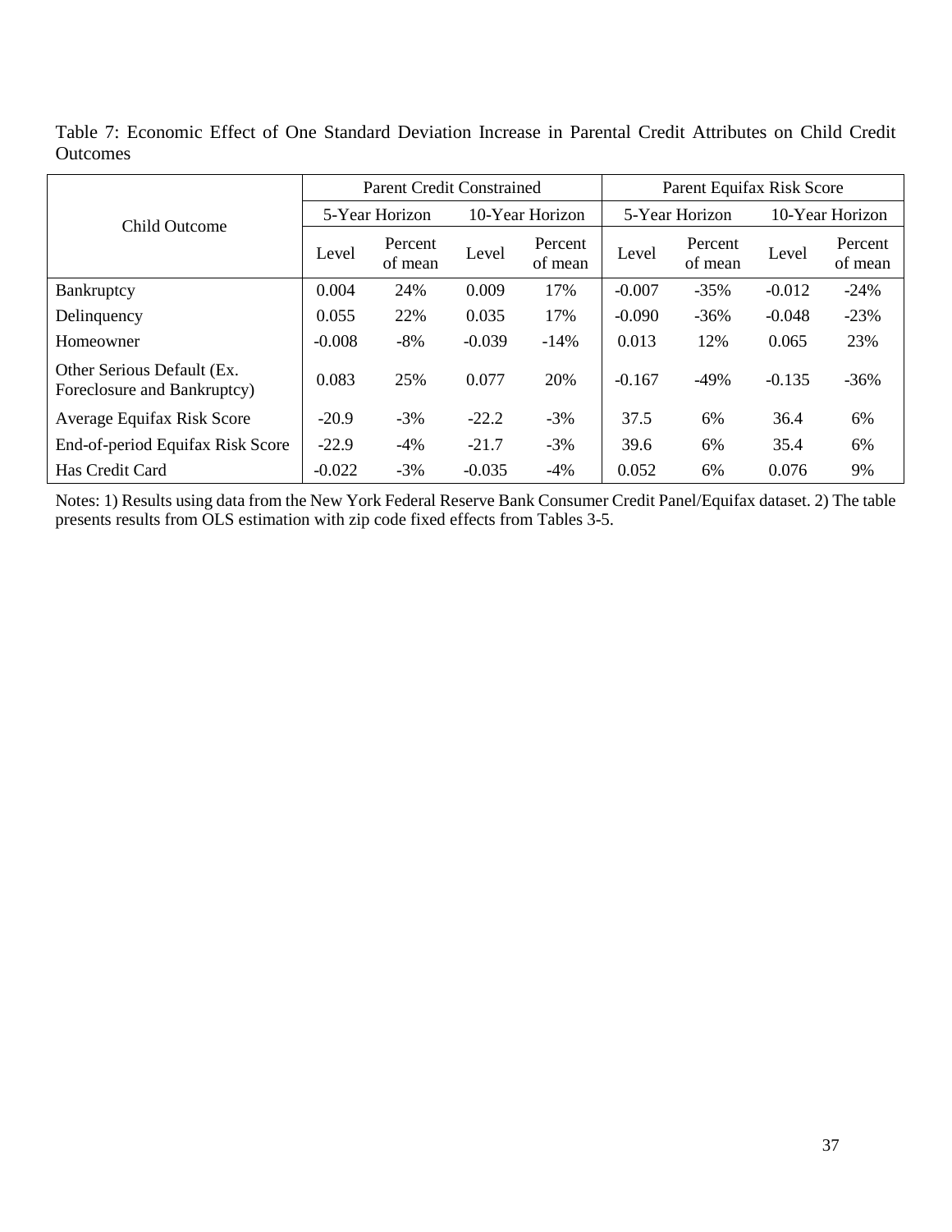Table 7: Economic Effect of One Standard Deviation Increase in Parental Credit Attributes on Child Credit Outcomes

| Child Outcome | Parent Credit Constrained | | | | Parent Equifax Risk Score | | | |
|---|---|---|---|---|---|---|---|---|
| | 5-Year Horizon | | 10-Year Horizon | | 5-Year Horizon | | 10-Year Horizon | |
| | Level | Percent of mean | Level | Percent of mean | Level | Percent of mean | Level | Percent of mean |
| Bankruptcy | 0.004 | 24% | 0.009 | 17% | -0.007 | -35% | -0.012 | -24% |
| Delinquency | 0.055 | 22% | 0.035 | 17% | -0.090 | -36% | -0.048 | -23% |
| Homeowner | -0.008 | -8% | -0.039 | -14% | 0.013 | 12% | 0.065 | 23% |
| Other Serious Default (Ex. Foreclosure and Bankruptcy) | 0.083 | 25% | 0.077 | 20% | -0.167 | -49% | -0.135 | -36% |
| Average Equifax Risk Score | -20.9 | -3% | -22.2 | -3% | 37.5 | 6% | 36.4 | 6% |
| End-of-period Equifax Risk Score | -22.9 | -4% | -21.7 | -3% | 39.6 | 6% | 35.4 | 6% |
| Has Credit Card | -0.022 | -3% | -0.035 | -4% | 0.052 | 6% | 0.076 | 9% |

Notes: 1) Results using data from the New York Federal Reserve Bank Consumer Credit Panel/Equifax dataset. 2) The table presents results from OLS estimation with zip code fixed effects from Tables 3-5.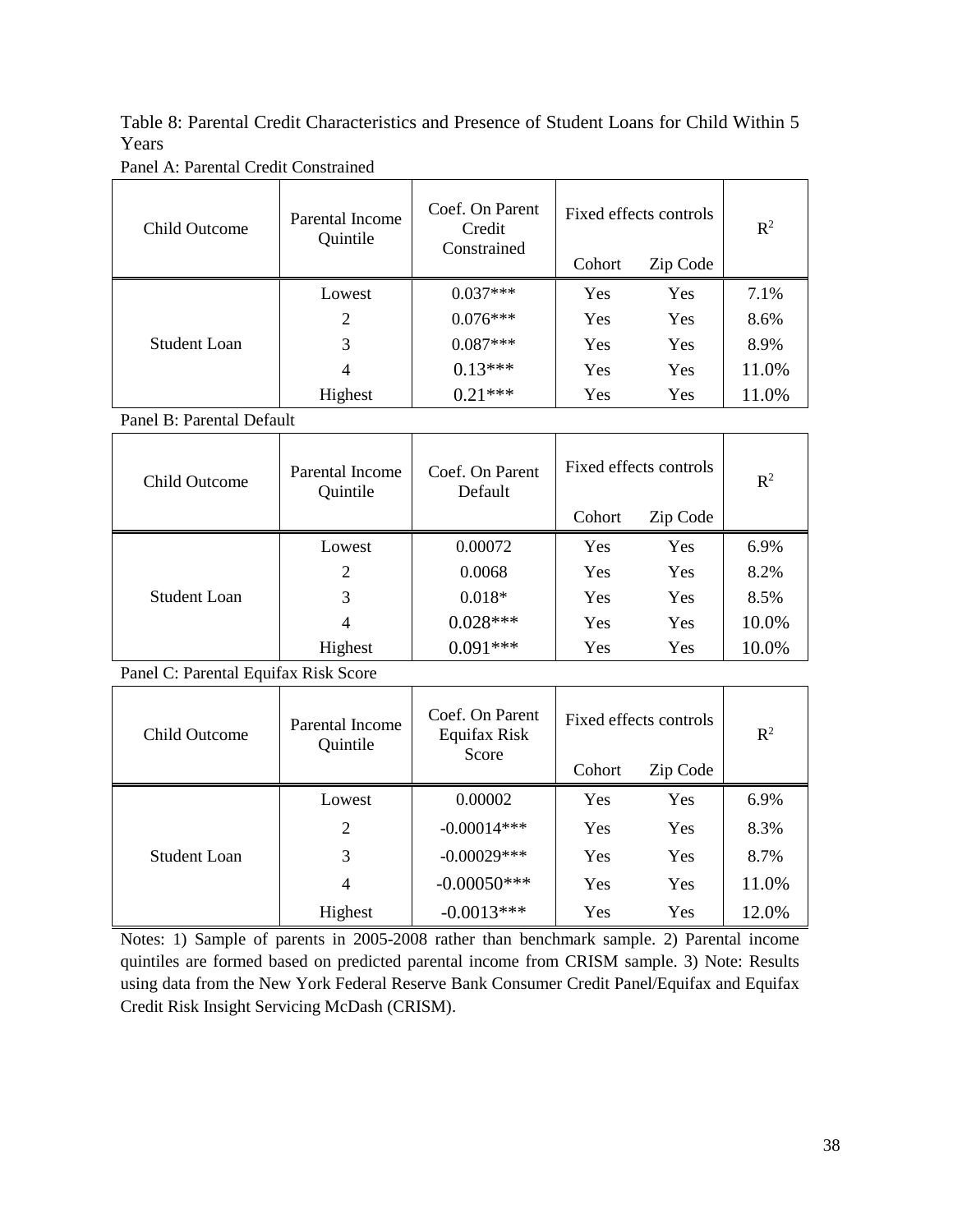Table 8: Parental Credit Characteristics and Presence of Student Loans for Child Within 5 Years

Panel A: Parental Credit Constrained

| Child Outcome | Parental Income Quintile | Coef. On Parent Credit Constrained | Fixed effects controls | | $R^2$ |
|---|---|---|---|---|---|
| | | | Cohort | Zip Code | |
| Student Loan | Lowest | 0.037*** | Yes | Yes | 7.1% |
| | 2 | 0.076*** | Yes | Yes | 8.6% |
| | 3 | 0.087*** | Yes | Yes | 8.9% |
| | 4 | 0.13*** | Yes | Yes | 11.0% |
| | Highest | 0.21*** | Yes | Yes | 11.0% |

Panel B: Parental Default

| Child Outcome | Parental Income Quintile | Coef. On Parent Default | Fixed effects controls | | $R^2$ |
|---|---|---|---|---|---|
| | | | Cohort | Zip Code | |
| Student Loan | Lowest | 0.00072 | Yes | Yes | 6.9% |
| | 2 | 0.0068 | Yes | Yes | 8.2% |
| | 3 | 0.018* | Yes | Yes | 8.5% |
| | 4 | 0.028*** | Yes | Yes | 10.0% |
| | Highest | 0.091*** | Yes | Yes | 10.0% |

Panel C: Parental Equifax Risk Score

| Child Outcome | Parental Income Quintile | Coef. On Parent Equifax Risk Score | Fixed effects controls | | $R^2$ |
|---|---|---|---|---|---|
| | | | Cohort | Zip Code | |
| Student Loan | Lowest | 0.00002 | Yes | Yes | 6.9% |
| | 2 | -0.00014*** | Yes | Yes | 8.3% |
| | 3 | -0.00029*** | Yes | Yes | 8.7% |
| | 4 | -0.00050*** | Yes | Yes | 11.0% |
| | Highest | -0.0013*** | Yes | Yes | 12.0% |

Notes: 1) Sample of parents in 2005-2008 rather than benchmark sample. 2) Parental income quintiles are formed based on predicted parental income from CRISM sample. 3) Note: Results using data from the New York Federal Reserve Bank Consumer Credit Panel/Equifax and Equifax Credit Risk Insight Servicing McDash (CRISM).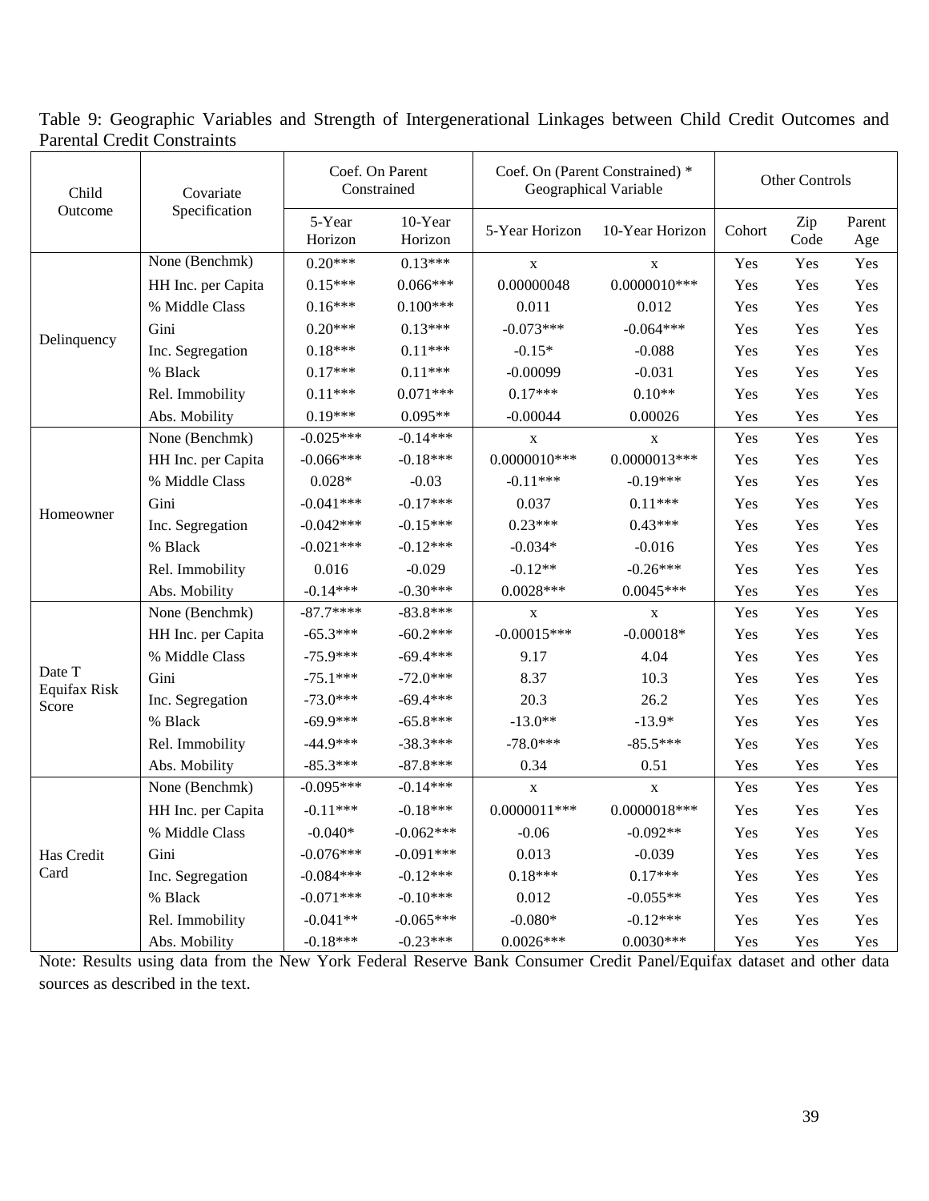Table 9: Geographic Variables and Strength of Intergenerational Linkages between Child Credit Outcomes and Parental Credit Constraints

| Child Outcome | Covariate Specification | Coef. On Parent Constrained | | Coef. On (Parent Constrained) * Geographical Variable | | Other Controls | | |
|---|---|---|---|---|---|---|---|---|
| | | 5-Year Horizon | 10-Year Horizon | 5-Year Horizon | 10-Year Horizon | Cohort | Zip Code | Parent Age |
| Delinquency | None (Benchmk) | 0.20*** | 0.13*** | x | x | Yes | Yes | Yes |
| | HH Inc. per Capita | 0.15*** | 0.066*** | 0.00000048 | 0.0000010*** | Yes | Yes | Yes |
| | % Middle Class | 0.16*** | 0.100*** | 0.011 | 0.012 | Yes | Yes | Yes |
| | Gini | 0.20*** | 0.13*** | -0.073*** | -0.064*** | Yes | Yes | Yes |
| | Inc. Segregation | 0.18*** | 0.11*** | -0.15* | -0.088 | Yes | Yes | Yes |
| | % Black | 0.17*** | 0.11*** | -0.00099 | -0.031 | Yes | Yes | Yes |
| | Rel. Immobility | 0.11*** | 0.071*** | 0.17*** | 0.10** | Yes | Yes | Yes |
| | Abs. Mobility | 0.19*** | 0.095** | -0.00044 | 0.00026 | Yes | Yes | Yes |
| Homeowner | None (Benchmk) | -0.025*** | -0.14*** | x | x | Yes | Yes | Yes |
| | HH Inc. per Capita | -0.066*** | -0.18*** | 0.0000010*** | 0.0000013*** | Yes | Yes | Yes |
| | % Middle Class | 0.028* | -0.03 | -0.11*** | -0.19*** | Yes | Yes | Yes |
| | Gini | -0.041*** | -0.17*** | 0.037 | 0.11*** | Yes | Yes | Yes |
| | Inc. Segregation | -0.042*** | -0.15*** | 0.23*** | 0.43*** | Yes | Yes | Yes |
| | % Black | -0.021*** | -0.12*** | -0.034* | -0.016 | Yes | Yes | Yes |
| | Rel. Immobility | 0.016 | -0.029 | -0.12** | -0.26*** | Yes | Yes | Yes |
| | Abs. Mobility | -0.14*** | -0.30*** | 0.0028*** | 0.0045*** | Yes | Yes | Yes |
| Date T Equifax Risk Score | None (Benchmk) | -87.7**** | -83.8*** | x | x | Yes | Yes | Yes |
| | HH Inc. per Capita | -65.3*** | -60.2*** | -0.00015*** | -0.00018* | Yes | Yes | Yes |
| | % Middle Class | -75.9*** | -69.4*** | 9.17 | 4.04 | Yes | Yes | Yes |
| | Gini | -75.1*** | -72.0*** | 8.37 | 10.3 | Yes | Yes | Yes |
| | Inc. Segregation | -73.0*** | -69.4*** | 20.3 | 26.2 | Yes | Yes | Yes |
| | % Black | -69.9*** | -65.8*** | -13.0** | -13.9* | Yes | Yes | Yes |
| | Rel. Immobility | -44.9*** | -38.3*** | -78.0*** | -85.5*** | Yes | Yes | Yes |
| | Abs. Mobility | -85.3*** | -87.8*** | 0.34 | 0.51 | Yes | Yes | Yes |
| Has Credit Card | None (Benchmk) | -0.095*** | -0.14*** | x | x | Yes | Yes | Yes |
| | HH Inc. per Capita | -0.11*** | -0.18*** | 0.0000011*** | 0.0000018*** | Yes | Yes | Yes |
| | % Middle Class | -0.040* | -0.062*** | -0.06 | -0.092** | Yes | Yes | Yes |
| | Gini | -0.076*** | -0.091*** | 0.013 | -0.039 | Yes | Yes | Yes |
| | Inc. Segregation | -0.084*** | -0.12*** | 0.18*** | 0.17*** | Yes | Yes | Yes |
| | % Black | -0.071*** | -0.10*** | 0.012 | -0.055** | Yes | Yes | Yes |
| | Rel. Immobility | -0.041** | -0.065*** | -0.080* | -0.12*** | Yes | Yes | Yes |
| | Abs. Mobility | -0.18*** | -0.23*** | 0.0026*** | 0.0030*** | Yes | Yes | Yes |

Note: Results using data from the New York Federal Reserve Bank Consumer Credit Panel/Equifax dataset and other data sources as described in the text.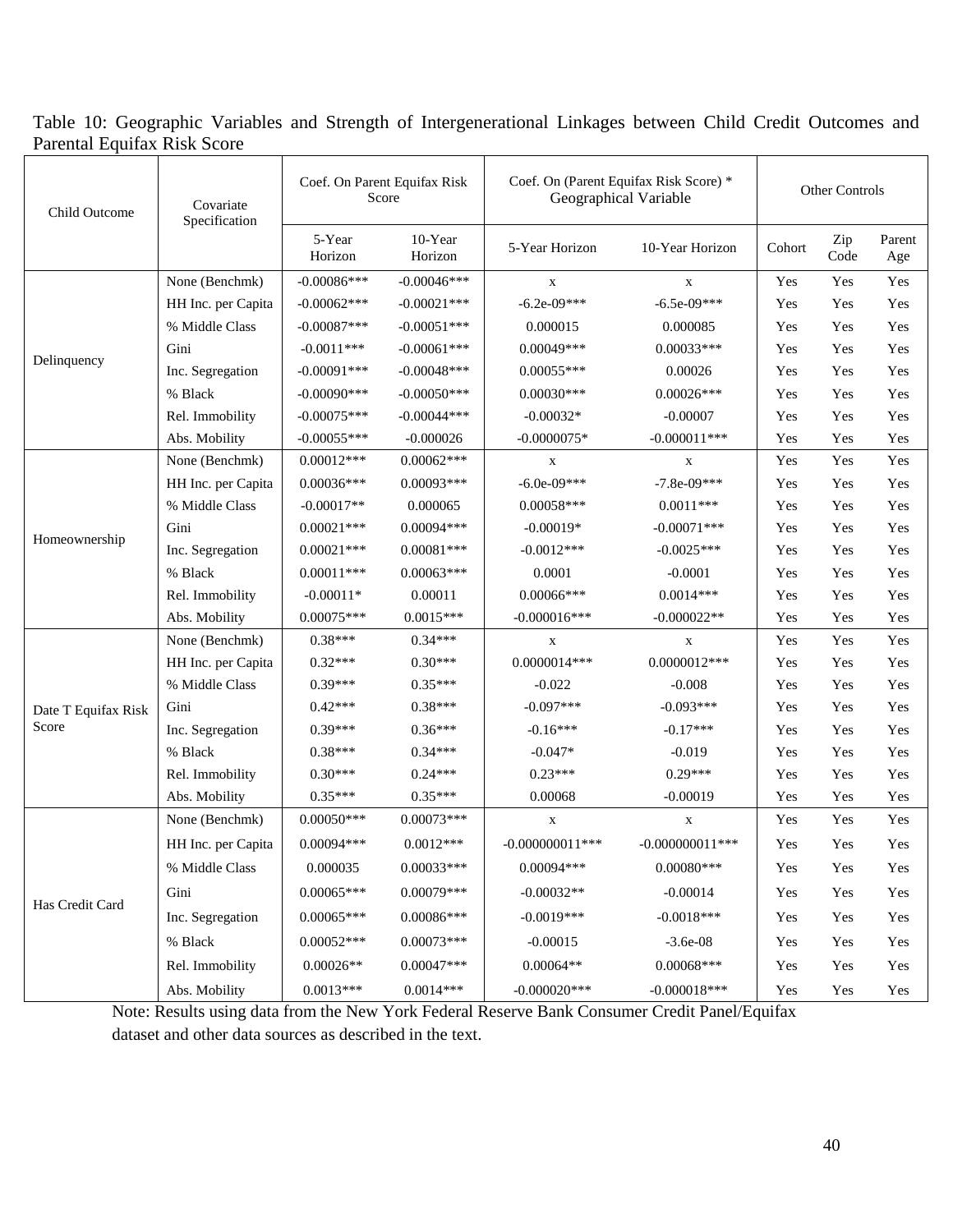Table 10: Geographic Variables and Strength of Intergenerational Linkages between Child Credit Outcomes and Parental Equifax Risk Score

| Child Outcome | Covariate Specification | Coef. On Parent Equifax Risk Score | | Coef. On (Parent Equifax Risk Score) * Geographical Variable | | Other Controls | | |
|---|---|---|---|---|---|---|---|---|
| | | 5-Year Horizon | 10-Year Horizon | 5-Year Horizon | 10-Year Horizon | Cohort | Zip Code | Parent Age |
| Delinquency | None (Benchmk) | -0.00086*** | -0.00046*** | x | x | Yes | Yes | Yes |
| | HH Inc. per Capita | -0.00062*** | -0.00021*** | -6.2e-09*** | -6.5e-09*** | Yes | Yes | Yes |
| | % Middle Class | -0.00087*** | -0.00051*** | 0.000015 | 0.000085 | Yes | Yes | Yes |
| | Gini | -0.0011*** | -0.00061*** | 0.00049*** | 0.00033*** | Yes | Yes | Yes |
| | Inc. Segregation | -0.00091*** | -0.00048*** | 0.00055*** | 0.00026 | Yes | Yes | Yes |
| | % Black | -0.00090*** | -0.00050*** | 0.00030*** | 0.00026*** | Yes | Yes | Yes |
| | Rel. Immobility | -0.00075*** | -0.00044*** | -0.00032* | -0.00007 | Yes | Yes | Yes |
| | Abs. Mobility | -0.00055*** | -0.000026 | -0.0000075* | -0.000011*** | Yes | Yes | Yes |
| Homeownership | None (Benchmk) | 0.00012*** | 0.00062*** | x | x | Yes | Yes | Yes |
| | HH Inc. per Capita | 0.00036*** | 0.00093*** | -6.0e-09*** | -7.8e-09*** | Yes | Yes | Yes |
| | % Middle Class | -0.00017** | 0.000065 | 0.00058*** | 0.0011*** | Yes | Yes | Yes |
| | Gini | 0.00021*** | 0.00094*** | -0.00019* | -0.00071*** | Yes | Yes | Yes |
| | Inc. Segregation | 0.00021*** | 0.00081*** | -0.0012*** | -0.0025*** | Yes | Yes | Yes |
| | % Black | 0.00011*** | 0.00063*** | 0.0001 | -0.0001 | Yes | Yes | Yes |
| | Rel. Immobility | -0.00011* | 0.00011 | 0.00066*** | 0.0014*** | Yes | Yes | Yes |
| | Abs. Mobility | 0.00075*** | 0.0015*** | -0.000016*** | -0.000022** | Yes | Yes | Yes |
| Date T Equifax Risk Score | None (Benchmk) | 0.38*** | 0.34*** | x | x | Yes | Yes | Yes |
| | HH Inc. per Capita | 0.32*** | 0.30*** | 0.0000014*** | 0.0000012*** | Yes | Yes | Yes |
| | % Middle Class | 0.39*** | 0.35*** | -0.022 | -0.008 | Yes | Yes | Yes |
| | Gini | 0.42*** | 0.38*** | -0.097*** | -0.093*** | Yes | Yes | Yes |
| | Inc. Segregation | 0.39*** | 0.36*** | -0.16*** | -0.17*** | Yes | Yes | Yes |
| | % Black | 0.38*** | 0.34*** | -0.047* | -0.019 | Yes | Yes | Yes |
| | Rel. Immobility | 0.30*** | 0.24*** | 0.23*** | 0.29*** | Yes | Yes | Yes |
| | Abs. Mobility | 0.35*** | 0.35*** | 0.00068 | -0.00019 | Yes | Yes | Yes |
| Has Credit Card | None (Benchmk) | 0.00050*** | 0.00073*** | x | x | Yes | Yes | Yes |
| | HH Inc. per Capita | 0.00094*** | 0.0012*** | -0.000000011*** | -0.000000011*** | Yes | Yes | Yes |
| | % Middle Class | 0.000035 | 0.00033*** | 0.00094*** | 0.00080*** | Yes | Yes | Yes |
| | Gini | 0.00065*** | 0.00079*** | -0.00032** | -0.00014 | Yes | Yes | Yes |
| | Inc. Segregation | 0.00065*** | 0.00086*** | -0.0019*** | -0.0018*** | Yes | Yes | Yes |
| | % Black | 0.00052*** | 0.00073*** | -0.00015 | -3.6e-08 | Yes | Yes | Yes |
| | Rel. Immobility | 0.00026** | 0.00047*** | 0.00064** | 0.00068*** | Yes | Yes | Yes |
| | Abs. Mobility | 0.0013*** | 0.0014*** | -0.000020*** | -0.000018*** | Yes | Yes | Yes |

Note: Results using data from the New York Federal Reserve Bank Consumer Credit Panel/Equifax dataset and other data sources as described in the text.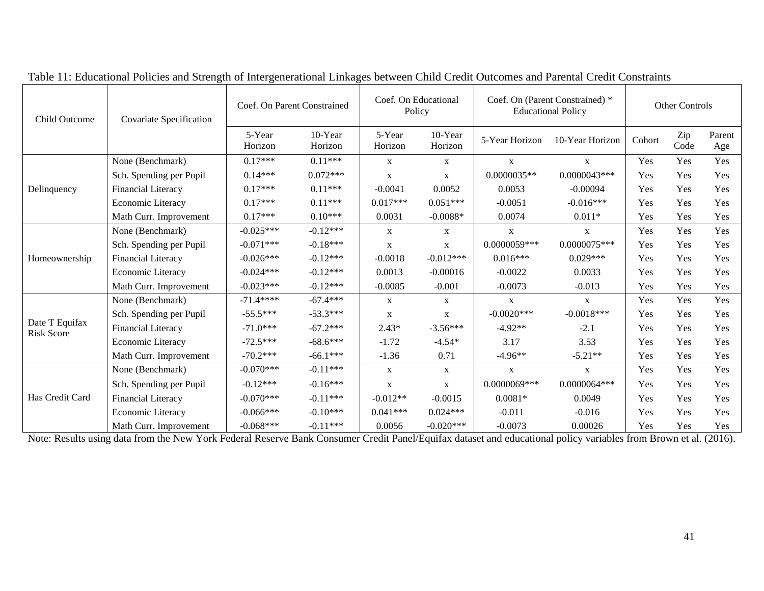Table 11: Educational Policies and Strength of Intergenerational Linkages between Child Credit Outcomes and Parental Credit Constraints

| Child Outcome | Covariate Specification | Coef. On Parent Constrained | | Coef. On Educational Policy | | Coef. On (Parent Constrained) * Educational Policy | | Other Controls | | |
|---|---|---|---|---|---|---|---|---|---|---|
| | | 5-Year Horizon | 10-Year Horizon | 5-Year Horizon | 10-Year Horizon | 5-Year Horizon | 10-Year Horizon | Cohort | Zip Code | Parent Age |
| Delinquency | None (Benchmark) | 0.17*** | 0.11*** | x | x | x | x | Yes | Yes | Yes |
| | Sch. Spending per Pupil | 0.14*** | 0.072*** | x | x | 0.0000035** | 0.0000043*** | Yes | Yes | Yes |
| | Financial Literacy | 0.17*** | 0.11*** | -0.0041 | 0.0052 | 0.0053 | -0.00094 | Yes | Yes | Yes |
| | Economic Literacy | 0.17*** | 0.11*** | 0.017*** | 0.051*** | -0.0051 | -0.016*** | Yes | Yes | Yes |
| | Math Curr. Improvement | 0.17*** | 0.10*** | 0.0031 | -0.0088* | 0.0074 | 0.011* | Yes | Yes | Yes |
| Homeownership | None (Benchmark) | -0.025*** | -0.12*** | x | x | x | x | Yes | Yes | Yes |
| | Sch. Spending per Pupil | -0.071*** | -0.18*** | x | x | 0.0000059*** | 0.0000075*** | Yes | Yes | Yes |
| | Financial Literacy | -0.026*** | -0.12*** | -0.0018 | -0.012*** | 0.016*** | 0.029*** | Yes | Yes | Yes |
| | Economic Literacy | -0.024*** | -0.12*** | 0.0013 | -0.00016 | -0.0022 | 0.0033 | Yes | Yes | Yes |
| | Math Curr. Improvement | -0.023*** | -0.12*** | -0.0085 | -0.001 | -0.0073 | -0.013 | Yes | Yes | Yes |
| Date T Equifax Risk Score | None (Benchmark) | -71.4**** | -67.4*** | x | x | x | x | Yes | Yes | Yes |
| | Sch. Spending per Pupil | -55.5*** | -53.3*** | x | x | -0.0020*** | -0.0018*** | Yes | Yes | Yes |
| | Financial Literacy | -71.0*** | -67.2*** | 2.43* | -3.56*** | -4.92** | -2.1 | Yes | Yes | Yes |
| | Economic Literacy | -72.5*** | -68.6*** | -1.72 | -4.54* | 3.17 | 3.53 | Yes | Yes | Yes |
| | Math Curr. Improvement | -70.2*** | -66.1*** | -1.36 | 0.71 | -4.96** | -5.21** | Yes | Yes | Yes |
| Has Credit Card | None (Benchmark) | -0.070*** | -0.11*** | x | x | x | x | Yes | Yes | Yes |
| | Sch. Spending per Pupil | -0.12*** | -0.16*** | x | x | 0.0000069*** | 0.0000064*** | Yes | Yes | Yes |
| | Financial Literacy | -0.070*** | -0.11*** | -0.012** | -0.0015 | 0.0081* | 0.0049 | Yes | Yes | Yes |
| | Economic Literacy | -0.066*** | -0.10*** | 0.041*** | 0.024*** | -0.011 | -0.016 | Yes | Yes | Yes |
| | Math Curr. Improvement | -0.068*** | -0.11*** | 0.0056 | -0.020*** | -0.0073 | 0.00026 | Yes | Yes | Yes |

Note: Results using data from the New York Federal Reserve Bank Consumer Credit Panel/Equifax dataset and educational policy variables from Brown et al. (2016).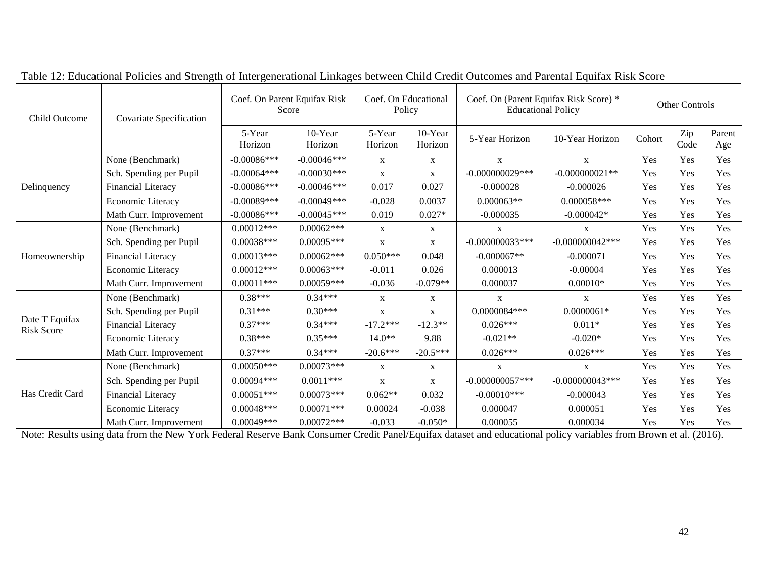Table 12: Educational Policies and Strength of Intergenerational Linkages between Child Credit Outcomes and Parental Equifax Risk Score

| Child Outcome | Covariate Specification | Coef. On Parent Equifax Risk Score | | Coef. On Educational Policy | | Coef. On (Parent Equifax Risk Score) * Educational Policy | | Other Controls | | |
|---|---|---|---|---|---|---|---|---|---|---|
| | | 5-Year Horizon | 10-Year Horizon | 5-Year Horizon | 10-Year Horizon | 5-Year Horizon | 10-Year Horizon | Cohort | Zip Code | Parent Age |
| Delinquency | None (Benchmark) | -0.00086*** | -0.00046*** | x | x | x | x | Yes | Yes | Yes |
| | Sch. Spending per Pupil | -0.00064*** | -0.00030*** | x | x | -0.000000029*** | -0.000000021** | Yes | Yes | Yes |
| | Financial Literacy | -0.00086*** | -0.00046*** | 0.017 | 0.027 | -0.000028 | -0.000026 | Yes | Yes | Yes |
| | Economic Literacy | -0.00089*** | -0.00049*** | -0.028 | 0.0037 | 0.000063** | 0.000058*** | Yes | Yes | Yes |
| | Math Curr. Improvement | -0.00086*** | -0.00045*** | 0.019 | 0.027* | -0.000035 | -0.000042* | Yes | Yes | Yes |
| Homeownership | None (Benchmark) | 0.00012*** | 0.00062*** | x | x | x | x | Yes | Yes | Yes |
| | Sch. Spending per Pupil | 0.00038*** | 0.00095*** | x | x | -0.000000033*** | -0.000000042*** | Yes | Yes | Yes |
| | Financial Literacy | 0.00013*** | 0.00062*** | 0.050*** | 0.048 | -0.000067** | -0.000071 | Yes | Yes | Yes |
| | Economic Literacy | 0.00012*** | 0.00063*** | -0.011 | 0.026 | 0.000013 | -0.00004 | Yes | Yes | Yes |
| | Math Curr. Improvement | 0.00011*** | 0.00059*** | -0.036 | -0.079** | 0.000037 | 0.00010* | Yes | Yes | Yes |
| Date T Equifax Risk Score | None (Benchmark) | 0.38*** | 0.34*** | x | x | x | x | Yes | Yes | Yes |
| | Sch. Spending per Pupil | 0.31*** | 0.30*** | x | x | 0.0000084*** | 0.0000061* | Yes | Yes | Yes |
| | Financial Literacy | 0.37*** | 0.34*** | -17.2*** | -12.3** | 0.026*** | 0.011* | Yes | Yes | Yes |
| | Economic Literacy | 0.38*** | 0.35*** | 14.0** | 9.88 | -0.021** | -0.020* | Yes | Yes | Yes |
| | Math Curr. Improvement | 0.37*** | 0.34*** | -20.6*** | -20.5*** | 0.026*** | 0.026*** | Yes | Yes | Yes |
| Has Credit Card | None (Benchmark) | 0.00050*** | 0.00073*** | x | x | x | x | Yes | Yes | Yes |
| | Sch. Spending per Pupil | 0.00094*** | 0.0011*** | x | x | -0.000000057*** | -0.000000043*** | Yes | Yes | Yes |
| | Financial Literacy | 0.00051*** | 0.00073*** | 0.062** | 0.032 | -0.00010*** | -0.000043 | Yes | Yes | Yes |
| | Economic Literacy | 0.00048*** | 0.00071*** | 0.00024 | -0.038 | 0.000047 | 0.000051 | Yes | Yes | Yes |
| | Math Curr. Improvement | 0.00049*** | 0.00072*** | -0.033 | -0.050* | 0.000055 | 0.000034 | Yes | Yes | Yes |

Note: Results using data from the New York Federal Reserve Bank Consumer Credit Panel/Equifax dataset and educational policy variables from Brown et al. (2016).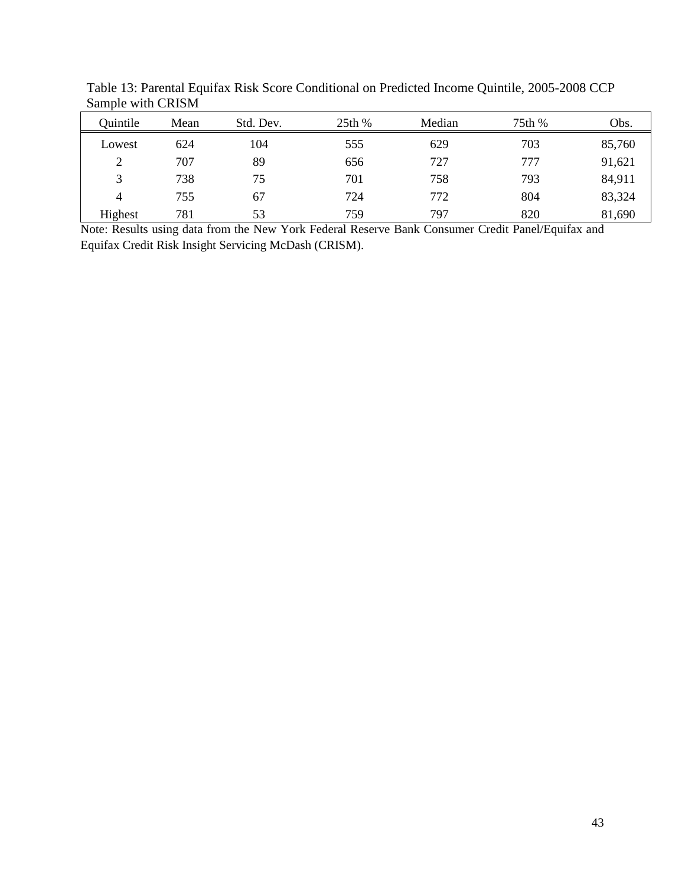Table 13: Parental Equifax Risk Score Conditional on Predicted Income Quintile, 2005-2008 CCP Sample with CRISM

| Quintile | Mean | Std. Dev. | 25th % | Median | 75th % | Obs. |
|---|---|---|---|---|---|---|
| Lowest | 624 | 104 | 555 | 629 | 703 | 85,760 |
| 2 | 707 | 89 | 656 | 727 | 777 | 91,621 |
| 3 | 738 | 75 | 701 | 758 | 793 | 84,911 |
| 4 | 755 | 67 | 724 | 772 | 804 | 83,324 |
| Highest | 781 | 53 | 759 | 797 | 820 | 81,690 |

Note: Results using data from the New York Federal Reserve Bank Consumer Credit Panel/Equifax and Equifax Credit Risk Insight Servicing McDash (CRISM).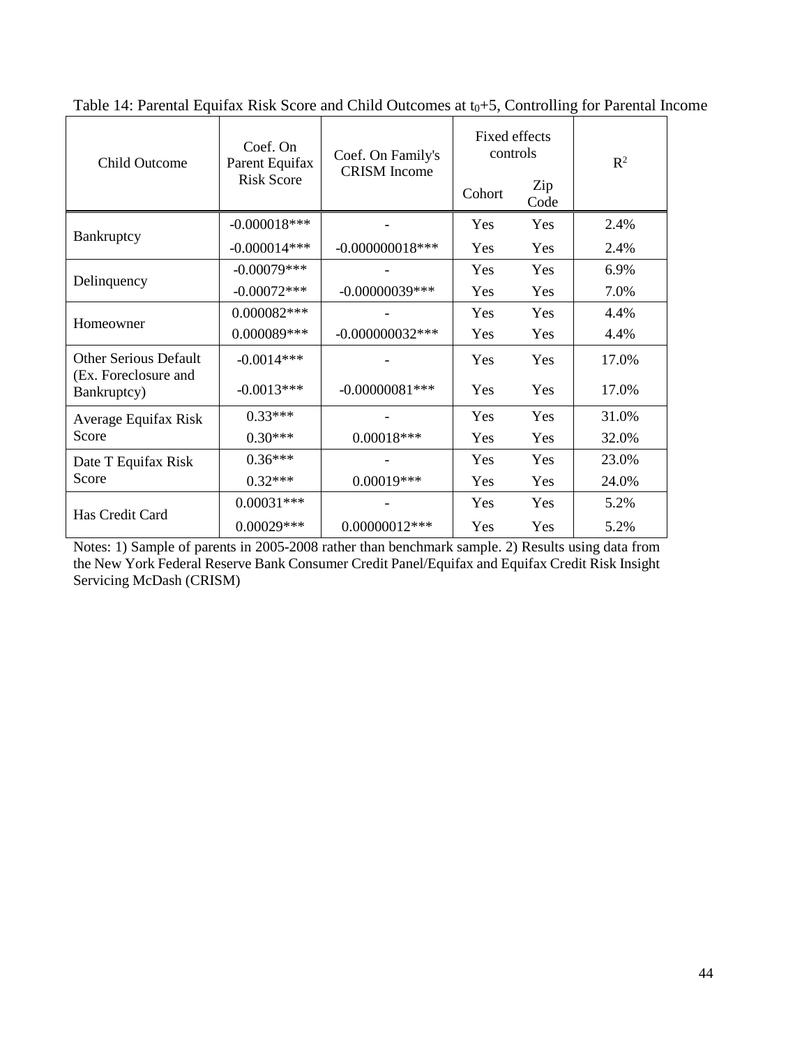Table 14: Parental Equifax Risk Score and Child Outcomes at $t_0$+5, Controlling for Parental Income

| Child Outcome | Coef. On Parent Equifax Risk Score | Coef. On Family's CRISM Income | Fixed effects controls | | $R^2$ |
|---|---|---|---|---|---|
| | | | Cohort | Zip Code | |
| Bankruptcy | -0.000018*** | - | Yes | Yes | 2.4% |
| | -0.000014*** | -0.000000018*** | Yes | Yes | 2.4% |
| Delinquency | -0.00079*** | - | Yes | Yes | 6.9% |
| | -0.00072*** | -0.00000039*** | Yes | Yes | 7.0% |
| Homeowner | 0.000082*** | - | Yes | Yes | 4.4% |
| | 0.000089*** | -0.000000032*** | Yes | Yes | 4.4% |
| Other Serious Default (Ex. Foreclosure and Bankruptcy) | -0.0014*** | - | Yes | Yes | 17.0% |
| | -0.0013*** | -0.00000081*** | Yes | Yes | 17.0% |
| Average Equifax Risk Score | 0.33*** | - | Yes | Yes | 31.0% |
| | 0.30*** | 0.00018*** | Yes | Yes | 32.0% |
| Date T Equifax Risk Score | 0.36*** | - | Yes | Yes | 23.0% |
| | 0.32*** | 0.00019*** | Yes | Yes | 24.0% |
| Has Credit Card | 0.00031*** | - | Yes | Yes | 5.2% |
| | 0.00029*** | 0.00000012*** | Yes | Yes | 5.2% |

Notes: 1) Sample of parents in 2005-2008 rather than benchmark sample. 2) Results using data from the New York Federal Reserve Bank Consumer Credit Panel/Equifax and Equifax Credit Risk Insight Servicing McDash (CRISM)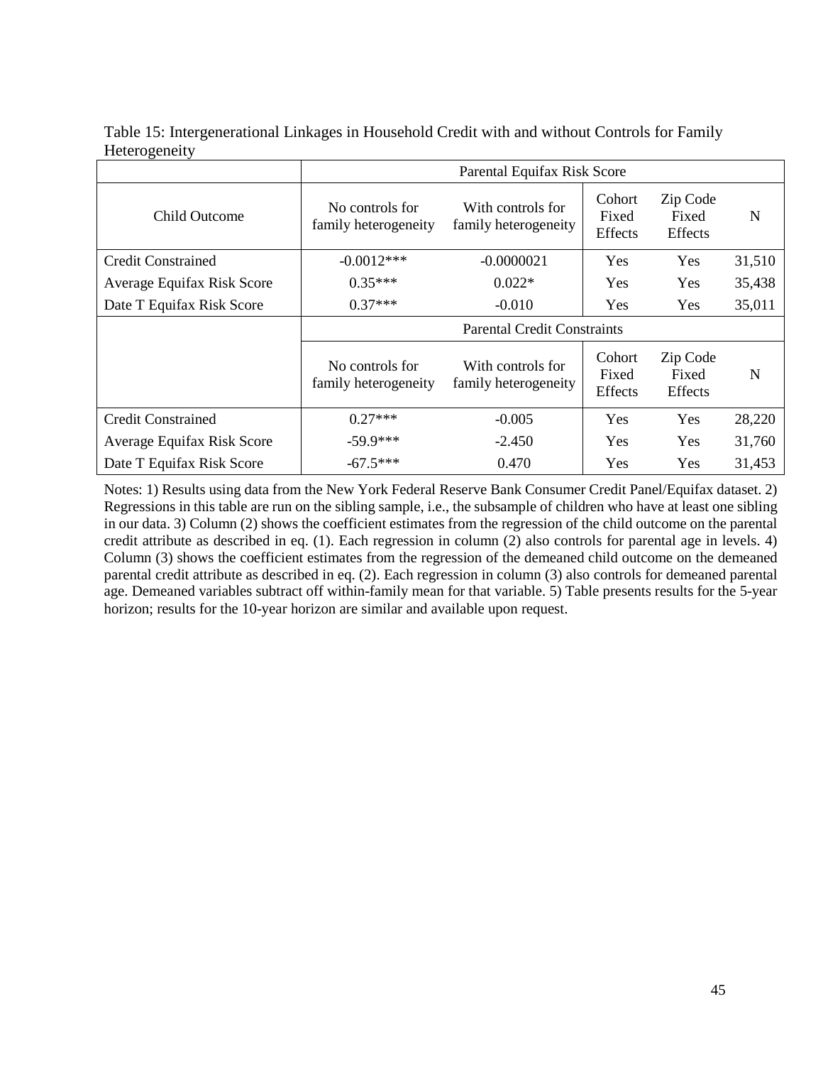Table 15: Intergenerational Linkages in Household Credit with and without Controls for Family Heterogeneity

| | Parental Equifax Risk Score | | | | |
|---|---|---|---|---|---|
| Child Outcome | No controls for family heterogeneity | With controls for family heterogeneity | Cohort Fixed Effects | Zip Code Fixed Effects | N |
| Credit Constrained | -0.0012*** | -0.0000021 | Yes | Yes | 31,510 |
| Average Equifax Risk Score | 0.35*** | 0.022* | Yes | Yes | 35,438 |
| Date T Equifax Risk Score | 0.37*** | -0.010 | Yes | Yes | 35,011 |
| | Parental Credit Constraints | | | | |
| | No controls for family heterogeneity | With controls for family heterogeneity | Cohort Fixed Effects | Zip Code Fixed Effects | N |
| Credit Constrained | 0.27*** | -0.005 | Yes | Yes | 28,220 |
| Average Equifax Risk Score | -59.9*** | -2.450 | Yes | Yes | 31,760 |
| Date T Equifax Risk Score | -67.5*** | 0.470 | Yes | Yes | 31,453 |

Notes: 1) Results using data from the New York Federal Reserve Bank Consumer Credit Panel/Equifax dataset. 2) Regressions in this table are run on the sibling sample, i.e., the subsample of children who have at least one sibling in our data. 3) Column (2) shows the coefficient estimates from the regression of the child outcome on the parental credit attribute as described in eq. (1). Each regression in column (2) also controls for parental age in levels. 4) Column (3) shows the coefficient estimates from the regression of the demeaned child outcome on the demeaned parental credit attribute as described in eq. (2). Each regression in column (3) also controls for demeaned parental age. Demeaned variables subtract off within-family mean for that variable. 5) Table presents results for the 5-year horizon; results for the 10-year horizon are similar and available upon request.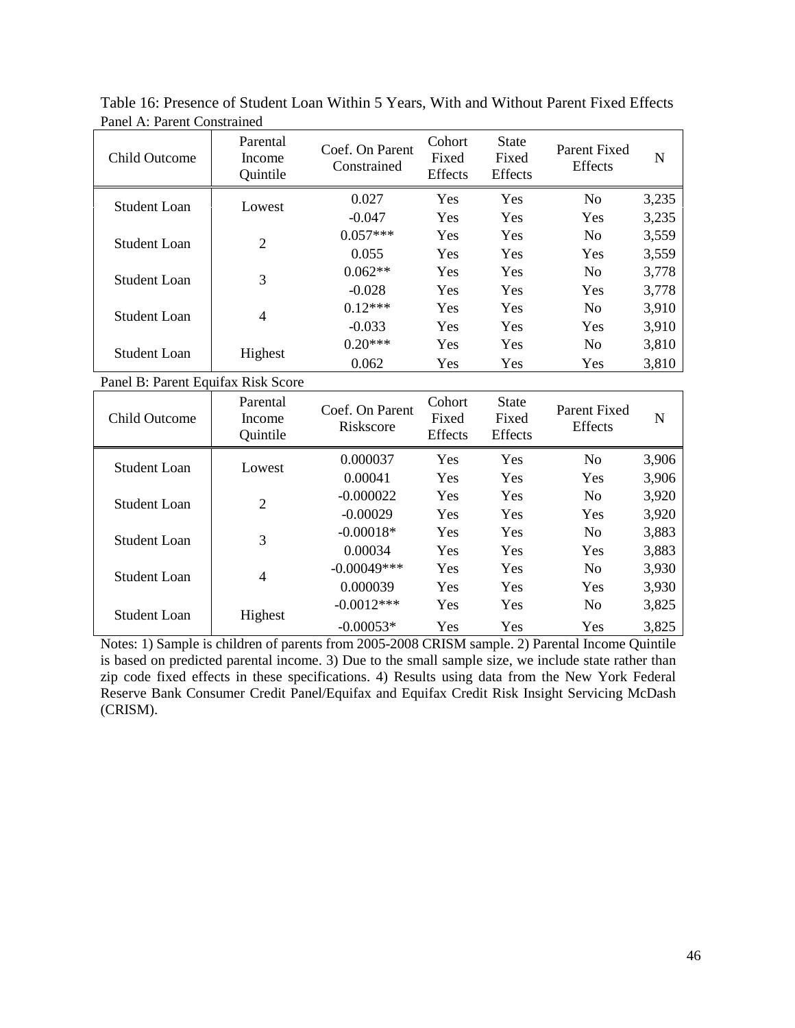Table 16: Presence of Student Loan Within 5 Years, With and Without Parent Fixed Effects

Panel A: Parent Constrained

| Child Outcome | Parental Income Quintile | Coef. On Parent Constrained | Cohort Fixed Effects | State Fixed Effects | Parent Fixed Effects | N |
|---|---|---|---|---|---|---|
| Student Loan | Lowest | 0.027 | Yes | Yes | No | 3,235 |
| | | -0.047 | Yes | Yes | Yes | 3,235 |
| Student Loan | 2 | 0.057*** | Yes | Yes | No | 3,559 |
| | | 0.055 | Yes | Yes | Yes | 3,559 |
| Student Loan | 3 | 0.062** | Yes | Yes | No | 3,778 |
| | | -0.028 | Yes | Yes | Yes | 3,778 |
| Student Loan | 4 | 0.12*** | Yes | Yes | No | 3,910 |
| | | -0.033 | Yes | Yes | Yes | 3,910 |
| Student Loan | Highest | 0.20*** | Yes | Yes | No | 3,810 |
| | | 0.062 | Yes | Yes | Yes | 3,810 |

Panel B: Parent Equifax Risk Score

| Child Outcome | Parental Income Quintile | Coef. On Parent Riskscore | Cohort Fixed Effects | State Fixed Effects | Parent Fixed Effects | N |
|---|---|---|---|---|---|---|
| Student Loan | Lowest | 0.000037 | Yes | Yes | No | 3,906 |
| | | 0.00041 | Yes | Yes | Yes | 3,906 |
| Student Loan | 2 | -0.000022 | Yes | Yes | No | 3,920 |
| | | -0.00029 | Yes | Yes | Yes | 3,920 |
| Student Loan | 3 | -0.00018* | Yes | Yes | No | 3,883 |
| | | 0.00034 | Yes | Yes | Yes | 3,883 |
| Student Loan | 4 | -0.00049*** | Yes | Yes | No | 3,930 |
| | | 0.000039 | Yes | Yes | Yes | 3,930 |
| Student Loan | Highest | -0.0012*** | Yes | Yes | No | 3,825 |
| | | -0.00053* | Yes | Yes | Yes | 3,825 |

Notes: 1) Sample is children of parents from 2005-2008 CRISM sample. 2) Parental Income Quintile is based on predicted parental income. 3) Due to the small sample size, we include state rather than zip code fixed effects in these specifications. 4) Results using data from the New York Federal Reserve Bank Consumer Credit Panel/Equifax and Equifax Credit Risk Insight Servicing McDash (CRISM).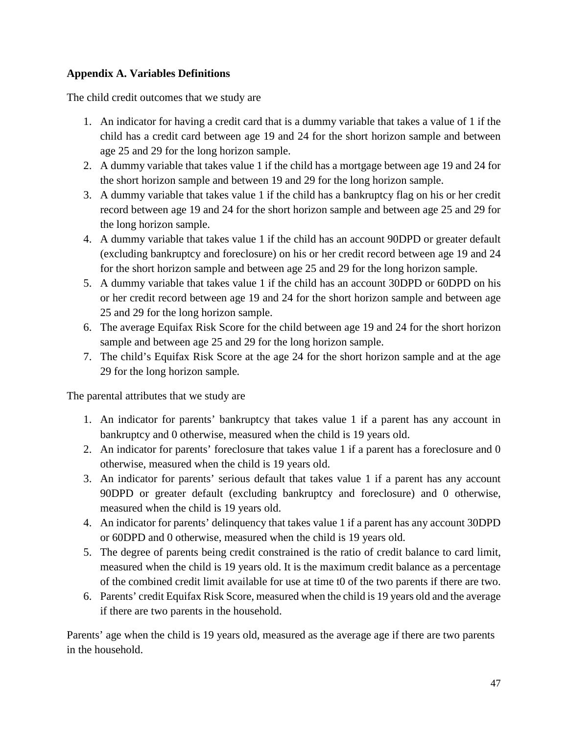**Appendix A. Variables Definitions**

The child credit outcomes that we study are

1. An indicator for having a credit card that is a dummy variable that takes a value of 1 if the child has a credit card between age 19 and 24 for the short horizon sample and between age 25 and 29 for the long horizon sample.
2. A dummy variable that takes value 1 if the child has a mortgage between age 19 and 24 for the short horizon sample and between 19 and 29 for the long horizon sample.
3. A dummy variable that takes value 1 if the child has a bankruptcy flag on his or her credit record between age 19 and 24 for the short horizon sample and between age 25 and 29 for the long horizon sample.
4. A dummy variable that takes value 1 if the child has an account 90DPD or greater default (excluding bankruptcy and foreclosure) on his or her credit record between age 19 and 24 for the short horizon sample and between age 25 and 29 for the long horizon sample.
5. A dummy variable that takes value 1 if the child has an account 30DPD or 60DPD on his or her credit record between age 19 and 24 for the short horizon sample and between age 25 and 29 for the long horizon sample.
6. The average Equifax Risk Score for the child between age 19 and 24 for the short horizon sample and between age 25 and 29 for the long horizon sample.
7. The child's Equifax Risk Score at the age 24 for the short horizon sample and at the age 29 for the long horizon sample.

The parental attributes that we study are

1. An indicator for parents' bankruptcy that takes value 1 if a parent has any account in bankruptcy and 0 otherwise, measured when the child is 19 years old.
2. An indicator for parents' foreclosure that takes value 1 if a parent has a foreclosure and 0 otherwise, measured when the child is 19 years old.
3. An indicator for parents' serious default that takes value 1 if a parent has any account 90DPD or greater default (excluding bankruptcy and foreclosure) and 0 otherwise, measured when the child is 19 years old.
4. An indicator for parents' delinquency that takes value 1 if a parent has any account 30DPD or 60DPD and 0 otherwise, measured when the child is 19 years old.
5. The degree of parents being credit constrained is the ratio of credit balance to card limit, measured when the child is 19 years old. It is the maximum credit balance as a percentage of the combined credit limit available for use at time t0 of the two parents if there are two.
6. Parents' credit Equifax Risk Score, measured when the child is 19 years old and the average if there are two parents in the household.

Parents' age when the child is 19 years old, measured as the average age if there are two parents in the household.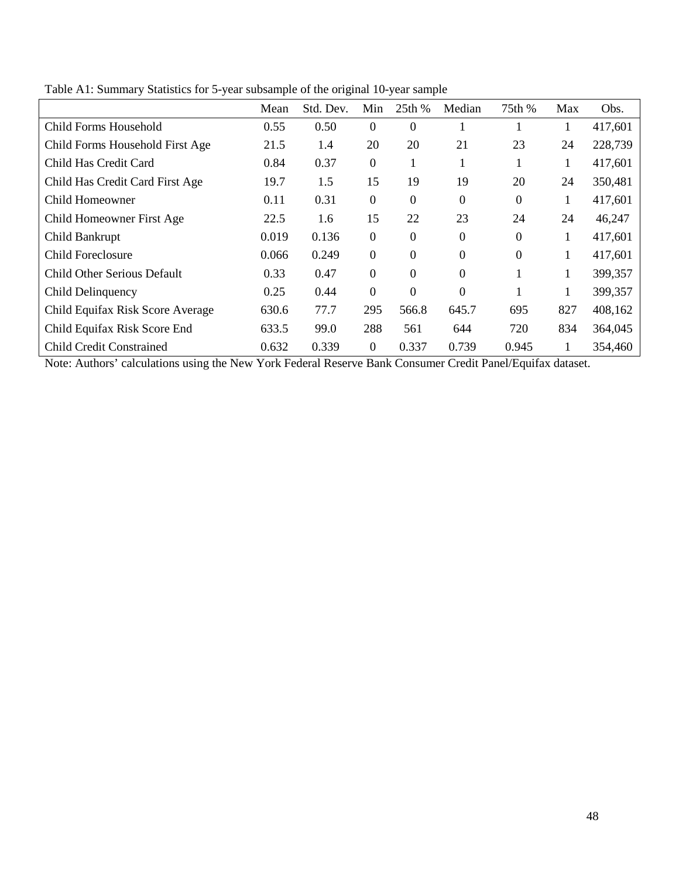Table A1: Summary Statistics for 5-year subsample of the original 10-year sample

| | Mean | Std. Dev. | Min | 25th % | Median | 75th % | Max | Obs. |
|---|---|---|---|---|---|---|---|---|
| Child Forms Household | 0.55 | 0.50 | 0 | 0 | 1 | 1 | 1 | 417,601 |
| Child Forms Household First Age | 21.5 | 1.4 | 20 | 20 | 21 | 23 | 24 | 228,739 |
| Child Has Credit Card | 0.84 | 0.37 | 0 | 1 | 1 | 1 | 1 | 417,601 |
| Child Has Credit Card First Age | 19.7 | 1.5 | 15 | 19 | 19 | 20 | 24 | 350,481 |
| Child Homeowner | 0.11 | 0.31 | 0 | 0 | 0 | 0 | 1 | 417,601 |
| Child Homeowner First Age | 22.5 | 1.6 | 15 | 22 | 23 | 24 | 24 | 46,247 |
| Child Bankrupt | 0.019 | 0.136 | 0 | 0 | 0 | 0 | 1 | 417,601 |
| Child Foreclosure | 0.066 | 0.249 | 0 | 0 | 0 | 0 | 1 | 417,601 |
| Child Other Serious Default | 0.33 | 0.47 | 0 | 0 | 0 | 1 | 1 | 399,357 |
| Child Delinquency | 0.25 | 0.44 | 0 | 0 | 0 | 1 | 1 | 399,357 |
| Child Equifax Risk Score Average | 630.6 | 77.7 | 295 | 566.8 | 645.7 | 695 | 827 | 408,162 |
| Child Equifax Risk Score End | 633.5 | 99.0 | 288 | 561 | 644 | 720 | 834 | 364,045 |
| Child Credit Constrained | 0.632 | 0.339 | 0 | 0.337 | 0.739 | 0.945 | 1 | 354,460 |

Note: Authors' calculations using the New York Federal Reserve Bank Consumer Credit Panel/Equifax dataset.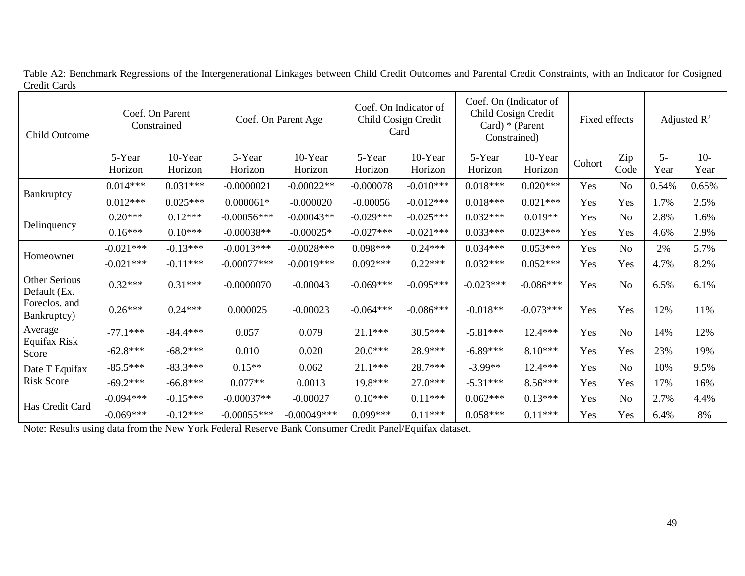Table A2: Benchmark Regressions of the Intergenerational Linkages between Child Credit Outcomes and Parental Credit Constraints, with an Indicator for Cosigned Credit Cards

| Child Outcome | Coef. On Parent Constrained | | Coef. On Parent Age | | Coef. On Indicator of Child Cosign Credit Card | | Coef. On (Indicator of Child Cosign Credit Card) * (Parent Constrained) | | Fixed effects | | Adjusted $R^2$ | |
|---|---|---|---|---|---|---|---|---|---|---|---|---|
| | 5-Year Horizon | 10-Year Horizon | 5-Year Horizon | 10-Year Horizon | 5-Year Horizon | 10-Year Horizon | 5-Year Horizon | 10-Year Horizon | Cohort | Zip Code | 5-Year | 10-Year |
| Bankruptcy | 0.014*** | 0.031*** | -0.0000021 | -0.00022** | -0.000078 | -0.010*** | 0.018*** | 0.020*** | Yes | No | 0.54% | 0.65% |
| | 0.012*** | 0.025*** | 0.000061* | -0.000020 | -0.00056 | -0.012*** | 0.018*** | 0.021*** | Yes | Yes | 1.7% | 2.5% |
| Delinquency | 0.20*** | 0.12*** | -0.00056*** | -0.00043** | -0.029*** | -0.025*** | 0.032*** | 0.019** | Yes | No | 2.8% | 1.6% |
| | 0.16*** | 0.10*** | -0.00038** | -0.00025* | -0.027*** | -0.021*** | 0.033*** | 0.023*** | Yes | Yes | 4.6% | 2.9% |
| Homeowner | -0.021*** | -0.13*** | -0.0013*** | -0.0028*** | 0.098*** | 0.24*** | 0.034*** | 0.053*** | Yes | No | 2% | 5.7% |
| | -0.021*** | -0.11*** | -0.00077*** | -0.0019*** | 0.092*** | 0.22*** | 0.032*** | 0.052*** | Yes | Yes | 4.7% | 8.2% |
| Other Serious Default (Ex. Foreclos. and Bankruptcy) | 0.32*** | 0.31*** | -0.0000070 | -0.00043 | -0.069*** | -0.095*** | -0.023*** | -0.086*** | Yes | No | 6.5% | 6.1% |
| | 0.26*** | 0.24*** | 0.000025 | -0.00023 | -0.064*** | -0.086*** | -0.018** | -0.073*** | Yes | Yes | 12% | 11% |
| Average Equifax Risk Score | -77.1*** | -84.4*** | 0.057 | 0.079 | 21.1*** | 30.5*** | -5.81*** | 12.4*** | Yes | No | 14% | 12% |
| | -62.8*** | -68.2*** | 0.010 | 0.020 | 20.0*** | 28.9*** | -6.89*** | 8.10*** | Yes | Yes | 23% | 19% |
| Date T Equifax Risk Score | -85.5*** | -83.3*** | 0.15** | 0.062 | 21.1*** | 28.7*** | -3.99** | 12.4*** | Yes | No | 10% | 9.5% |
| | -69.2*** | -66.8*** | 0.077** | 0.0013 | 19.8*** | 27.0*** | -5.31*** | 8.56*** | Yes | Yes | 17% | 16% |
| Has Credit Card | -0.094*** | -0.15*** | -0.00037** | -0.00027 | 0.10*** | 0.11*** | 0.062*** | 0.13*** | Yes | No | 2.7% | 4.4% |
| | -0.069*** | -0.12*** | -0.00055*** | -0.00049*** | 0.099*** | 0.11*** | 0.058*** | 0.11*** | Yes | Yes | 6.4% | 8% |

Note: Results using data from the New York Federal Reserve Bank Consumer Credit Panel/Equifax dataset.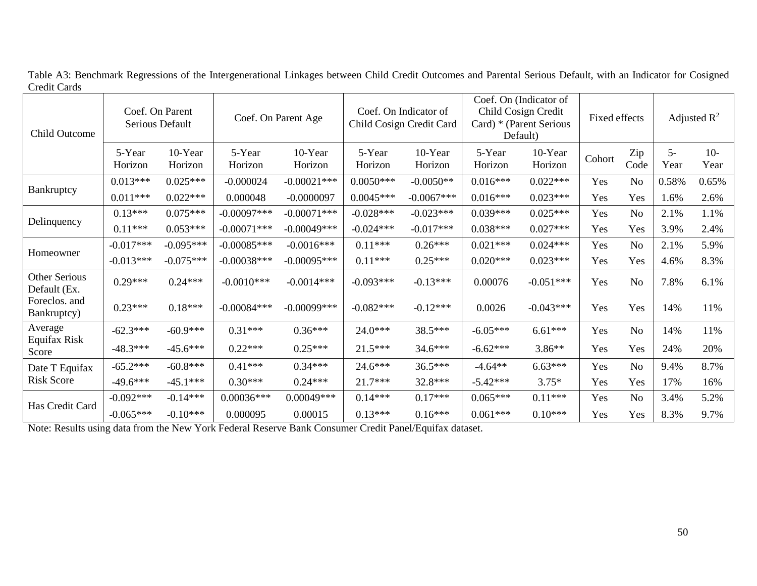Table A3: Benchmark Regressions of the Intergenerational Linkages between Child Credit Outcomes and Parental Serious Default, with an Indicator for Cosigned Credit Cards

| Child Outcome | Coef. On Parent Serious Default | | Coef. On Parent Age | | Coef. On Indicator of Child Cosign Credit Card | | Coef. On (Indicator of Child Cosign Credit Card) * (Parent Serious Default) | | Fixed effects | | Adjusted $R^2$ | |
|---|---|---|---|---|---|---|---|---|---|---|---|---|
| | 5-Year Horizon | 10-Year Horizon | 5-Year Horizon | 10-Year Horizon | 5-Year Horizon | 10-Year Horizon | 5-Year Horizon | 10-Year Horizon | Cohort | Zip Code | 5-Year | 10-Year |
| Bankruptcy | 0.013*** | 0.025*** | -0.000024 | -0.00021*** | 0.0050*** | -0.0050** | 0.016*** | 0.022*** | Yes | No | 0.58% | 0.65% |
| | 0.011*** | 0.022*** | 0.000048 | -0.0000097 | 0.0045*** | -0.0067*** | 0.016*** | 0.023*** | Yes | Yes | 1.6% | 2.6% |
| Delinquency | 0.13*** | 0.075*** | -0.00097*** | -0.00071*** | -0.028*** | -0.023*** | 0.039*** | 0.025*** | Yes | No | 2.1% | 1.1% |
| | 0.11*** | 0.053*** | -0.00071*** | -0.00049*** | -0.024*** | -0.017*** | 0.038*** | 0.027*** | Yes | Yes | 3.9% | 2.4% |
| Homeowner | -0.017*** | -0.095*** | -0.00085*** | -0.0016*** | 0.11*** | 0.26*** | 0.021*** | 0.024*** | Yes | No | 2.1% | 5.9% |
| | -0.013*** | -0.075*** | -0.00038*** | -0.00095*** | 0.11*** | 0.25*** | 0.020*** | 0.023*** | Yes | Yes | 4.6% | 8.3% |
| Other Serious Default (Ex. Foreclos. and Bankruptcy) | 0.29*** | 0.24*** | -0.0010*** | -0.0014*** | -0.093*** | -0.13*** | 0.00076 | -0.051*** | Yes | No | 7.8% | 6.1% |
| | 0.23*** | 0.18*** | -0.00084*** | -0.00099*** | -0.082*** | -0.12*** | 0.0026 | -0.043*** | Yes | Yes | 14% | 11% |
| Average Equifax Risk Score | -62.3*** | -60.9*** | 0.31*** | 0.36*** | 24.0*** | 38.5*** | -6.05*** | 6.61*** | Yes | No | 14% | 11% |
| | -48.3*** | -45.6*** | 0.22*** | 0.25*** | 21.5*** | 34.6*** | -6.62*** | 3.86** | Yes | Yes | 24% | 20% |
| Date T Equifax Risk Score | -65.2*** | -60.8*** | 0.41*** | 0.34*** | 24.6*** | 36.5*** | -4.64** | 6.63*** | Yes | No | 9.4% | 8.7% |
| | -49.6*** | -45.1*** | 0.30*** | 0.24*** | 21.7*** | 32.8*** | -5.42*** | 3.75* | Yes | Yes | 17% | 16% |
| Has Credit Card | -0.092*** | -0.14*** | 0.00036*** | 0.00049*** | 0.14*** | 0.17*** | 0.065*** | 0.11*** | Yes | No | 3.4% | 5.2% |
| | -0.065*** | -0.10*** | 0.000095 | 0.00015 | 0.13*** | 0.16*** | 0.061*** | 0.10*** | Yes | Yes | 8.3% | 9.7% |

Note: Results using data from the New York Federal Reserve Bank Consumer Credit Panel/Equifax dataset.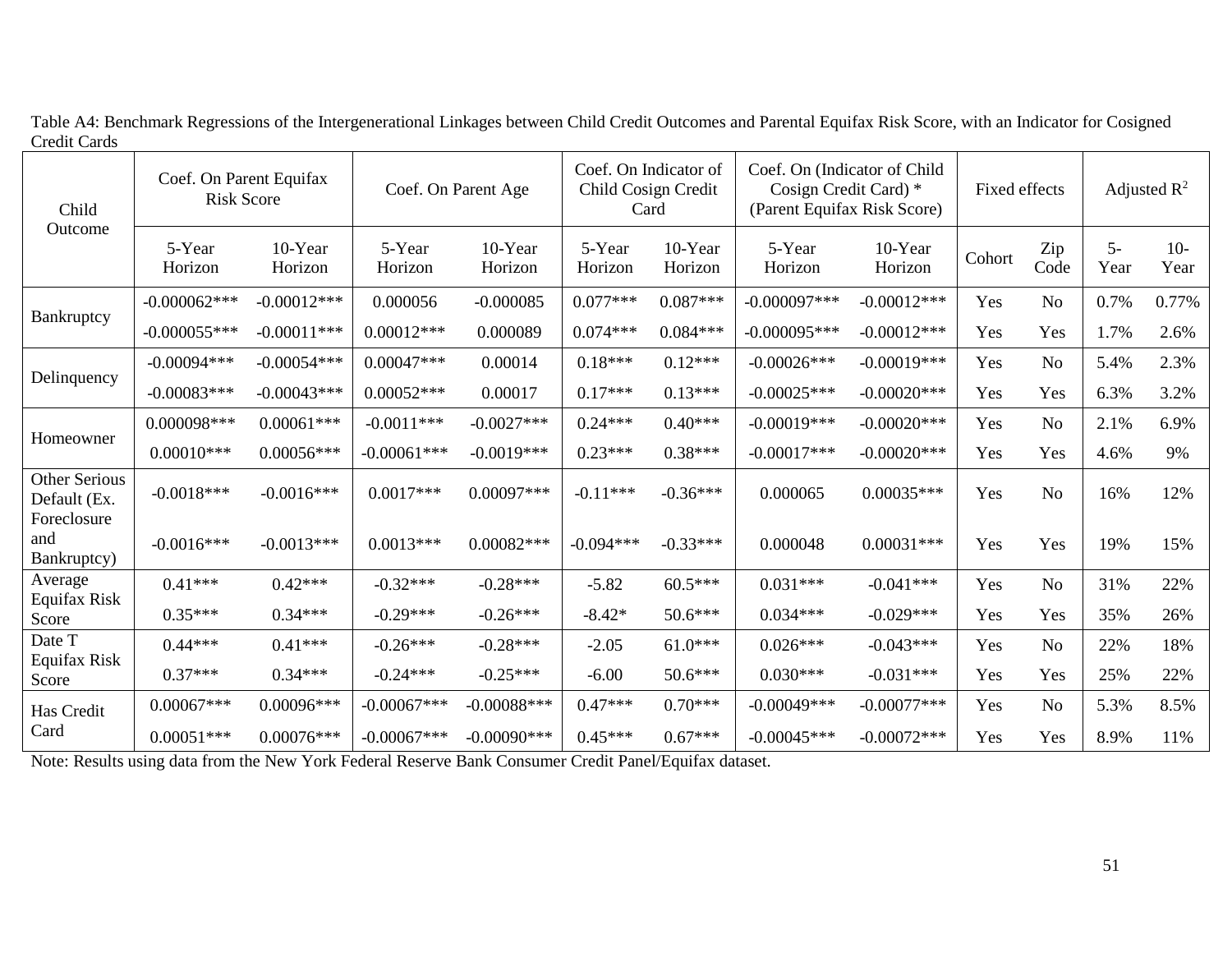Table A4: Benchmark Regressions of the Intergenerational Linkages between Child Credit Outcomes and Parental Equifax Risk Score, with an Indicator for Cosigned Credit Cards

| Child Outcome | Coef. On Parent Equifax Risk Score | | Coef. On Parent Age | | Coef. On Indicator of Child Cosign Credit Card | | Coef. On (Indicator of Child Cosign Credit Card) * (Parent Equifax Risk Score) | | Fixed effects | | Adjusted $R^2$ | |
|---|---|---|---|---|---|---|---|---|---|---|---|---|
| | 5-Year Horizon | 10-Year Horizon | 5-Year Horizon | 10-Year Horizon | 5-Year Horizon | 10-Year Horizon | 5-Year Horizon | 10-Year Horizon | Cohort | Zip Code | 5-Year | 10-Year |
| Bankruptcy | -0.000062*** | -0.00012*** | 0.000056 | -0.000085 | 0.077*** | 0.087*** | -0.000097*** | -0.00012*** | Yes | No | 0.7% | 0.77% |
| | -0.000055*** | -0.00011*** | 0.00012*** | 0.000089 | 0.074*** | 0.084*** | -0.000095*** | -0.00012*** | Yes | Yes | 1.7% | 2.6% |
| Delinquency | -0.00094*** | -0.00054*** | 0.00047*** | 0.00014 | 0.18*** | 0.12*** | -0.00026*** | -0.00019*** | Yes | No | 5.4% | 2.3% |
| | -0.00083*** | -0.00043*** | 0.00052*** | 0.00017 | 0.17*** | 0.13*** | -0.00025*** | -0.00020*** | Yes | Yes | 6.3% | 3.2% |
| Homeowner | 0.000098*** | 0.00061*** | -0.0011*** | -0.0027*** | 0.24*** | 0.40*** | -0.00019*** | -0.00020*** | Yes | No | 2.1% | 6.9% |
| | 0.00010*** | 0.00056*** | -0.00061*** | -0.0019*** | 0.23*** | 0.38*** | -0.00017*** | -0.00020*** | Yes | Yes | 4.6% | 9% |
| Other Serious Default (Ex. Foreclosure and Bankruptcy) | -0.0018*** | -0.0016*** | 0.0017*** | 0.00097*** | -0.11*** | -0.36*** | 0.000065 | 0.00035*** | Yes | No | 16% | 12% |
| | -0.0016*** | -0.0013*** | 0.0013*** | 0.00082*** | -0.094*** | -0.33*** | 0.000048 | 0.00031*** | Yes | Yes | 19% | 15% |
| Average Equifax Risk Score | 0.41*** | 0.42*** | -0.32*** | -0.28*** | -5.82 | 60.5*** | 0.031*** | -0.041*** | Yes | No | 31% | 22% |
| | 0.35*** | 0.34*** | -0.29*** | -0.26*** | -8.42* | 50.6*** | 0.034*** | -0.029*** | Yes | Yes | 35% | 26% |
| Date T Equifax Risk Score | 0.44*** | 0.41*** | -0.26*** | -0.28*** | -2.05 | 61.0*** | 0.026*** | -0.043*** | Yes | No | 22% | 18% |
| | 0.37*** | 0.34*** | -0.24*** | -0.25*** | -6.00 | 50.6*** | 0.030*** | -0.031*** | Yes | Yes | 25% | 22% |
| Has Credit Card | 0.00067*** | 0.00096*** | -0.00067*** | -0.00088*** | 0.47*** | 0.70*** | -0.00049*** | -0.00077*** | Yes | No | 5.3% | 8.5% |
| | 0.00051*** | 0.00076*** | -0.00067*** | -0.00090*** | 0.45*** | 0.67*** | -0.00045*** | -0.00072*** | Yes | Yes | 8.9% | 11% |

Note: Results using data from the New York Federal Reserve Bank Consumer Credit Panel/Equifax dataset.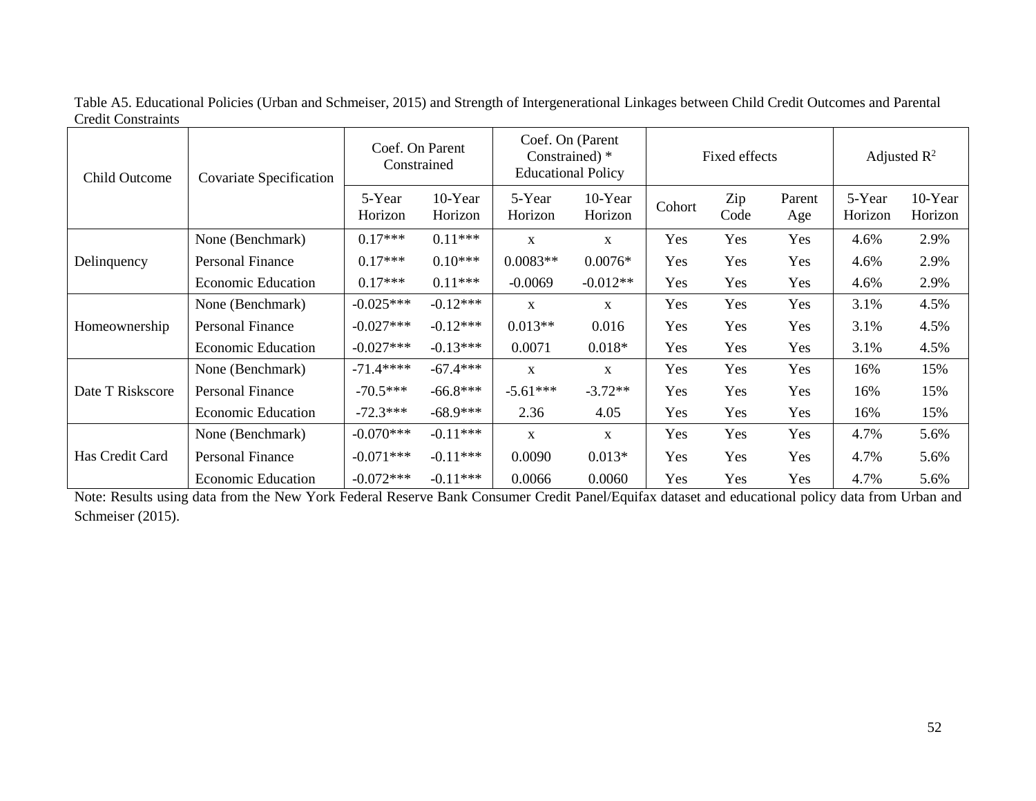Table A5. Educational Policies (Urban and Schmeiser, 2015) and Strength of Intergenerational Linkages between Child Credit Outcomes and Parental Credit Constraints

| Child Outcome | Covariate Specification | Coef. On Parent Constrained | | Coef. On (Parent Constrained) * Educational Policy | | Fixed effects | | | Adjusted $R^2$ | |
|---|---|---|---|---|---|---|---|---|---|---|
| | | 5-Year Horizon | 10-Year Horizon | 5-Year Horizon | 10-Year Horizon | Cohort | Zip Code | Parent Age | 5-Year Horizon | 10-Year Horizon |
| Delinquency | None (Benchmark) | 0.17*** | 0.11*** | x | x | Yes | Yes | Yes | 4.6% | 2.9% |
| | Personal Finance | 0.17*** | 0.10*** | 0.0083** | 0.0076* | Yes | Yes | Yes | 4.6% | 2.9% |
| | Economic Education | 0.17*** | 0.11*** | -0.0069 | -0.012** | Yes | Yes | Yes | 4.6% | 2.9% |
| Homeownership | None (Benchmark) | -0.025*** | -0.12*** | x | x | Yes | Yes | Yes | 3.1% | 4.5% |
| | Personal Finance | -0.027*** | -0.12*** | 0.013** | 0.016 | Yes | Yes | Yes | 3.1% | 4.5% |
| | Economic Education | -0.027*** | -0.13*** | 0.0071 | 0.018* | Yes | Yes | Yes | 3.1% | 4.5% |
| Date T Riskscore | None (Benchmark) | -71.4**** | -67.4*** | x | x | Yes | Yes | Yes | 16% | 15% |
| | Personal Finance | -70.5*** | -66.8*** | -5.61*** | -3.72** | Yes | Yes | Yes | 16% | 15% |
| | Economic Education | -72.3*** | -68.9*** | 2.36 | 4.05 | Yes | Yes | Yes | 16% | 15% |
| Has Credit Card | None (Benchmark) | -0.070*** | -0.11*** | x | x | Yes | Yes | Yes | 4.7% | 5.6% |
| | Personal Finance | -0.071*** | -0.11*** | 0.0090 | 0.013* | Yes | Yes | Yes | 4.7% | 5.6% |
| | Economic Education | -0.072*** | -0.11*** | 0.0066 | 0.0060 | Yes | Yes | Yes | 4.7% | 5.6% |

Note: Results using data from the New York Federal Reserve Bank Consumer Credit Panel/Equifax dataset and educational policy data from Urban and Schmeiser (2015).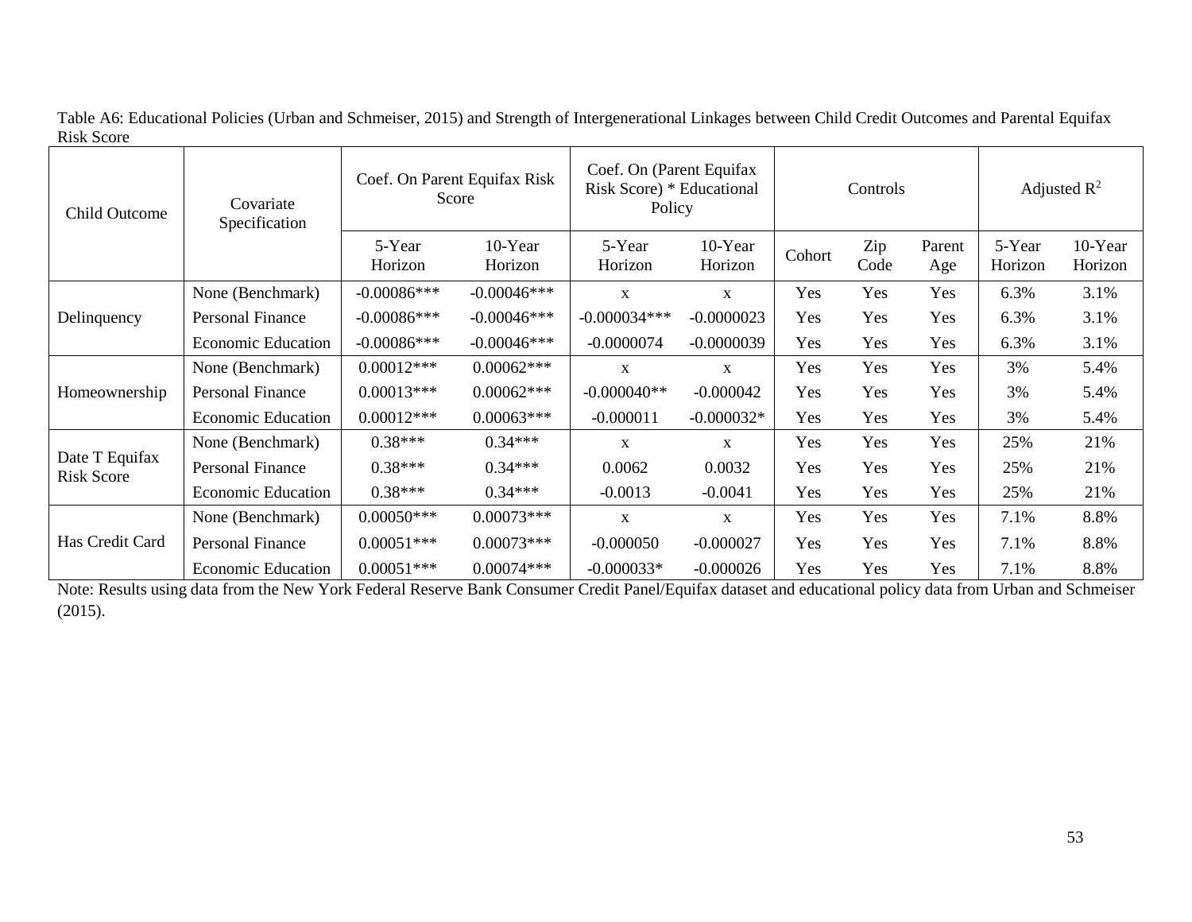Table A6: Educational Policies (Urban and Schmeiser, 2015) and Strength of Intergenerational Linkages between Child Credit Outcomes and Parental Equifax Risk Score

| Child Outcome | Covariate Specification | Coef. On Parent Equifax Risk Score | | Coef. On (Parent Equifax Risk Score) * Educational Policy | | Controls | | | Adjusted $R^2$ | |
|---|---|---|---|---|---|---|---|---|---|---|
| | | 5-Year Horizon | 10-Year Horizon | 5-Year Horizon | 10-Year Horizon | Cohort | Zip Code | Parent Age | 5-Year Horizon | 10-Year Horizon |
| Delinquency | None (Benchmark) | -0.00086*** | -0.00046*** | x | x | Yes | Yes | Yes | 6.3% | 3.1% |
| | Personal Finance | -0.00086*** | -0.00046*** | -0.000034*** | -0.0000023 | Yes | Yes | Yes | 6.3% | 3.1% |
| | Economic Education | -0.00086*** | -0.00046*** | -0.0000074 | -0.0000039 | Yes | Yes | Yes | 6.3% | 3.1% |
| Homeownership | None (Benchmark) | 0.00012*** | 0.00062*** | x | x | Yes | Yes | Yes | 3% | 5.4% |
| | Personal Finance | 0.00013*** | 0.00062*** | -0.000040** | -0.000042 | Yes | Yes | Yes | 3% | 5.4% |
| | Economic Education | 0.00012*** | 0.00063*** | -0.000011 | -0.000032* | Yes | Yes | Yes | 3% | 5.4% |
| Date T Equifax Risk Score | None (Benchmark) | 0.38*** | 0.34*** | x | x | Yes | Yes | Yes | 25% | 21% |
| | Personal Finance | 0.38*** | 0.34*** | 0.0062 | 0.0032 | Yes | Yes | Yes | 25% | 21% |
| | Economic Education | 0.38*** | 0.34*** | -0.0013 | -0.0041 | Yes | Yes | Yes | 25% | 21% |
| Has Credit Card | None (Benchmark) | 0.00050*** | 0.00073*** | x | x | Yes | Yes | Yes | 7.1% | 8.8% |
| | Personal Finance | 0.00051*** | 0.00073*** | -0.000050 | -0.000027 | Yes | Yes | Yes | 7.1% | 8.8% |
| | Economic Education | 0.00051*** | 0.00074*** | -0.000033* | -0.000026 | Yes | Yes | Yes | 7.1% | 8.8% |

Note: Results using data from the New York Federal Reserve Bank Consumer Credit Panel/Equifax dataset and educational policy data from Urban and Schmeiser (2015).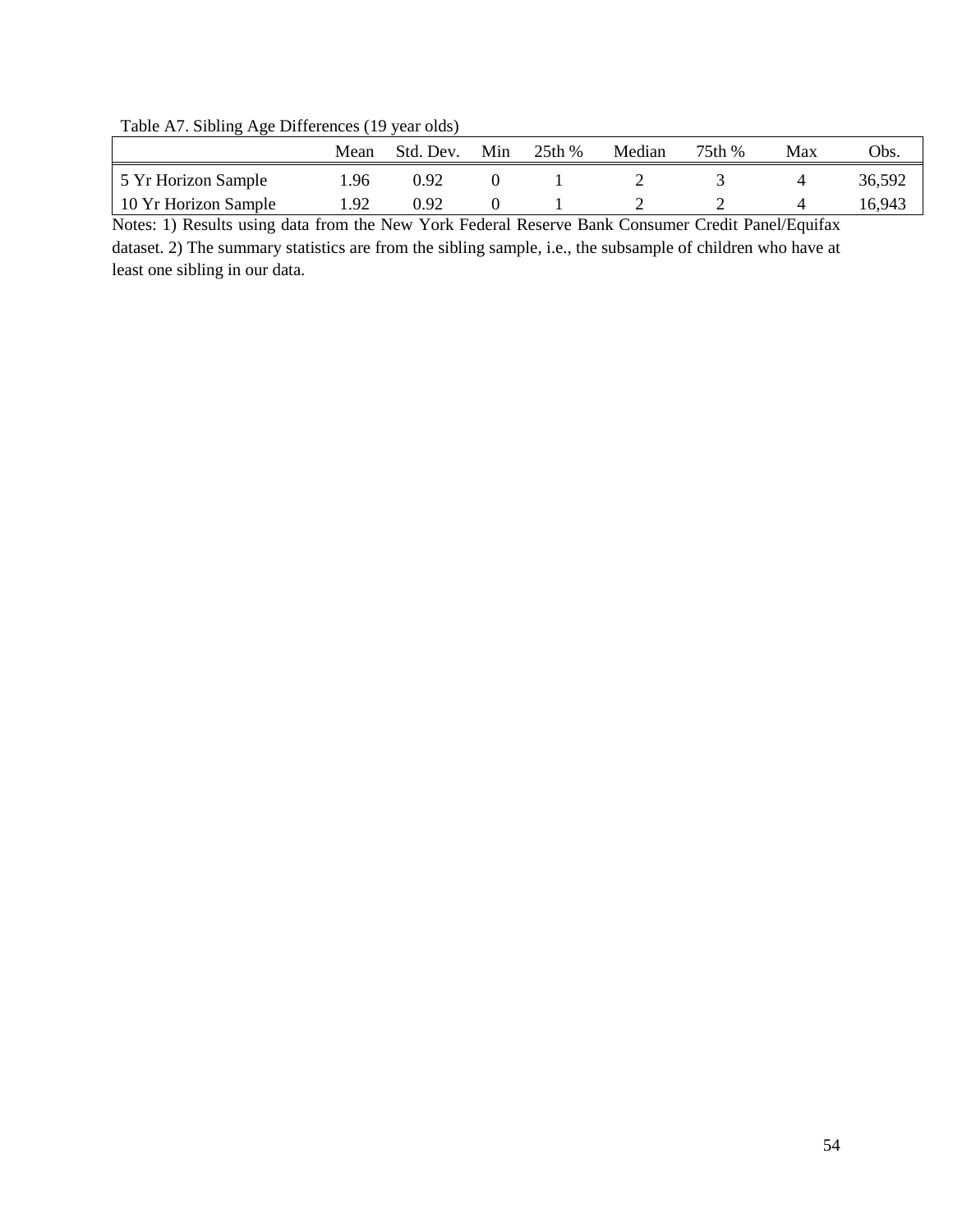Table A7. Sibling Age Differences (19 year olds)

| | Mean | Std. Dev. | Min | 25th % | Median | 75th % | Max | Obs. |
|---|---|---|---|---|---|---|---|---|
| 5 Yr Horizon Sample | 1.96 | 0.92 | 0 | 1 | 2 | 3 | 4 | 36,592 |
| 10 Yr Horizon Sample | 1.92 | 0.92 | 0 | 1 | 2 | 2 | 4 | 16,943 |

Notes: 1) Results using data from the New York Federal Reserve Bank Consumer Credit Panel/Equifax dataset. 2) The summary statistics are from the sibling sample, i.e., the subsample of children who have at least one sibling in our data.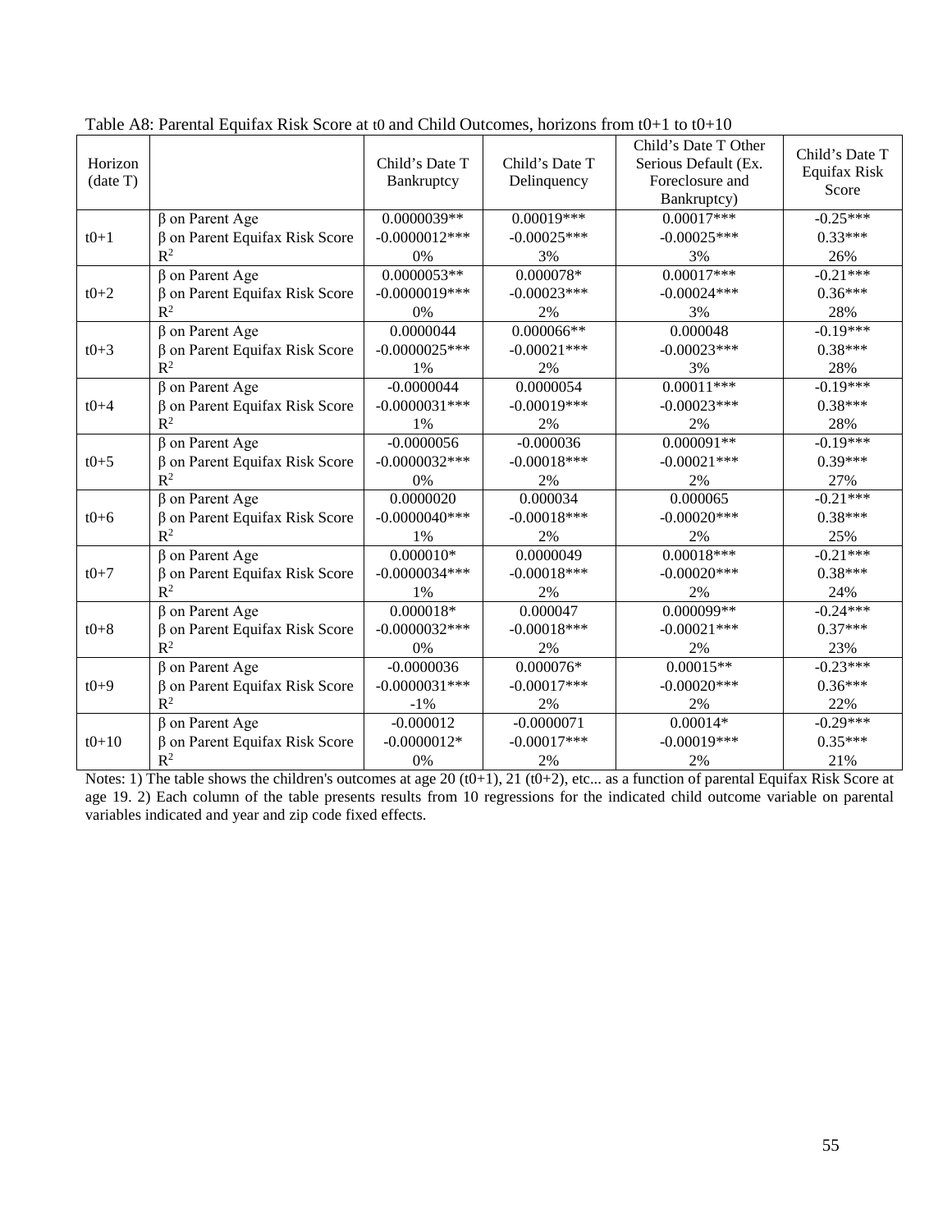Table A8: Parental Equifax Risk Score at t0 and Child Outcomes, horizons from t0+1 to t0+10

| Horizon (date T) | | Child's Date T Bankruptcy | Child's Date T Delinquency | Child's Date T Other Serious Default (Ex. Foreclosure and Bankruptcy) | Child's Date T Equifax Risk Score |
|---|---|---|---|---|---|
| t0+1 | β on Parent Age | 0.0000039** | 0.00019*** | 0.00017*** | -0.25*** |
| | β on Parent Equifax Risk Score | -0.0000012*** | -0.00025*** | -0.00025*** | 0.33*** |
| | $R^2$ | 0% | 3% | 3% | 26% |
| t0+2 | β on Parent Age | 0.0000053** | 0.000078* | 0.00017*** | -0.21*** |
| | β on Parent Equifax Risk Score | -0.0000019*** | -0.00023*** | -0.00024*** | 0.36*** |
| | $R^2$ | 0% | 2% | 3% | 28% |
| t0+3 | β on Parent Age | 0.0000044 | 0.000066** | 0.000048 | -0.19*** |
| | β on Parent Equifax Risk Score | -0.0000025*** | -0.00021*** | -0.00023*** | 0.38*** |
| | $R^2$ | 1% | 2% | 3% | 28% |
| t0+4 | β on Parent Age | -0.0000044 | 0.0000054 | 0.00011*** | -0.19*** |
| | β on Parent Equifax Risk Score | -0.0000031*** | -0.00019*** | -0.00023*** | 0.38*** |
| | $R^2$ | 1% | 2% | 2% | 28% |
| t0+5 | β on Parent Age | -0.0000056 | -0.000036 | 0.000091** | -0.19*** |
| | β on Parent Equifax Risk Score | -0.0000032*** | -0.00018*** | -0.00021*** | 0.39*** |
| | $R^2$ | 0% | 2% | 2% | 27% |
| t0+6 | β on Parent Age | 0.0000020 | 0.000034 | 0.000065 | -0.21*** |
| | β on Parent Equifax Risk Score | -0.0000040*** | -0.00018*** | -0.00020*** | 0.38*** |
| | $R^2$ | 1% | 2% | 2% | 25% |
| t0+7 | β on Parent Age | 0.000010* | 0.0000049 | 0.00018*** | -0.21*** |
| | β on Parent Equifax Risk Score | -0.0000034*** | -0.00018*** | -0.00020*** | 0.38*** |
| | $R^2$ | 1% | 2% | 2% | 24% |
| t0+8 | β on Parent Age | 0.000018* | 0.000047 | 0.000099** | -0.24*** |
| | β on Parent Equifax Risk Score | -0.0000032*** | -0.00018*** | -0.00021*** | 0.37*** |
| | $R^2$ | 0% | 2% | 2% | 23% |
| t0+9 | β on Parent Age | -0.0000036 | 0.000076* | 0.00015** | -0.23*** |
| | β on Parent Equifax Risk Score | -0.0000031*** | -0.00017*** | -0.00020*** | 0.36*** |
| | $R^2$ | -1% | 2% | 2% | 22% |
| t0+10 | β on Parent Age | -0.000012 | -0.0000071 | 0.00014* | -0.29*** |
| | β on Parent Equifax Risk Score | -0.0000012* | -0.00017*** | -0.00019*** | 0.35*** |
| | $R^2$ | 0% | 2% | 2% | 21% |

Notes: 1) The table shows the children's outcomes at age 20 (t0+1), 21 (t0+2), etc... as a function of parental Equifax Risk Score at age 19. 2) Each column of the table presents results from 10 regressions for the indicated child outcome variable on parental variables indicated and year and zip code fixed effects.